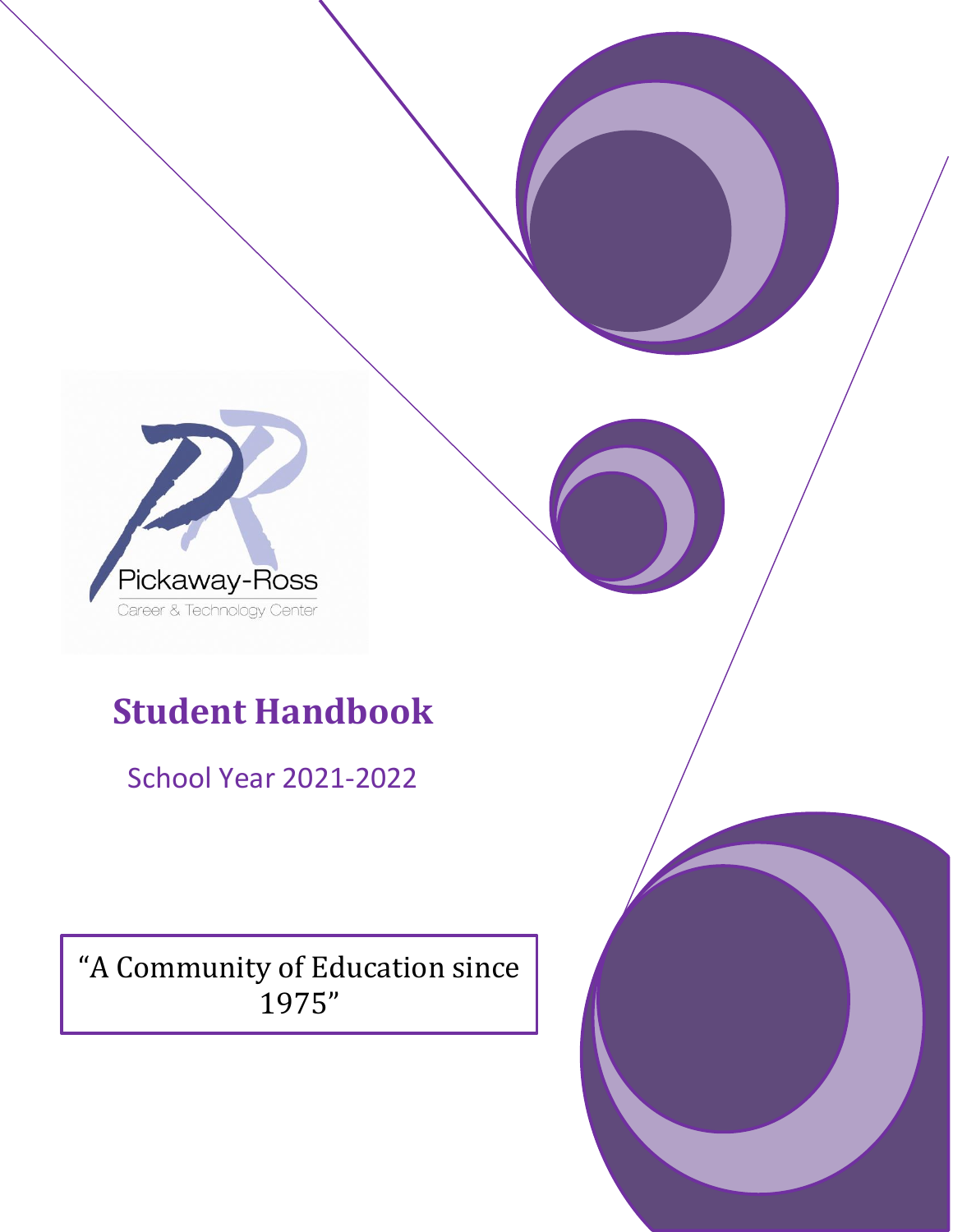Pickaway-Ross

Career & Technology Center

# Student Handbook

School Year 2021-2022

"A Community of Education since 1975"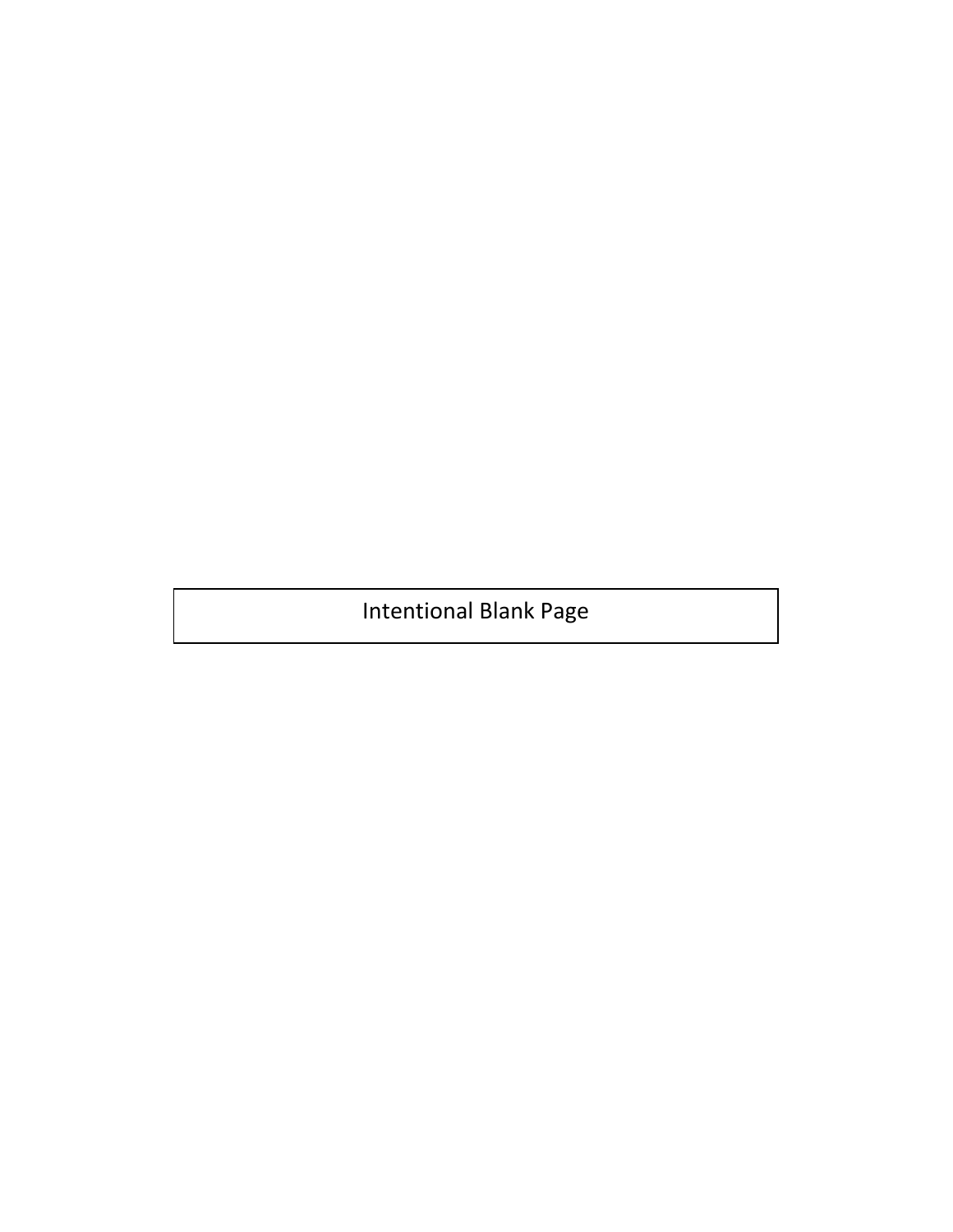Intentional Blank Page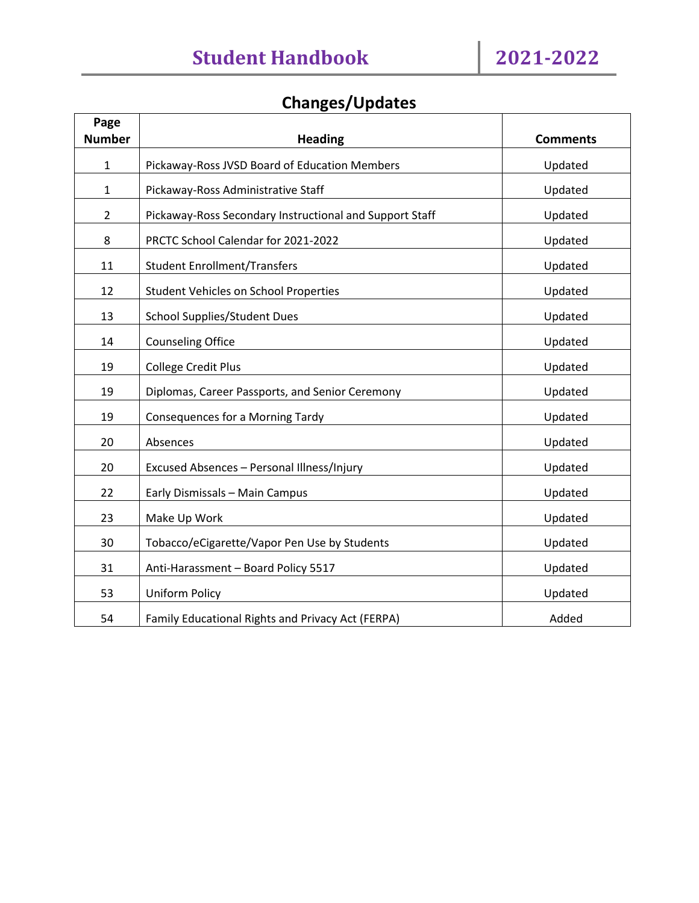## Changes/Updates

| Page Number | Heading | Comments |
|---|---|---|
| 1 | Pickaway-Ross JVSD Board of Education Members | Updated |
| 1 | Pickaway-Ross Administrative Staff | Updated |
| 2 | Pickaway-Ross Secondary Instructional and Support Staff | Updated |
| 8 | PRCTC School Calendar for 2021-2022 | Updated |
| 11 | Student Enrollment/Transfers | Updated |
| 12 | Student Vehicles on School Properties | Updated |
| 13 | School Supplies/Student Dues | Updated |
| 14 | Counseling Office | Updated |
| 19 | College Credit Plus | Updated |
| 19 | Diplomas, Career Passports, and Senior Ceremony | Updated |
| 19 | Consequences for a Morning Tardy | Updated |
| 20 | Absences | Updated |
| 20 | Excused Absences – Personal Illness/Injury | Updated |
| 22 | Early Dismissals – Main Campus | Updated |
| 23 | Make Up Work | Updated |
| 30 | Tobacco/eCigarette/Vapor Pen Use by Students | Updated |
| 31 | Anti-Harassment – Board Policy 5517 | Updated |
| 53 | Uniform Policy | Updated |
| 54 | Family Educational Rights and Privacy Act (FERPA) | Added |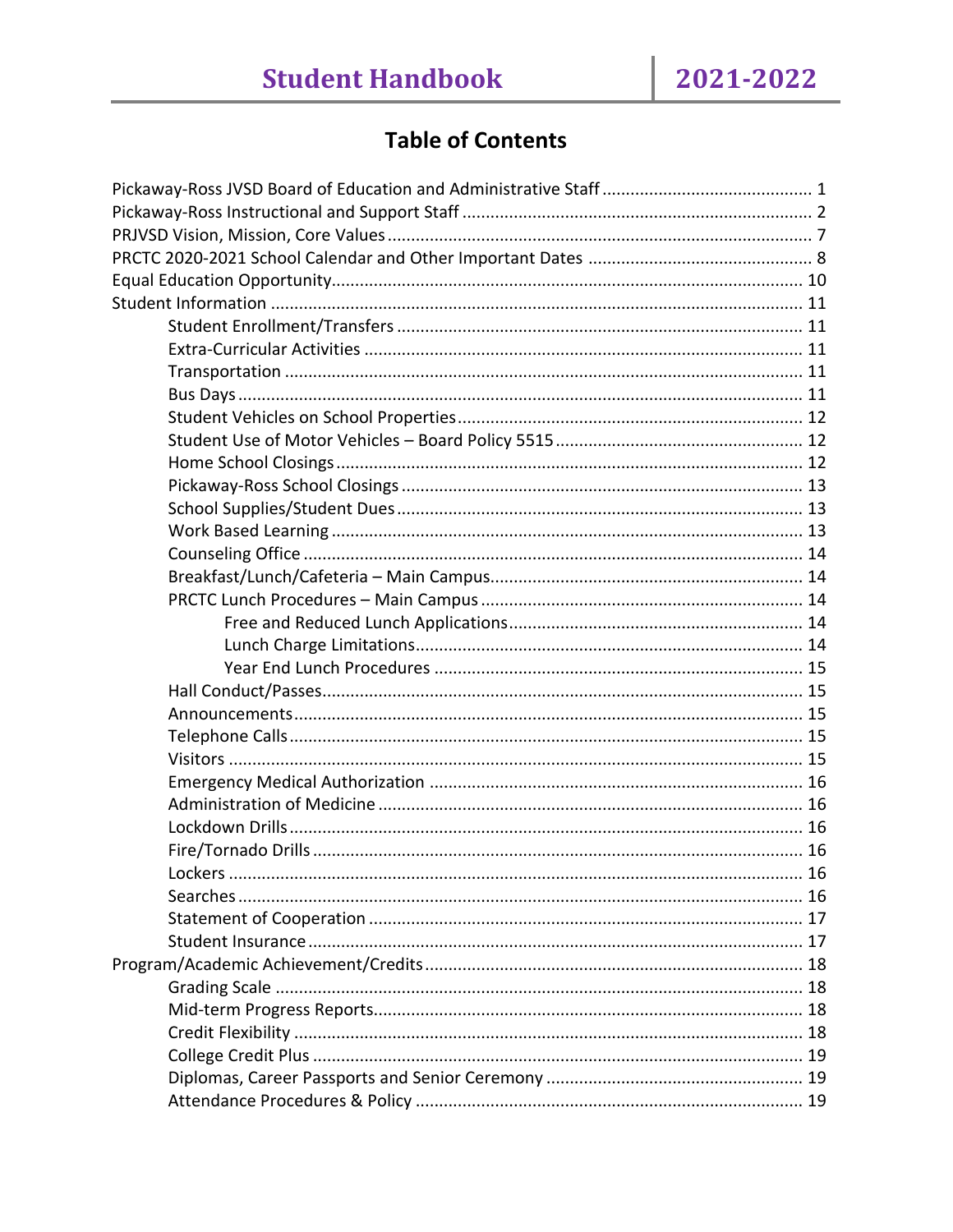# Table of Contents

Pickaway-Ross JVSD Board of Education and Administrative Staff ........ 1
Pickaway-Ross Instructional and Support Staff ........ 2
PRJVSD Vision, Mission, Core Values ........ 7
PRCTC 2020-2021 School Calendar and Other Important Dates ........ 8
Equal Education Opportunity ........ 10
Student Information ........ 11

- Student Enrollment/Transfers ........ 11
- Extra-Curricular Activities ........ 11
- Transportation ........ 11
- Bus Days ........ 11
- Student Vehicles on School Properties ........ 12
- Student Use of Motor Vehicles – Board Policy 5515 ........ 12
- Home School Closings ........ 12
- Pickaway-Ross School Closings ........ 13
- School Supplies/Student Dues ........ 13
- Work Based Learning ........ 13
- Counseling Office ........ 14
- Breakfast/Lunch/Cafeteria – Main Campus ........ 14
- PRCTC Lunch Procedures – Main Campus ........ 14
  - Free and Reduced Lunch Applications ........ 14
  - Lunch Charge Limitations ........ 14
  - Year End Lunch Procedures ........ 15
- Hall Conduct/Passes ........ 15
- Announcements ........ 15
- Telephone Calls ........ 15
- Visitors ........ 15
- Emergency Medical Authorization ........ 16
- Administration of Medicine ........ 16
- Lockdown Drills ........ 16
- Fire/Tornado Drills ........ 16
- Lockers ........ 16
- Searches ........ 16
- Statement of Cooperation ........ 17
- Student Insurance ........ 17

Program/Academic Achievement/Credits ........ 18

- Grading Scale ........ 18
- Mid-term Progress Reports ........ 18
- Credit Flexibility ........ 18
- College Credit Plus ........ 19
- Diplomas, Career Passports and Senior Ceremony ........ 19
- Attendance Procedures & Policy ........ 19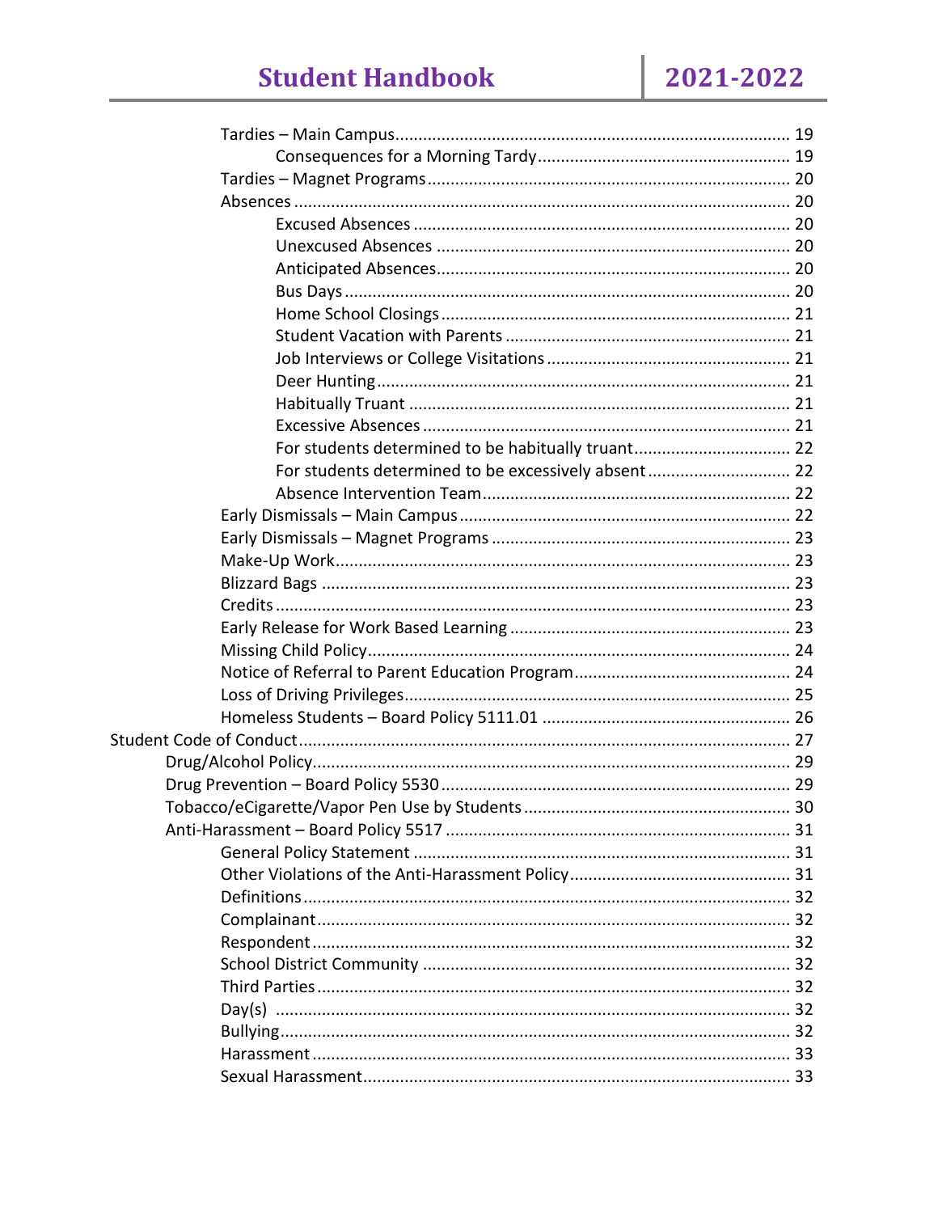- Tardies – Main Campus ........ 19
  - Consequences for a Morning Tardy ........ 19
- Tardies – Magnet Programs ........ 20
- Absences ........ 20
  - Excused Absences ........ 20
  - Unexcused Absences ........ 20
  - Anticipated Absences ........ 20
  - Bus Days ........ 20
  - Home School Closings ........ 21
  - Student Vacation with Parents ........ 21
  - Job Interviews or College Visitations ........ 21
  - Deer Hunting ........ 21
  - Habitually Truant ........ 21
  - Excessive Absences ........ 21
  - For students determined to be habitually truant ........ 22
  - For students determined to be excessively absent ........ 22
  - Absence Intervention Team ........ 22
- Early Dismissals – Main Campus ........ 22
- Early Dismissals – Magnet Programs ........ 23
- Make-Up Work ........ 23
- Blizzard Bags ........ 23
- Credits ........ 23
- Early Release for Work Based Learning ........ 23
- Missing Child Policy ........ 24
- Notice of Referral to Parent Education Program ........ 24
- Loss of Driving Privileges ........ 25
- Homeless Students – Board Policy 5111.01 ........ 26

Student Code of Conduct ........ 27

- Drug/Alcohol Policy ........ 29
- Drug Prevention – Board Policy 5530 ........ 29
- Tobacco/eCigarette/Vapor Pen Use by Students ........ 30
- Anti-Harassment – Board Policy 5517 ........ 31
  - General Policy Statement ........ 31
  - Other Violations of the Anti-Harassment Policy ........ 31
  - Definitions ........ 32
  - Complainant ........ 32
  - Respondent ........ 32
  - School District Community ........ 32
  - Third Parties ........ 32
  - Day(s) ........ 32
  - Bullying ........ 32
  - Harassment ........ 33
  - Sexual Harassment ........ 33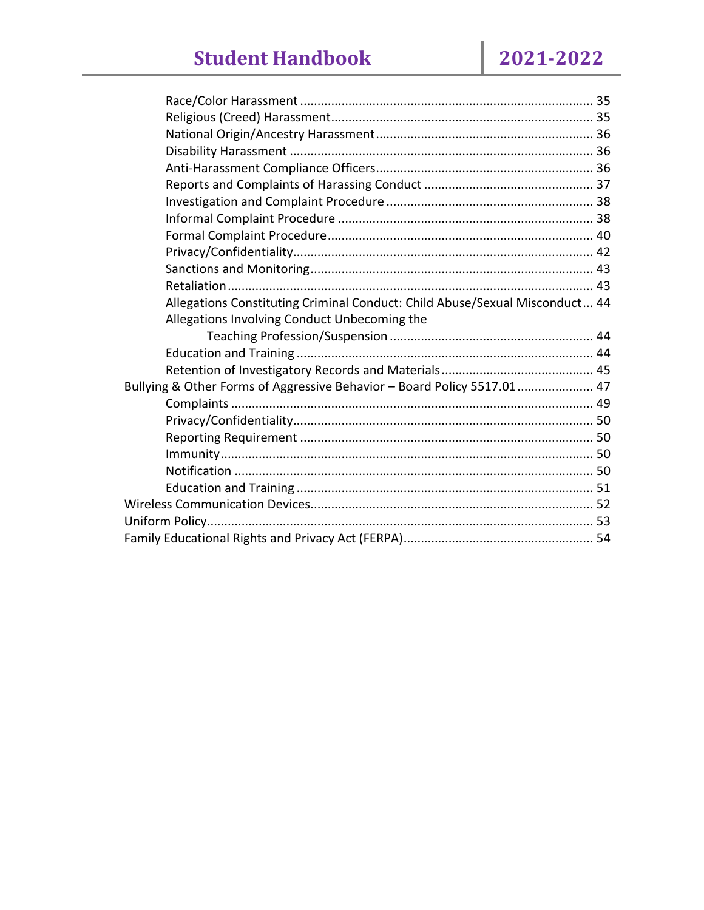- Race/Color Harassment .................................................................................... 35
- Religious (Creed) Harassment........................................................................... 35
- National Origin/Ancestry Harassment.............................................................. 36
- Disability Harassment ...................................................................................... 36
- Anti-Harassment Compliance Officers.............................................................. 36
- Reports and Complaints of Harassing Conduct ................................................ 37
- Investigation and Complaint Procedure ........................................................... 38
- Informal Complaint Procedure ......................................................................... 38
- Formal Complaint Procedure............................................................................ 40
- Privacy/Confidentiality...................................................................................... 42
- Sanctions and Monitoring................................................................................. 43
- Retaliation......................................................................................................... 43
- Allegations Constituting Criminal Conduct: Child Abuse/Sexual Misconduct... 44
- Allegations Involving Conduct Unbecoming the Teaching Profession/Suspension .......................................................... 44
- Education and Training ..................................................................................... 44
- Retention of Investigatory Records and Materials............................................ 45

Bullying & Other Forms of Aggressive Behavior – Board Policy 5517.01...................... 47

- Complaints ........................................................................................................ 49
- Privacy/Confidentiality...................................................................................... 50
- Reporting Requirement .................................................................................... 50
- Immunity........................................................................................................... 50
- Notification ....................................................................................................... 50
- Education and Training ..................................................................................... 51

Wireless Communication Devices................................................................................. 52

Uniform Policy.............................................................................................................. 53

Family Educational Rights and Privacy Act (FERPA)...................................................... 54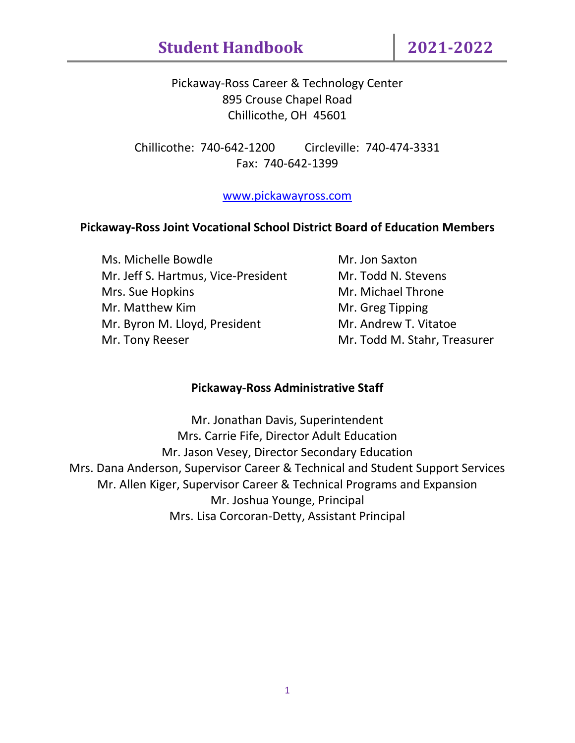# Student Handbook 2021-2022

Pickaway-Ross Career & Technology Center
895 Crouse Chapel Road
Chillicothe, OH 45601

Chillicothe: 740-642-1200 Circleville: 740-474-3331
Fax: 740-642-1399

www.pickawayross.com

**Pickaway-Ross Joint Vocational School District Board of Education Members**

Ms. Michelle Bowdle
Mr. Jeff S. Hartmus, Vice-President
Mrs. Sue Hopkins
Mr. Matthew Kim
Mr. Byron M. Lloyd, President
Mr. Tony Reeser
Mr. Jon Saxton
Mr. Todd N. Stevens
Mr. Michael Throne
Mr. Greg Tipping
Mr. Andrew T. Vitatoe
Mr. Todd M. Stahr, Treasurer

**Pickaway-Ross Administrative Staff**

Mr. Jonathan Davis, Superintendent
Mrs. Carrie Fife, Director Adult Education
Mr. Jason Vesey, Director Secondary Education
Mrs. Dana Anderson, Supervisor Career & Technical and Student Support Services
Mr. Allen Kiger, Supervisor Career & Technical Programs and Expansion
Mr. Joshua Younge, Principal
Mrs. Lisa Corcoran-Detty, Assistant Principal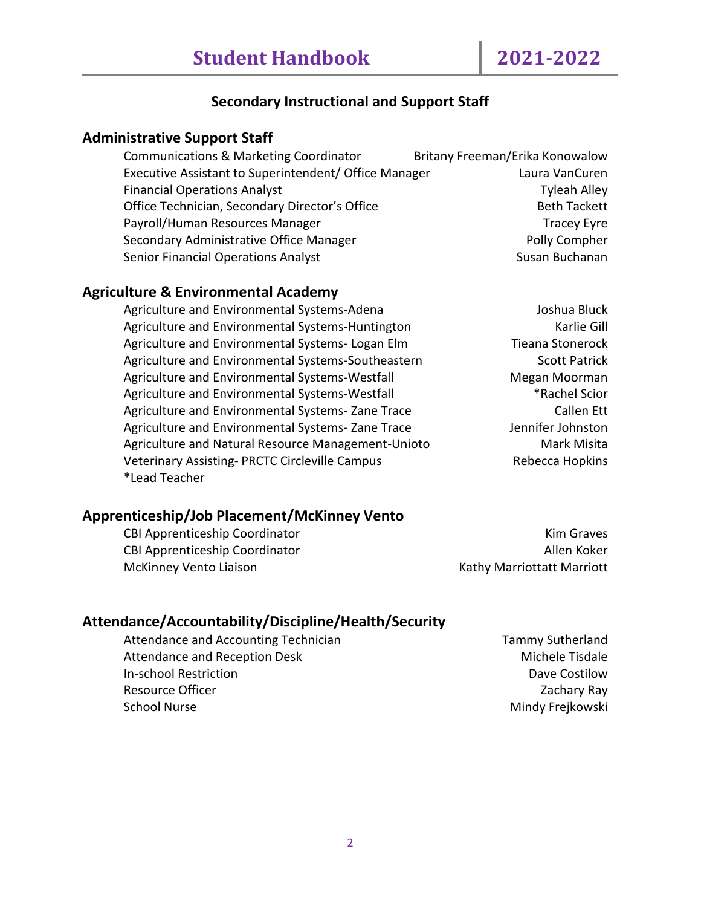## Secondary Instructional and Support Staff

### Administrative Support Staff

| | |
|---|---|
| Communications & Marketing Coordinator | Britany Freeman/Erika Konowalow |
| Executive Assistant to Superintendent/ Office Manager | Laura VanCuren |
| Financial Operations Analyst | Tyleah Alley |
| Office Technician, Secondary Director's Office | Beth Tackett |
| Payroll/Human Resources Manager | Tracey Eyre |
| Secondary Administrative Office Manager | Polly Compher |
| Senior Financial Operations Analyst | Susan Buchanan |

### Agriculture & Environmental Academy

| | |
|---|---|
| Agriculture and Environmental Systems-Adena | Joshua Bluck |
| Agriculture and Environmental Systems-Huntington | Karlie Gill |
| Agriculture and Environmental Systems- Logan Elm | Tieana Stonerock |
| Agriculture and Environmental Systems-Southeastern | Scott Patrick |
| Agriculture and Environmental Systems-Westfall | Megan Moorman |
| Agriculture and Environmental Systems-Westfall | *Rachel Scior |
| Agriculture and Environmental Systems- Zane Trace | Callen Ett |
| Agriculture and Environmental Systems- Zane Trace | Jennifer Johnston |
| Agriculture and Natural Resource Management-Unioto | Mark Misita |
| Veterinary Assisting- PRCTC Circleville Campus | Rebecca Hopkins |

*Lead Teacher

### Apprenticeship/Job Placement/McKinney Vento

| | |
|---|---|
| CBI Apprenticeship Coordinator | Kim Graves |
| CBI Apprenticeship Coordinator | Allen Koker |
| McKinney Vento Liaison | Kathy Marriottatt Marriott |

### Attendance/Accountability/Discipline/Health/Security

| | |
|---|---|
| Attendance and Accounting Technician | Tammy Sutherland |
| Attendance and Reception Desk | Michele Tisdale |
| In-school Restriction | Dave Costilow |
| Resource Officer | Zachary Ray |
| School Nurse | Mindy Frejkowski |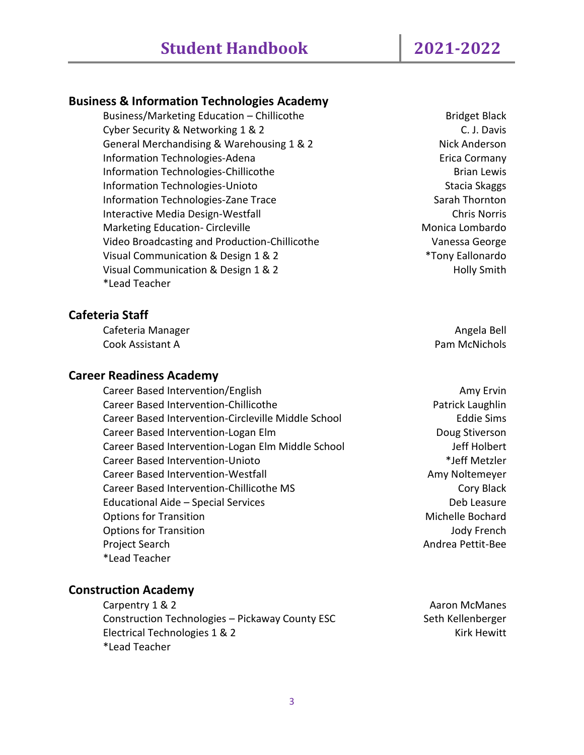## Business & Information Technologies Academy

| | |
|---|---|
| Business/Marketing Education – Chillicothe | Bridget Black |
| Cyber Security & Networking 1 & 2 | C. J. Davis |
| General Merchandising & Warehousing 1 & 2 | Nick Anderson |
| Information Technologies-Adena | Erica Cormany |
| Information Technologies-Chillicothe | Brian Lewis |
| Information Technologies-Unioto | Stacia Skaggs |
| Information Technologies-Zane Trace | Sarah Thornton |
| Interactive Media Design-Westfall | Chris Norris |
| Marketing Education- Circleville | Monica Lombardo |
| Video Broadcasting and Production-Chillicothe | Vanessa George |
| Visual Communication & Design 1 & 2 | *Tony Eallonardo |
| Visual Communication & Design 1 & 2 | Holly Smith |

*Lead Teacher

## Cafeteria Staff

| | |
|---|---|
| Cafeteria Manager | Angela Bell |
| Cook Assistant A | Pam McNichols |

## Career Readiness Academy

| | |
|---|---|
| Career Based Intervention/English | Amy Ervin |
| Career Based Intervention-Chillicothe | Patrick Laughlin |
| Career Based Intervention-Circleville Middle School | Eddie Sims |
| Career Based Intervention-Logan Elm | Doug Stiverson |
| Career Based Intervention-Logan Elm Middle School | Jeff Holbert |
| Career Based Intervention-Unioto | *Jeff Metzler |
| Career Based Intervention-Westfall | Amy Noltemeyer |
| Career Based Intervention-Chillicothe MS | Cory Black |
| Educational Aide – Special Services | Deb Leasure |
| Options for Transition | Michelle Bochard |
| Options for Transition | Jody French |
| Project Search | Andrea Pettit-Bee |

*Lead Teacher

## Construction Academy

| | |
|---|---|
| Carpentry 1 & 2 | Aaron McManes |
| Construction Technologies – Pickaway County ESC | Seth Kellenberger |
| Electrical Technologies 1 & 2 | Kirk Hewitt |

*Lead Teacher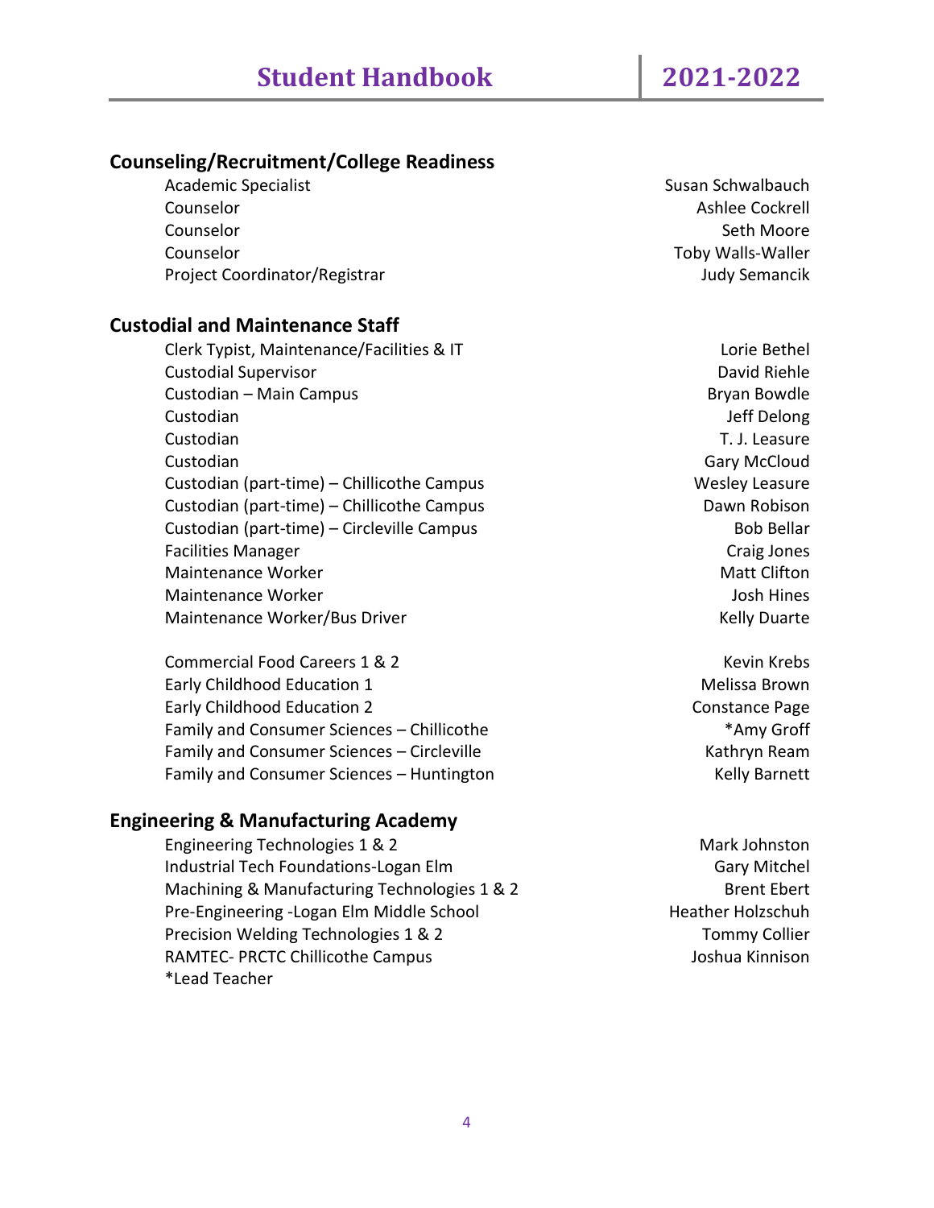## Counseling/Recruitment/College Readiness

| | |
|---|---|
| Academic Specialist | Susan Schwalbauch |
| Counselor | Ashlee Cockrell |
| Counselor | Seth Moore |
| Counselor | Toby Walls-Waller |
| Project Coordinator/Registrar | Judy Semancik |

## Custodial and Maintenance Staff

| | |
|---|---|
| Clerk Typist, Maintenance/Facilities & IT | Lorie Bethel |
| Custodial Supervisor | David Riehle |
| Custodian – Main Campus | Bryan Bowdle |
| Custodian | Jeff Delong |
| Custodian | T. J. Leasure |
| Custodian | Gary McCloud |
| Custodian (part-time) – Chillicothe Campus | Wesley Leasure |
| Custodian (part-time) – Chillicothe Campus | Dawn Robison |
| Custodian (part-time) – Circleville Campus | Bob Bellar |
| Facilities Manager | Craig Jones |
| Maintenance Worker | Matt Clifton |
| Maintenance Worker | Josh Hines |
| Maintenance Worker/Bus Driver | Kelly Duarte |

| | |
|---|---|
| Commercial Food Careers 1 & 2 | Kevin Krebs |
| Early Childhood Education 1 | Melissa Brown |
| Early Childhood Education 2 | Constance Page |
| Family and Consumer Sciences – Chillicothe | *Amy Groff |
| Family and Consumer Sciences – Circleville | Kathryn Ream |
| Family and Consumer Sciences – Huntington | Kelly Barnett |

## Engineering & Manufacturing Academy

| | |
|---|---|
| Engineering Technologies 1 & 2 | Mark Johnston |
| Industrial Tech Foundations-Logan Elm | Gary Mitchel |
| Machining & Manufacturing Technologies 1 & 2 | Brent Ebert |
| Pre-Engineering -Logan Elm Middle School | Heather Holzschuh |
| Precision Welding Technologies 1 & 2 | Tommy Collier |
| RAMTEC- PRCTC Chillicothe Campus | Joshua Kinnison |

*Lead Teacher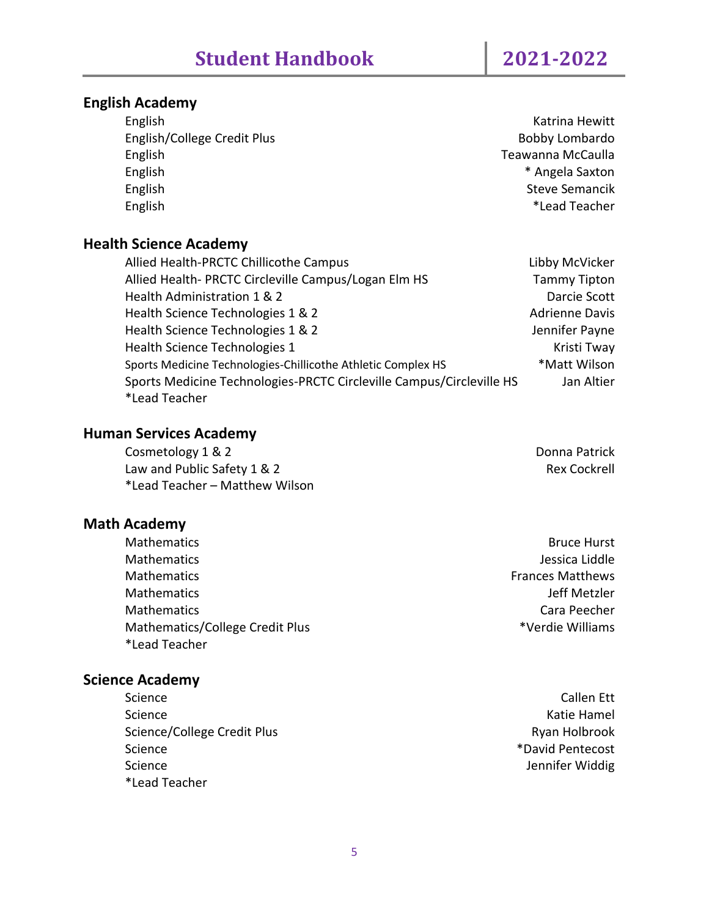## English Academy

| Course | Teacher |
|---|---|
| English | Katrina Hewitt |
| English/College Credit Plus | Bobby Lombardo |
| English | Teawanna McCaulla |
| English | * Angela Saxton |
| English | Steve Semancik |
| English | *Lead Teacher |

## Health Science Academy

| Course | Teacher |
|---|---|
| Allied Health-PRCTC Chillicothe Campus | Libby McVicker |
| Allied Health- PRCTC Circleville Campus/Logan Elm HS | Tammy Tipton |
| Health Administration 1 & 2 | Darcie Scott |
| Health Science Technologies 1 & 2 | Adrienne Davis |
| Health Science Technologies 1 & 2 | Jennifer Payne |
| Health Science Technologies 1 | Kristi Tway |
| Sports Medicine Technologies-Chillicothe Athletic Complex HS | *Matt Wilson |
| Sports Medicine Technologies-PRCTC Circleville Campus/Circleville HS | Jan Altier |

*Lead Teacher

## Human Services Academy

| Course | Teacher |
|---|---|
| Cosmetology 1 & 2 | Donna Patrick |
| Law and Public Safety 1 & 2 | Rex Cockrell |

*Lead Teacher – Matthew Wilson

## Math Academy

| Course | Teacher |
|---|---|
| Mathematics | Bruce Hurst |
| Mathematics | Jessica Liddle |
| Mathematics | Frances Matthews |
| Mathematics | Jeff Metzler |
| Mathematics | Cara Peecher |
| Mathematics/College Credit Plus | *Verdie Williams |

*Lead Teacher

## Science Academy

| Course | Teacher |
|---|---|
| Science | Callen Ett |
| Science | Katie Hamel |
| Science/College Credit Plus | Ryan Holbrook |
| Science | *David Pentecost |
| Science | Jennifer Widdig |

*Lead Teacher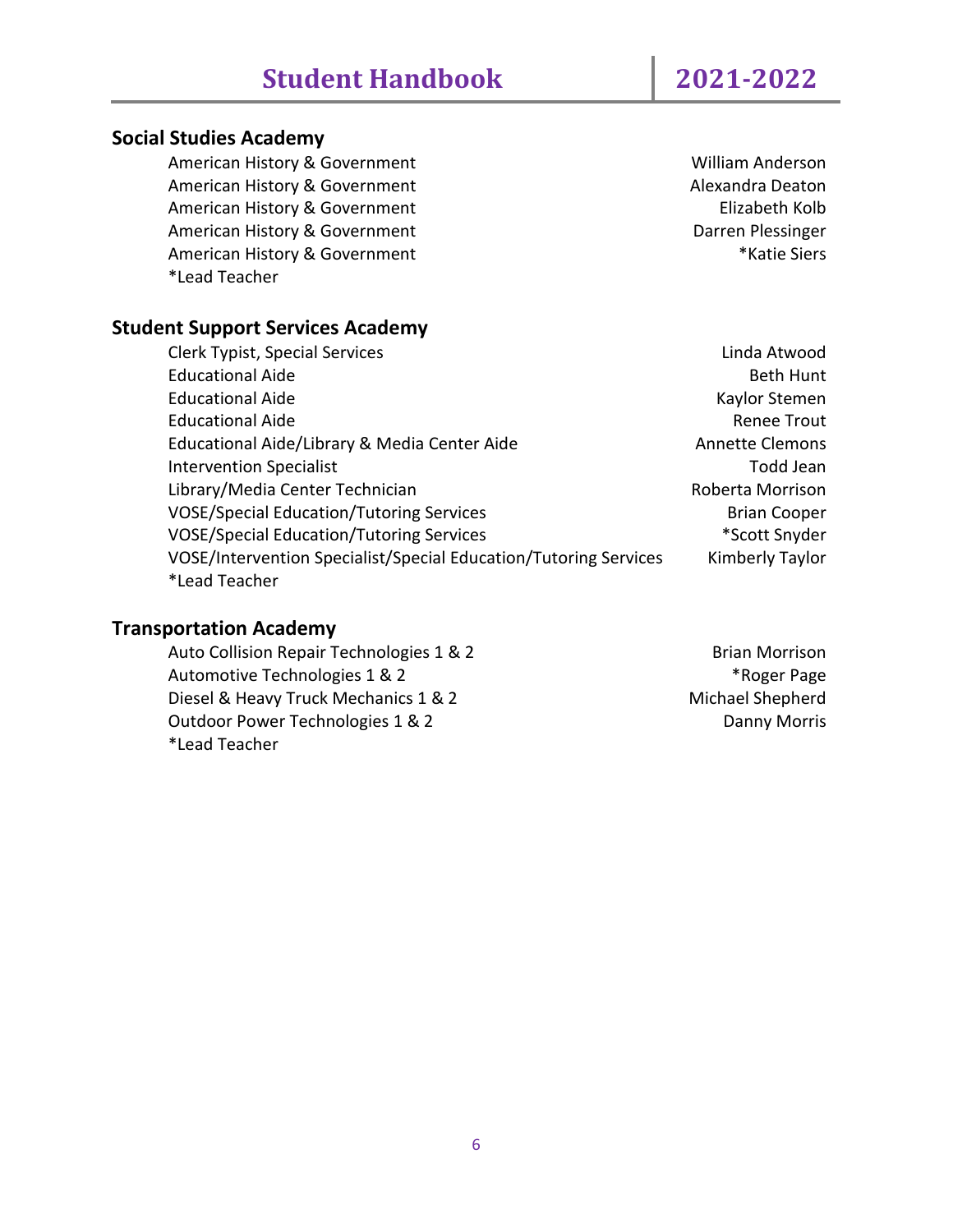## Social Studies Academy

| | |
|---|---|
| American History & Government | William Anderson |
| American History & Government | Alexandra Deaton |
| American History & Government | Elizabeth Kolb |
| American History & Government | Darren Plessinger |
| American History & Government | *Katie Siers |

*Lead Teacher

## Student Support Services Academy

| | |
|---|---|
| Clerk Typist, Special Services | Linda Atwood |
| Educational Aide | Beth Hunt |
| Educational Aide | Kaylor Stemen |
| Educational Aide | Renee Trout |
| Educational Aide/Library & Media Center Aide | Annette Clemons |
| Intervention Specialist | Todd Jean |
| Library/Media Center Technician | Roberta Morrison |
| VOSE/Special Education/Tutoring Services | Brian Cooper |
| VOSE/Special Education/Tutoring Services | *Scott Snyder |
| VOSE/Intervention Specialist/Special Education/Tutoring Services | Kimberly Taylor |

*Lead Teacher

## Transportation Academy

| | |
|---|---|
| Auto Collision Repair Technologies 1 & 2 | Brian Morrison |
| Automotive Technologies 1 & 2 | *Roger Page |
| Diesel & Heavy Truck Mechanics 1 & 2 | Michael Shepherd |
| Outdoor Power Technologies 1 & 2 | Danny Morris |

*Lead Teacher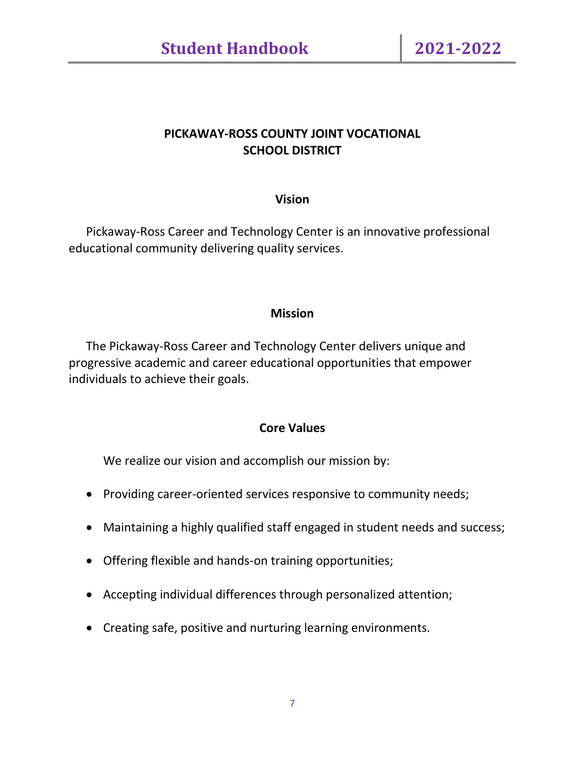# PICKAWAY-ROSS COUNTY JOINT VOCATIONAL SCHOOL DISTRICT

## Vision

Pickaway-Ross Career and Technology Center is an innovative professional educational community delivering quality services.

## Mission

The Pickaway-Ross Career and Technology Center delivers unique and progressive academic and career educational opportunities that empower individuals to achieve their goals.

## Core Values

We realize our vision and accomplish our mission by:

- Providing career-oriented services responsive to community needs;
- Maintaining a highly qualified staff engaged in student needs and success;
- Offering flexible and hands-on training opportunities;
- Accepting individual differences through personalized attention;
- Creating safe, positive and nurturing learning environments.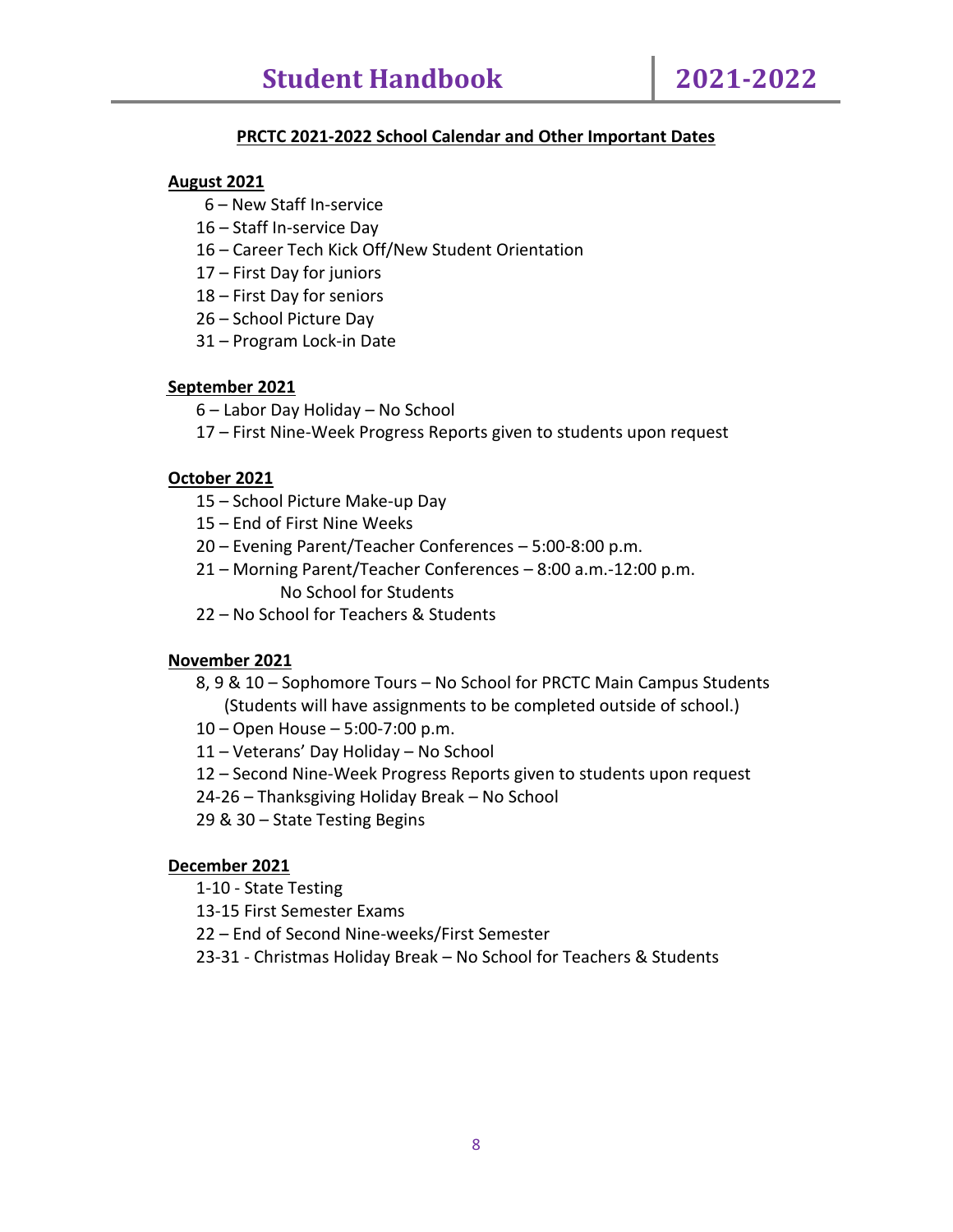## PRCTC 2021-2022 School Calendar and Other Important Dates

**August 2021**

- 6 – New Staff In-service
- 16 – Staff In-service Day
- 16 – Career Tech Kick Off/New Student Orientation
- 17 – First Day for juniors
- 18 – First Day for seniors
- 26 – School Picture Day
- 31 – Program Lock-in Date

**September 2021**

- 6 – Labor Day Holiday – No School
- 17 – First Nine-Week Progress Reports given to students upon request

**October 2021**

- 15 – School Picture Make-up Day
- 15 – End of First Nine Weeks
- 20 – Evening Parent/Teacher Conferences – 5:00-8:00 p.m.
- 21 – Morning Parent/Teacher Conferences – 8:00 a.m.-12:00 p.m.
  No School for Students
- 22 – No School for Teachers & Students

**November 2021**

- 8, 9 & 10 – Sophomore Tours – No School for PRCTC Main Campus Students
  (Students will have assignments to be completed outside of school.)
- 10 – Open House – 5:00-7:00 p.m.
- 11 – Veterans' Day Holiday – No School
- 12 – Second Nine-Week Progress Reports given to students upon request
- 24-26 – Thanksgiving Holiday Break – No School
- 29 & 30 – State Testing Begins

**December 2021**

- 1-10 - State Testing
- 13-15 First Semester Exams
- 22 – End of Second Nine-weeks/First Semester
- 23-31 - Christmas Holiday Break – No School for Teachers & Students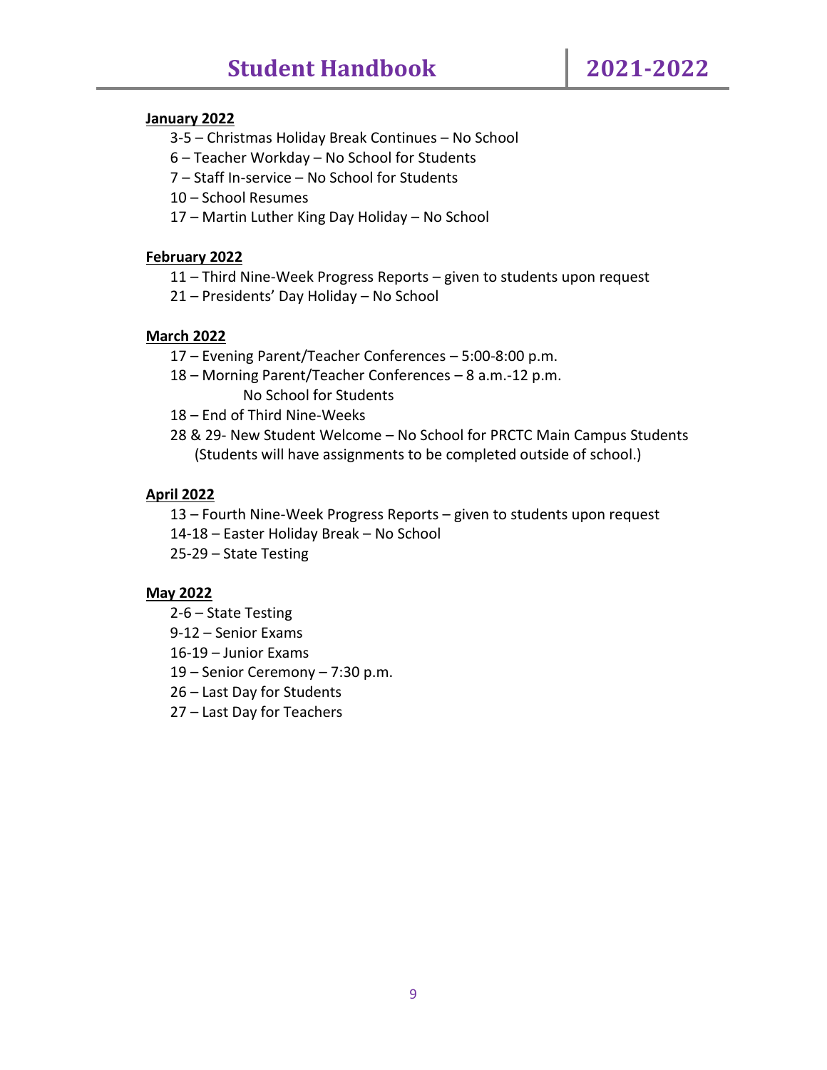**January 2022**

- 3-5 – Christmas Holiday Break Continues – No School
- 6 – Teacher Workday – No School for Students
- 7 – Staff In-service – No School for Students
- 10 – School Resumes
- 17 – Martin Luther King Day Holiday – No School

**February 2022**

- 11 – Third Nine-Week Progress Reports – given to students upon request
- 21 – Presidents' Day Holiday – No School

**March 2022**

- 17 – Evening Parent/Teacher Conferences – 5:00-8:00 p.m.
- 18 – Morning Parent/Teacher Conferences – 8 a.m.-12 p.m.
  No School for Students
- 18 – End of Third Nine-Weeks
- 28 & 29- New Student Welcome – No School for PRCTC Main Campus Students
  (Students will have assignments to be completed outside of school.)

**April 2022**

- 13 – Fourth Nine-Week Progress Reports – given to students upon request
- 14-18 – Easter Holiday Break – No School
- 25-29 – State Testing

**May 2022**

- 2-6 – State Testing
- 9-12 – Senior Exams
- 16-19 – Junior Exams
- 19 – Senior Ceremony – 7:30 p.m.
- 26 – Last Day for Students
- 27 – Last Day for Teachers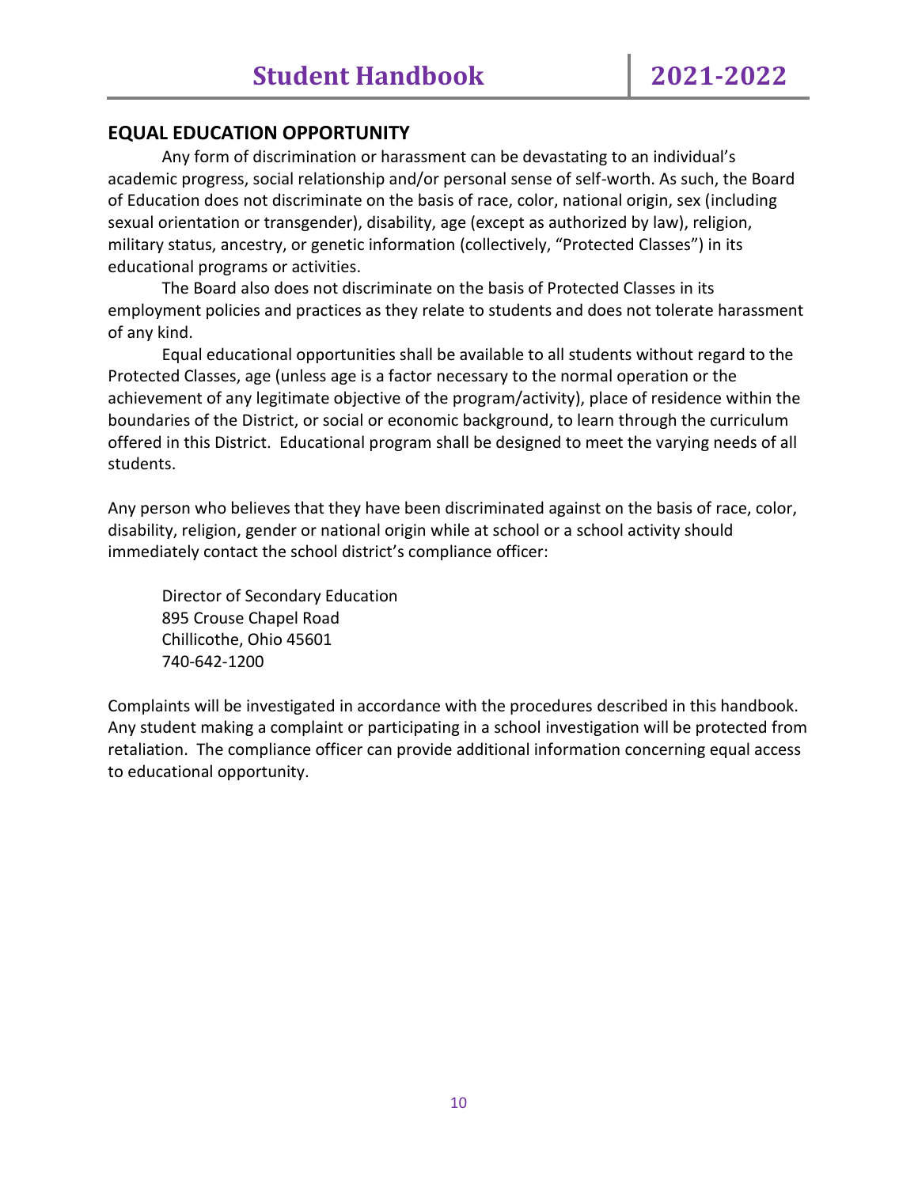## EQUAL EDUCATION OPPORTUNITY

Any form of discrimination or harassment can be devastating to an individual's academic progress, social relationship and/or personal sense of self-worth. As such, the Board of Education does not discriminate on the basis of race, color, national origin, sex (including sexual orientation or transgender), disability, age (except as authorized by law), religion, military status, ancestry, or genetic information (collectively, "Protected Classes") in its educational programs or activities.

The Board also does not discriminate on the basis of Protected Classes in its employment policies and practices as they relate to students and does not tolerate harassment of any kind.

Equal educational opportunities shall be available to all students without regard to the Protected Classes, age (unless age is a factor necessary to the normal operation or the achievement of any legitimate objective of the program/activity), place of residence within the boundaries of the District, or social or economic background, to learn through the curriculum offered in this District. Educational program shall be designed to meet the varying needs of all students.

Any person who believes that they have been discriminated against on the basis of race, color, disability, religion, gender or national origin while at school or a school activity should immediately contact the school district's compliance officer:

Director of Secondary Education
895 Crouse Chapel Road
Chillicothe, Ohio 45601
740-642-1200

Complaints will be investigated in accordance with the procedures described in this handbook. Any student making a complaint or participating in a school investigation will be protected from retaliation. The compliance officer can provide additional information concerning equal access to educational opportunity.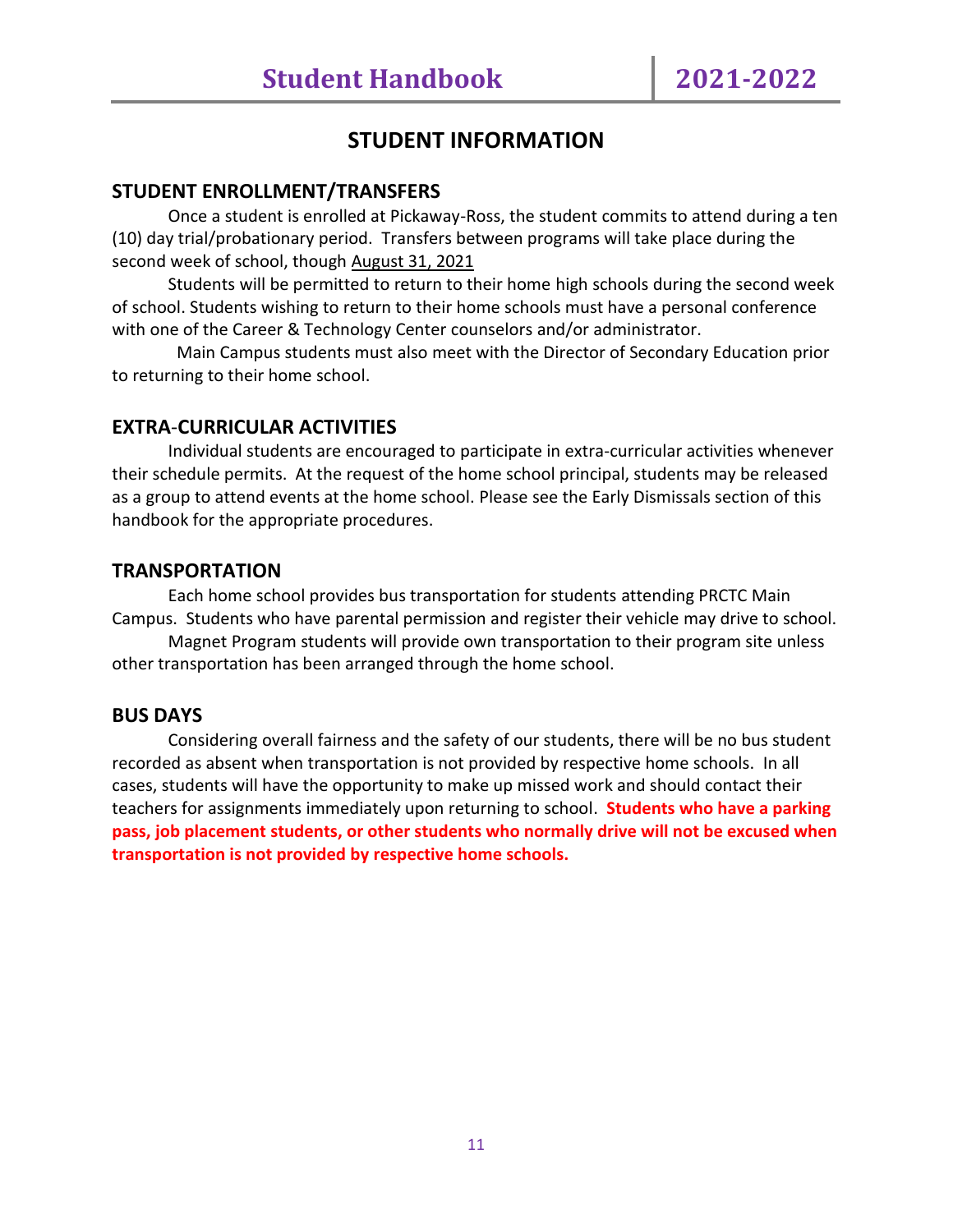# STUDENT INFORMATION

## STUDENT ENROLLMENT/TRANSFERS

Once a student is enrolled at Pickaway-Ross, the student commits to attend during a ten (10) day trial/probationary period. Transfers between programs will take place during the second week of school, though August 31, 2021

Students will be permitted to return to their home high schools during the second week of school. Students wishing to return to their home schools must have a personal conference with one of the Career & Technology Center counselors and/or administrator.

Main Campus students must also meet with the Director of Secondary Education prior to returning to their home school.

## EXTRA-CURRICULAR ACTIVITIES

Individual students are encouraged to participate in extra-curricular activities whenever their schedule permits. At the request of the home school principal, students may be released as a group to attend events at the home school. Please see the Early Dismissals section of this handbook for the appropriate procedures.

## TRANSPORTATION

Each home school provides bus transportation for students attending PRCTC Main Campus. Students who have parental permission and register their vehicle may drive to school.

Magnet Program students will provide own transportation to their program site unless other transportation has been arranged through the home school.

## BUS DAYS

Considering overall fairness and the safety of our students, there will be no bus student recorded as absent when transportation is not provided by respective home schools. In all cases, students will have the opportunity to make up missed work and should contact their teachers for assignments immediately upon returning to school. **Students who have a parking pass, job placement students, or other students who normally drive will not be excused when transportation is not provided by respective home schools.**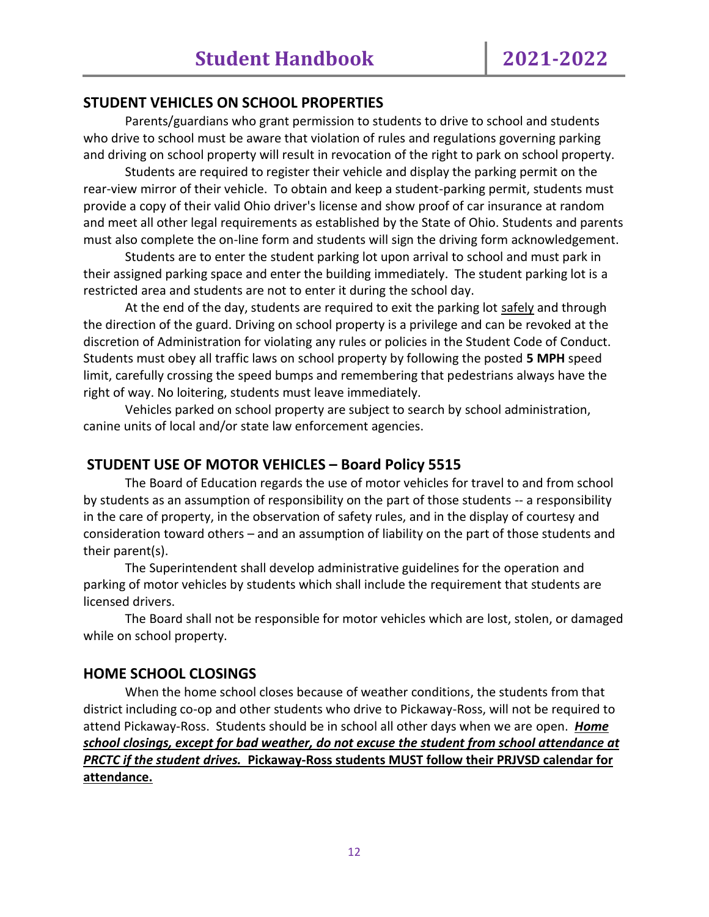## STUDENT VEHICLES ON SCHOOL PROPERTIES

Parents/guardians who grant permission to students to drive to school and students who drive to school must be aware that violation of rules and regulations governing parking and driving on school property will result in revocation of the right to park on school property.

Students are required to register their vehicle and display the parking permit on the rear-view mirror of their vehicle. To obtain and keep a student-parking permit, students must provide a copy of their valid Ohio driver's license and show proof of car insurance at random and meet all other legal requirements as established by the State of Ohio. Students and parents must also complete the on-line form and students will sign the driving form acknowledgement.

Students are to enter the student parking lot upon arrival to school and must park in their assigned parking space and enter the building immediately. The student parking lot is a restricted area and students are not to enter it during the school day.

At the end of the day, students are required to exit the parking lot <u>safely</u> and through the direction of the guard. Driving on school property is a privilege and can be revoked at the discretion of Administration for violating any rules or policies in the Student Code of Conduct. Students must obey all traffic laws on school property by following the posted **5 MPH** speed limit, carefully crossing the speed bumps and remembering that pedestrians always have the right of way. No loitering, students must leave immediately.

Vehicles parked on school property are subject to search by school administration, canine units of local and/or state law enforcement agencies.

## STUDENT USE OF MOTOR VEHICLES – Board Policy 5515

The Board of Education regards the use of motor vehicles for travel to and from school by students as an assumption of responsibility on the part of those students -- a responsibility in the care of property, in the observation of safety rules, and in the display of courtesy and consideration toward others – and an assumption of liability on the part of those students and their parent(s).

The Superintendent shall develop administrative guidelines for the operation and parking of motor vehicles by students which shall include the requirement that students are licensed drivers.

The Board shall not be responsible for motor vehicles which are lost, stolen, or damaged while on school property.

## HOME SCHOOL CLOSINGS

When the home school closes because of weather conditions, the students from that district including co-op and other students who drive to Pickaway-Ross, will not be required to attend Pickaway-Ross. Students should be in school all other days when we are open. ***<u>Home school closings, except for bad weather, do not excuse the student from school attendance at PRCTC if the student drives.</u>*** **<u>Pickaway-Ross students MUST follow their PRJVSD calendar for attendance.</u>**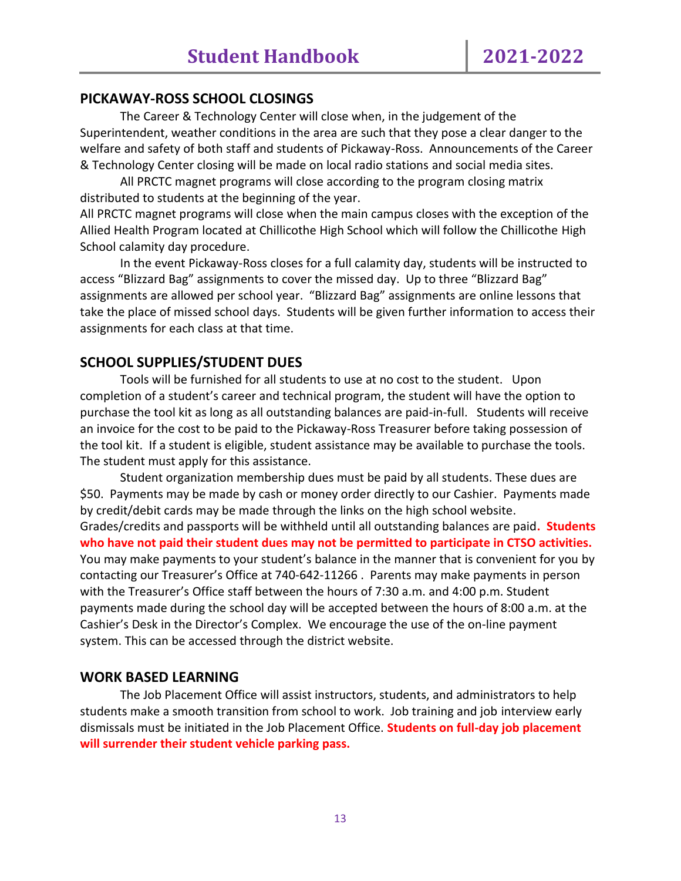## PICKAWAY-ROSS SCHOOL CLOSINGS

The Career & Technology Center will close when, in the judgement of the Superintendent, weather conditions in the area are such that they pose a clear danger to the welfare and safety of both staff and students of Pickaway-Ross. Announcements of the Career & Technology Center closing will be made on local radio stations and social media sites.

All PRCTC magnet programs will close according to the program closing matrix distributed to students at the beginning of the year.
All PRCTC magnet programs will close when the main campus closes with the exception of the Allied Health Program located at Chillicothe High School which will follow the Chillicothe High School calamity day procedure.

In the event Pickaway-Ross closes for a full calamity day, students will be instructed to access "Blizzard Bag" assignments to cover the missed day. Up to three "Blizzard Bag" assignments are allowed per school year. "Blizzard Bag" assignments are online lessons that take the place of missed school days. Students will be given further information to access their assignments for each class at that time.

## SCHOOL SUPPLIES/STUDENT DUES

Tools will be furnished for all students to use at no cost to the student. Upon completion of a student's career and technical program, the student will have the option to purchase the tool kit as long as all outstanding balances are paid-in-full. Students will receive an invoice for the cost to be paid to the Pickaway-Ross Treasurer before taking possession of the tool kit. If a student is eligible, student assistance may be available to purchase the tools. The student must apply for this assistance.

Student organization membership dues must be paid by all students. These dues are $50. Payments may be made by cash or money order directly to our Cashier. Payments made by credit/debit cards may be made through the links on the high school website. Grades/credits and passports will be withheld until all outstanding balances are paid**. Students who have not paid their student dues may not be permitted to participate in CTSO activities.** You may make payments to your student's balance in the manner that is convenient for you by contacting our Treasurer's Office at 740-642-11266 . Parents may make payments in person with the Treasurer's Office staff between the hours of 7:30 a.m. and 4:00 p.m. Student payments made during the school day will be accepted between the hours of 8:00 a.m. at the Cashier's Desk in the Director's Complex. We encourage the use of the on-line payment system. This can be accessed through the district website.

## WORK BASED LEARNING

The Job Placement Office will assist instructors, students, and administrators to help students make a smooth transition from school to work. Job training and job interview early dismissals must be initiated in the Job Placement Office. **Students on full-day job placement will surrender their student vehicle parking pass.**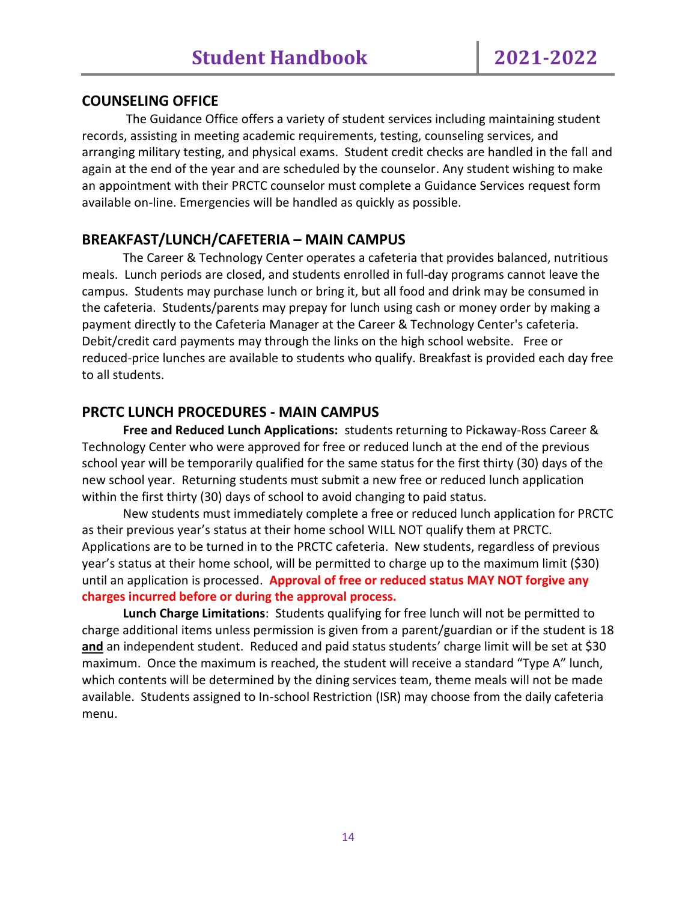## COUNSELING OFFICE

The Guidance Office offers a variety of student services including maintaining student records, assisting in meeting academic requirements, testing, counseling services, and arranging military testing, and physical exams. Student credit checks are handled in the fall and again at the end of the year and are scheduled by the counselor. Any student wishing to make an appointment with their PRCTC counselor must complete a Guidance Services request form available on-line. Emergencies will be handled as quickly as possible.

## BREAKFAST/LUNCH/CAFETERIA – MAIN CAMPUS

The Career & Technology Center operates a cafeteria that provides balanced, nutritious meals. Lunch periods are closed, and students enrolled in full-day programs cannot leave the campus. Students may purchase lunch or bring it, but all food and drink may be consumed in the cafeteria. Students/parents may prepay for lunch using cash or money order by making a payment directly to the Cafeteria Manager at the Career & Technology Center's cafeteria. Debit/credit card payments may through the links on the high school website. Free or reduced-price lunches are available to students who qualify. Breakfast is provided each day free to all students.

## PRCTC LUNCH PROCEDURES - MAIN CAMPUS

**Free and Reduced Lunch Applications:** students returning to Pickaway-Ross Career & Technology Center who were approved for free or reduced lunch at the end of the previous school year will be temporarily qualified for the same status for the first thirty (30) days of the new school year. Returning students must submit a new free or reduced lunch application within the first thirty (30) days of school to avoid changing to paid status.

New students must immediately complete a free or reduced lunch application for PRCTC as their previous year's status at their home school WILL NOT qualify them at PRCTC. Applications are to be turned in to the PRCTC cafeteria. New students, regardless of previous year's status at their home school, will be permitted to charge up to the maximum limit ($30) until an application is processed. **Approval of free or reduced status MAY NOT forgive any charges incurred before or during the approval process.**

**Lunch Charge Limitations**: Students qualifying for free lunch will not be permitted to charge additional items unless permission is given from a parent/guardian or if the student is 18 **and** an independent student. Reduced and paid status students' charge limit will be set at $30 maximum. Once the maximum is reached, the student will receive a standard "Type A" lunch, which contents will be determined by the dining services team, theme meals will not be made available. Students assigned to In-school Restriction (ISR) may choose from the daily cafeteria menu.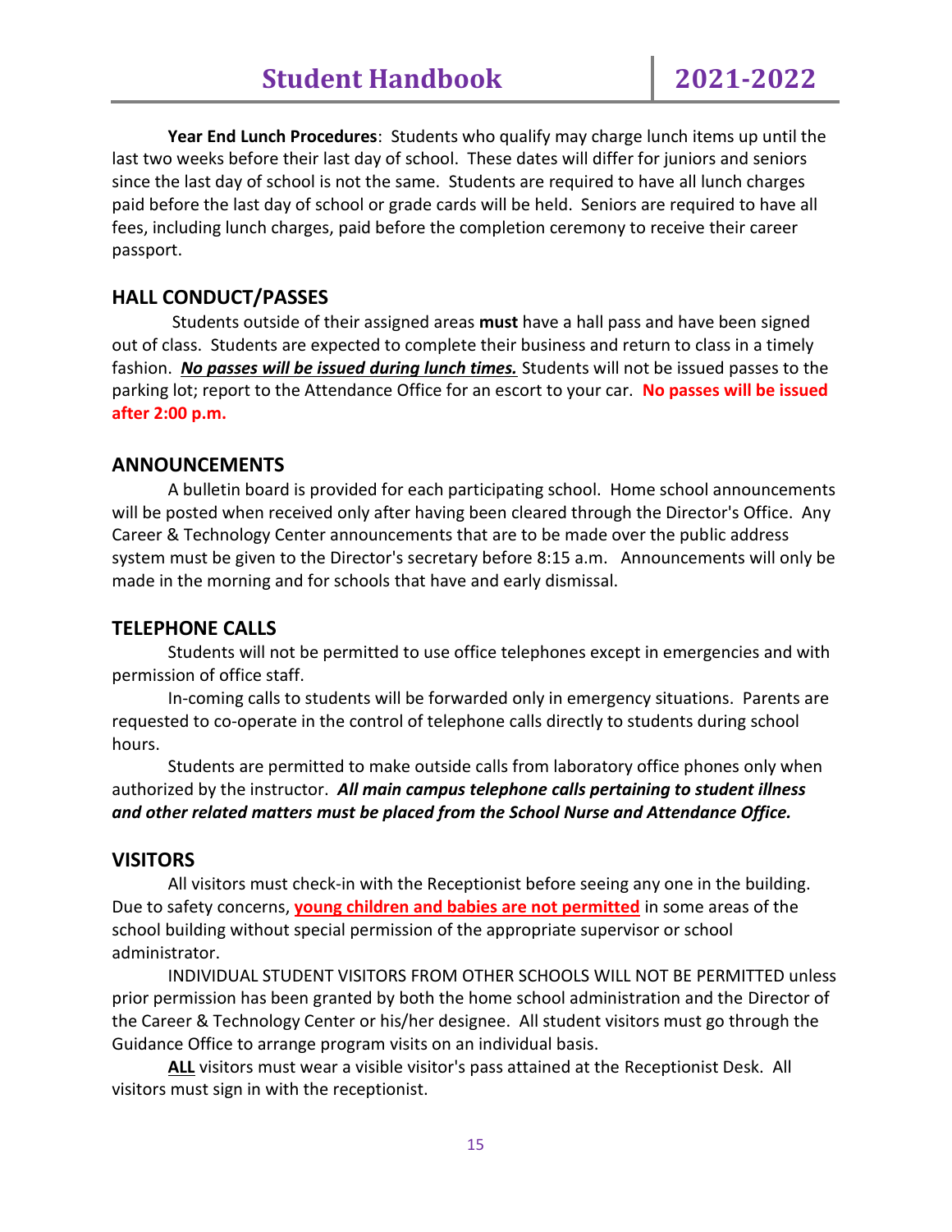**Year End Lunch Procedures**: Students who qualify may charge lunch items up until the last two weeks before their last day of school. These dates will differ for juniors and seniors since the last day of school is not the same. Students are required to have all lunch charges paid before the last day of school or grade cards will be held. Seniors are required to have all fees, including lunch charges, paid before the completion ceremony to receive their career passport.

## HALL CONDUCT/PASSES

Students outside of their assigned areas **must** have a hall pass and have been signed out of class. Students are expected to complete their business and return to class in a timely fashion. ***No passes will be issued during lunch times.*** Students will not be issued passes to the parking lot; report to the Attendance Office for an escort to your car. **No passes will be issued after 2:00 p.m.**

## ANNOUNCEMENTS

A bulletin board is provided for each participating school. Home school announcements will be posted when received only after having been cleared through the Director's Office. Any Career & Technology Center announcements that are to be made over the public address system must be given to the Director's secretary before 8:15 a.m. Announcements will only be made in the morning and for schools that have and early dismissal.

## TELEPHONE CALLS

Students will not be permitted to use office telephones except in emergencies and with permission of office staff.

In-coming calls to students will be forwarded only in emergency situations. Parents are requested to co-operate in the control of telephone calls directly to students during school hours.

Students are permitted to make outside calls from laboratory office phones only when authorized by the instructor. ***All main campus telephone calls pertaining to student illness and other related matters must be placed from the School Nurse and Attendance Office.***

## VISITORS

All visitors must check-in with the Receptionist before seeing any one in the building. Due to safety concerns, **young children and babies are not permitted** in some areas of the school building without special permission of the appropriate supervisor or school administrator.

INDIVIDUAL STUDENT VISITORS FROM OTHER SCHOOLS WILL NOT BE PERMITTED unless prior permission has been granted by both the home school administration and the Director of the Career & Technology Center or his/her designee. All student visitors must go through the Guidance Office to arrange program visits on an individual basis.

**ALL** visitors must wear a visible visitor's pass attained at the Receptionist Desk. All visitors must sign in with the receptionist.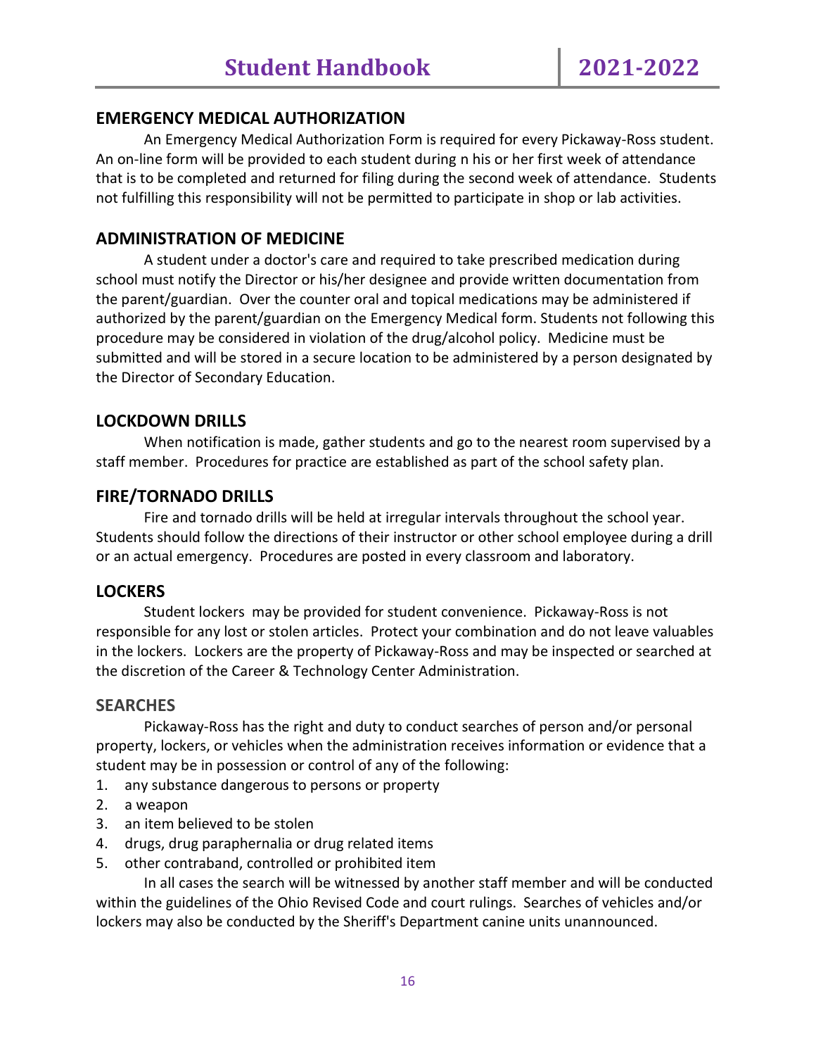## EMERGENCY MEDICAL AUTHORIZATION

An Emergency Medical Authorization Form is required for every Pickaway-Ross student. An on-line form will be provided to each student during n his or her first week of attendance that is to be completed and returned for filing during the second week of attendance. Students not fulfilling this responsibility will not be permitted to participate in shop or lab activities.

## ADMINISTRATION OF MEDICINE

A student under a doctor's care and required to take prescribed medication during school must notify the Director or his/her designee and provide written documentation from the parent/guardian. Over the counter oral and topical medications may be administered if authorized by the parent/guardian on the Emergency Medical form. Students not following this procedure may be considered in violation of the drug/alcohol policy. Medicine must be submitted and will be stored in a secure location to be administered by a person designated by the Director of Secondary Education.

## LOCKDOWN DRILLS

When notification is made, gather students and go to the nearest room supervised by a staff member. Procedures for practice are established as part of the school safety plan.

## FIRE/TORNADO DRILLS

Fire and tornado drills will be held at irregular intervals throughout the school year. Students should follow the directions of their instructor or other school employee during a drill or an actual emergency. Procedures are posted in every classroom and laboratory.

## LOCKERS

Student lockers may be provided for student convenience. Pickaway-Ross is not responsible for any lost or stolen articles. Protect your combination and do not leave valuables in the lockers. Lockers are the property of Pickaway-Ross and may be inspected or searched at the discretion of the Career & Technology Center Administration.

## SEARCHES

Pickaway-Ross has the right and duty to conduct searches of person and/or personal property, lockers, or vehicles when the administration receives information or evidence that a student may be in possession or control of any of the following:

1. any substance dangerous to persons or property
2. a weapon
3. an item believed to be stolen
4. drugs, drug paraphernalia or drug related items
5. other contraband, controlled or prohibited item

In all cases the search will be witnessed by another staff member and will be conducted within the guidelines of the Ohio Revised Code and court rulings. Searches of vehicles and/or lockers may also be conducted by the Sheriff's Department canine units unannounced.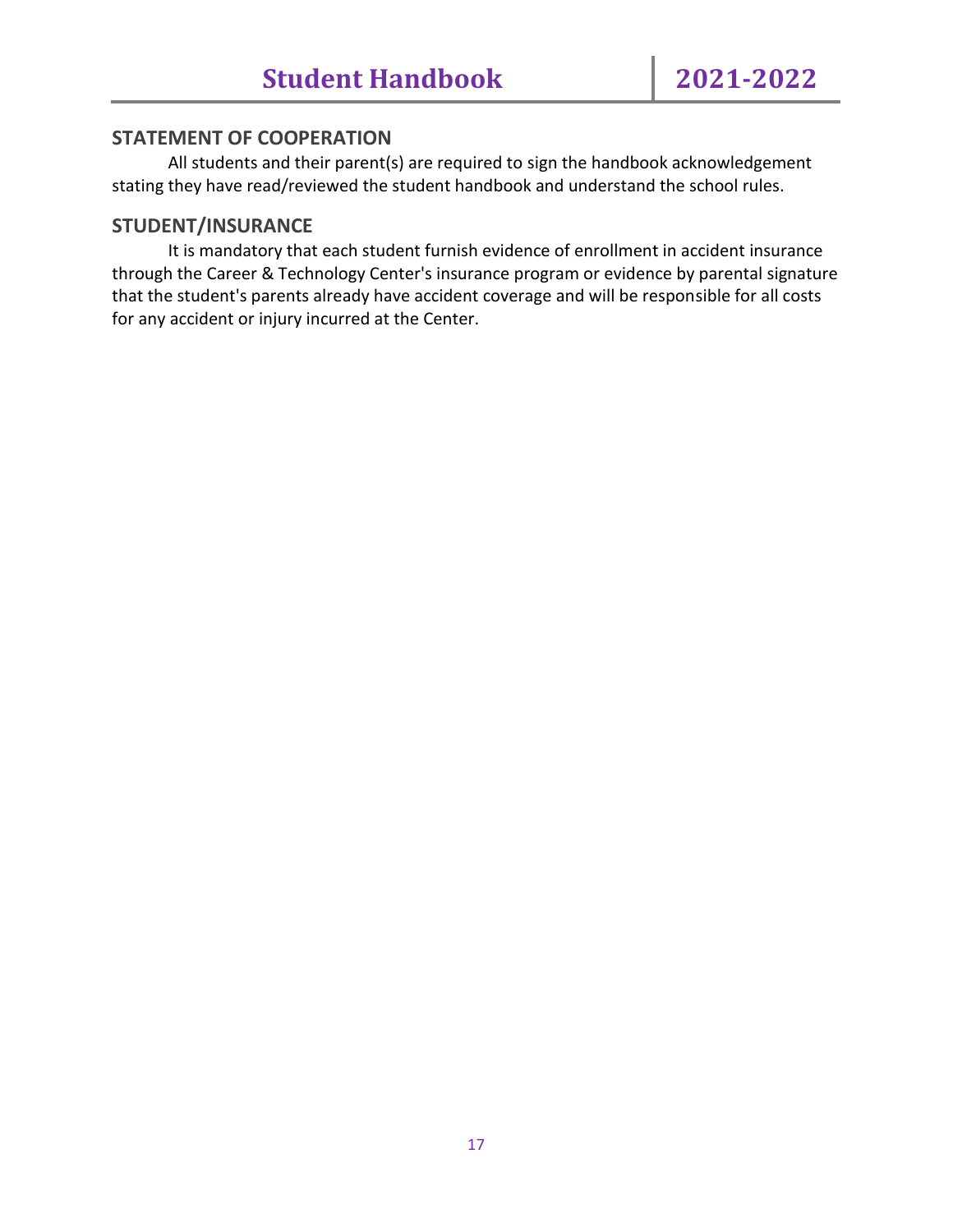## STATEMENT OF COOPERATION

All students and their parent(s) are required to sign the handbook acknowledgement stating they have read/reviewed the student handbook and understand the school rules.

## STUDENT/INSURANCE

It is mandatory that each student furnish evidence of enrollment in accident insurance through the Career & Technology Center's insurance program or evidence by parental signature that the student's parents already have accident coverage and will be responsible for all costs for any accident or injury incurred at the Center.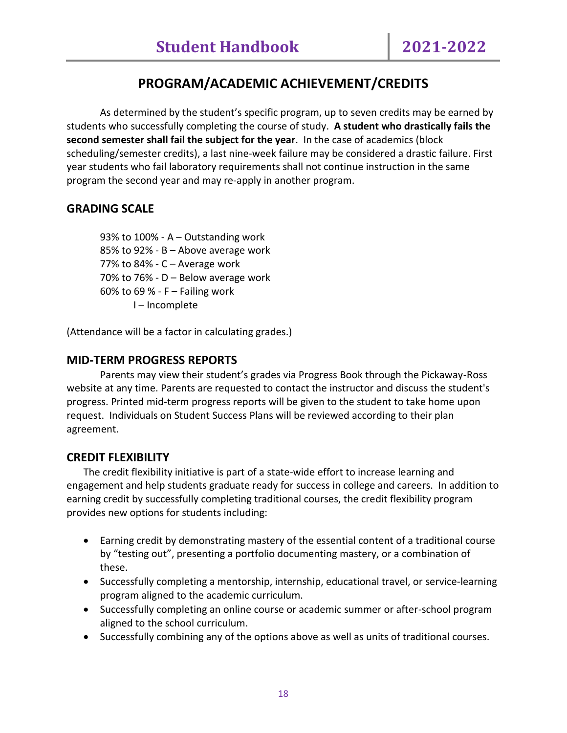# PROGRAM/ACADEMIC ACHIEVEMENT/CREDITS

As determined by the student's specific program, up to seven credits may be earned by students who successfully completing the course of study. **A student who drastically fails the second semester shall fail the subject for the year**. In the case of academics (block scheduling/semester credits), a last nine-week failure may be considered a drastic failure. First year students who fail laboratory requirements shall not continue instruction in the same program the second year and may re-apply in another program.

## GRADING SCALE

93% to 100% - A – Outstanding work
85% to 92% - B – Above average work
77% to 84% - C – Average work
70% to 76% - D – Below average work
60% to 69 % - F – Failing work
I – Incomplete

(Attendance will be a factor in calculating grades.)

## MID-TERM PROGRESS REPORTS

Parents may view their student's grades via Progress Book through the Pickaway-Ross website at any time. Parents are requested to contact the instructor and discuss the student's progress. Printed mid-term progress reports will be given to the student to take home upon request. Individuals on Student Success Plans will be reviewed according to their plan agreement.

## CREDIT FLEXIBILITY

The credit flexibility initiative is part of a state-wide effort to increase learning and engagement and help students graduate ready for success in college and careers. In addition to earning credit by successfully completing traditional courses, the credit flexibility program provides new options for students including:

- Earning credit by demonstrating mastery of the essential content of a traditional course by "testing out", presenting a portfolio documenting mastery, or a combination of these.
- Successfully completing a mentorship, internship, educational travel, or service-learning program aligned to the academic curriculum.
- Successfully completing an online course or academic summer or after-school program aligned to the school curriculum.
- Successfully combining any of the options above as well as units of traditional courses.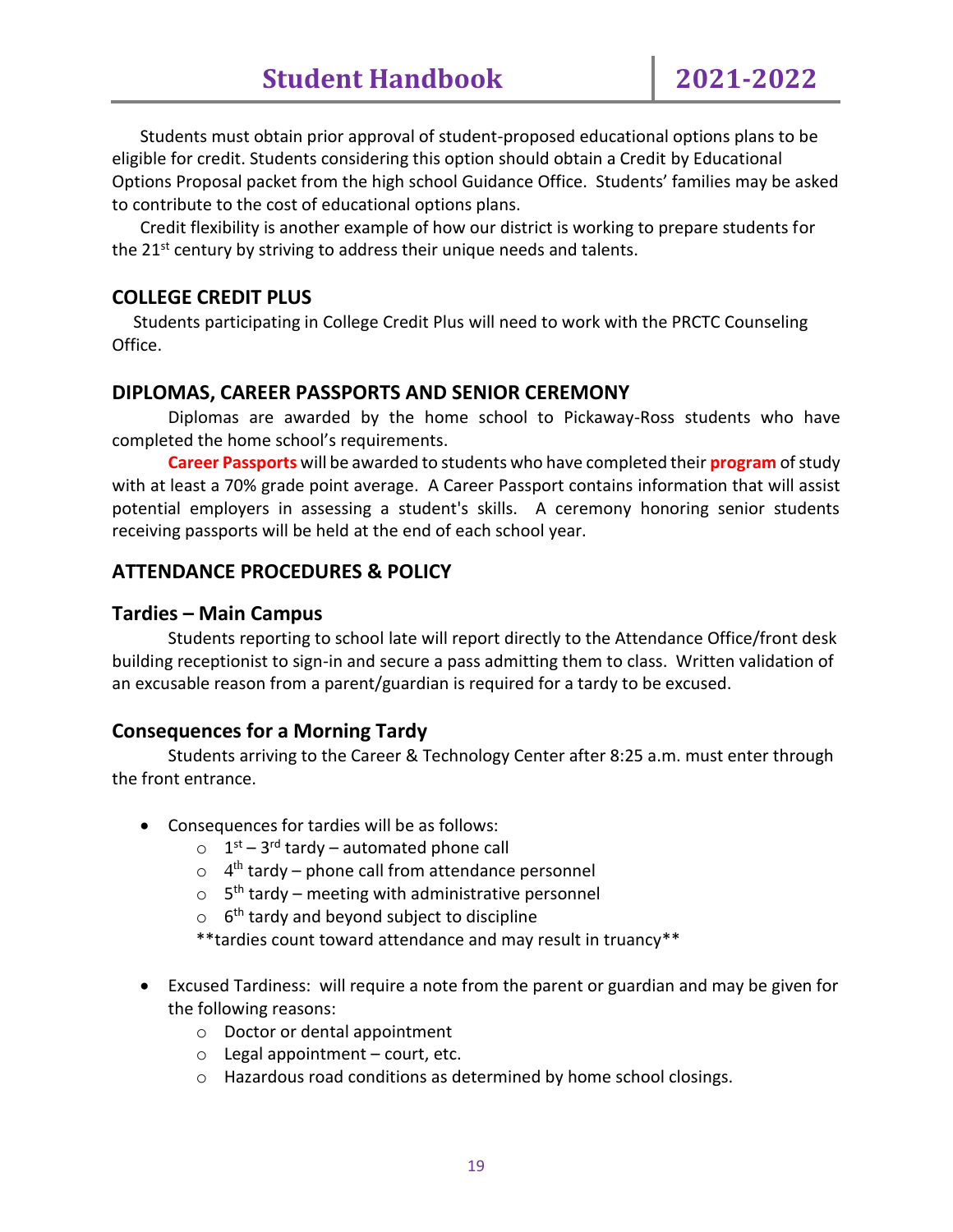Students must obtain prior approval of student-proposed educational options plans to be eligible for credit. Students considering this option should obtain a Credit by Educational Options Proposal packet from the high school Guidance Office. Students' families may be asked to contribute to the cost of educational options plans.

Credit flexibility is another example of how our district is working to prepare students for the 21st century by striving to address their unique needs and talents.

## COLLEGE CREDIT PLUS

Students participating in College Credit Plus will need to work with the PRCTC Counseling Office.

## DIPLOMAS, CAREER PASSPORTS AND SENIOR CEREMONY

Diplomas are awarded by the home school to Pickaway-Ross students who have completed the home school's requirements.

**Career Passports** will be awarded to students who have completed their **program** of study with at least a 70% grade point average. A Career Passport contains information that will assist potential employers in assessing a student's skills. A ceremony honoring senior students receiving passports will be held at the end of each school year.

## ATTENDANCE PROCEDURES & POLICY

### Tardies – Main Campus

Students reporting to school late will report directly to the Attendance Office/front desk building receptionist to sign-in and secure a pass admitting them to class. Written validation of an excusable reason from a parent/guardian is required for a tardy to be excused.

### Consequences for a Morning Tardy

Students arriving to the Career & Technology Center after 8:25 a.m. must enter through the front entrance.

- Consequences for tardies will be as follows:
  - 1st – 3rd tardy – automated phone call
  - 4th tardy – phone call from attendance personnel
  - 5th tardy – meeting with administrative personnel
  - 6th tardy and beyond subject to discipline

  **tardies count toward attendance and may result in truancy**

- Excused Tardiness: will require a note from the parent or guardian and may be given for the following reasons:
  - Doctor or dental appointment
  - Legal appointment – court, etc.
  - Hazardous road conditions as determined by home school closings.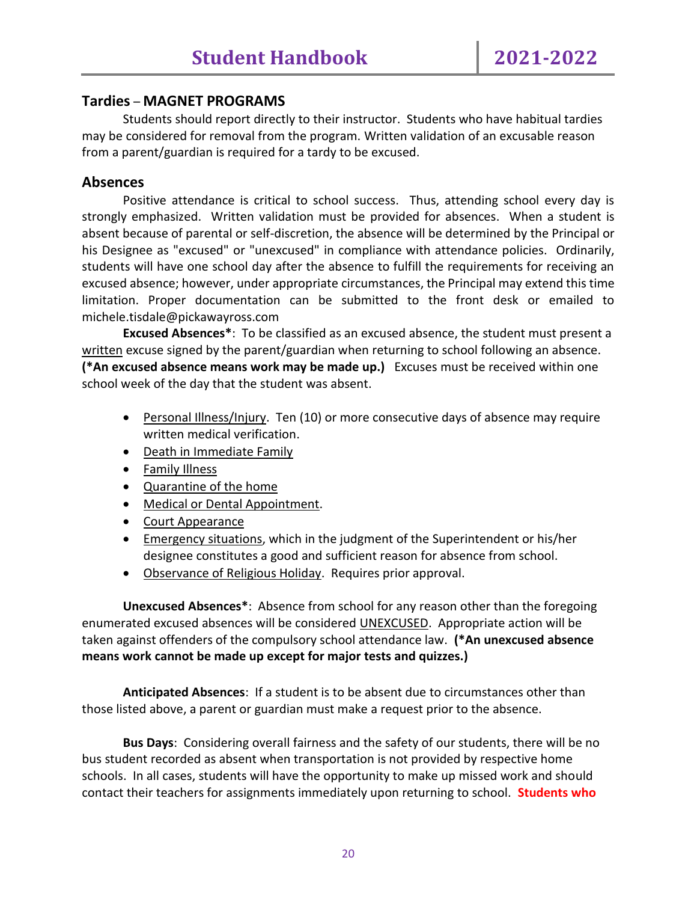## Tardies – MAGNET PROGRAMS

Students should report directly to their instructor. Students who have habitual tardies may be considered for removal from the program. Written validation of an excusable reason from a parent/guardian is required for a tardy to be excused.

## Absences

Positive attendance is critical to school success. Thus, attending school every day is strongly emphasized. Written validation must be provided for absences. When a student is absent because of parental or self-discretion, the absence will be determined by the Principal or his Designee as "excused" or "unexcused" in compliance with attendance policies. Ordinarily, students will have one school day after the absence to fulfill the requirements for receiving an excused absence; however, under appropriate circumstances, the Principal may extend this time limitation. Proper documentation can be submitted to the front desk or emailed to michele.tisdale@pickawayross.com

**Excused Absences***: To be classified as an excused absence, the student must present a written excuse signed by the parent/guardian when returning to school following an absence. **(*An excused absence means work may be made up.)** Excuses must be received within one school week of the day that the student was absent.

- Personal Illness/Injury. Ten (10) or more consecutive days of absence may require written medical verification.
- Death in Immediate Family
- Family Illness
- Quarantine of the home
- Medical or Dental Appointment.
- Court Appearance
- Emergency situations, which in the judgment of the Superintendent or his/her designee constitutes a good and sufficient reason for absence from school.
- Observance of Religious Holiday. Requires prior approval.

**Unexcused Absences***: Absence from school for any reason other than the foregoing enumerated excused absences will be considered UNEXCUSED. Appropriate action will be taken against offenders of the compulsory school attendance law. **(*An unexcused absence means work cannot be made up except for major tests and quizzes.)**

**Anticipated Absences**: If a student is to be absent due to circumstances other than those listed above, a parent or guardian must make a request prior to the absence.

**Bus Days**: Considering overall fairness and the safety of our students, there will be no bus student recorded as absent when transportation is not provided by respective home schools. In all cases, students will have the opportunity to make up missed work and should contact their teachers for assignments immediately upon returning to school. **Students who**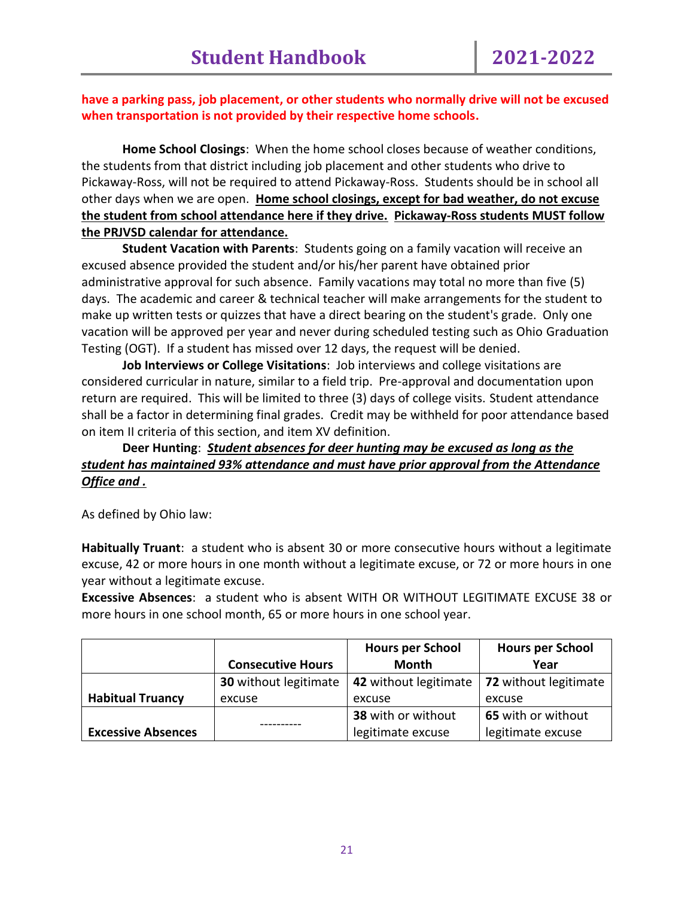**have a parking pass, job placement, or other students who normally drive will not be excused when transportation is not provided by their respective home schools.**

**Home School Closings**: When the home school closes because of weather conditions, the students from that district including job placement and other students who drive to Pickaway-Ross, will not be required to attend Pickaway-Ross. Students should be in school all other days when we are open. **Home school closings, except for bad weather, do not excuse the student from school attendance here if they drive. Pickaway-Ross students MUST follow the PRJVSD calendar for attendance.**

**Student Vacation with Parents**: Students going on a family vacation will receive an excused absence provided the student and/or his/her parent have obtained prior administrative approval for such absence. Family vacations may total no more than five (5) days. The academic and career & technical teacher will make arrangements for the student to make up written tests or quizzes that have a direct bearing on the student's grade. Only one vacation will be approved per year and never during scheduled testing such as Ohio Graduation Testing (OGT). If a student has missed over 12 days, the request will be denied.

**Job Interviews or College Visitations**: Job interviews and college visitations are considered curricular in nature, similar to a field trip. Pre-approval and documentation upon return are required. This will be limited to three (3) days of college visits. Student attendance shall be a factor in determining final grades. Credit may be withheld for poor attendance based on item II criteria of this section, and item XV definition.

**Deer Hunting**: ***Student absences for deer hunting may be excused as long as the student has maintained 93% attendance and must have prior approval from the Attendance Office and .***

As defined by Ohio law:

**Habitually Truant**: a student who is absent 30 or more consecutive hours without a legitimate excuse, 42 or more hours in one month without a legitimate excuse, or 72 or more hours in one year without a legitimate excuse.

**Excessive Absences**: a student who is absent WITH OR WITHOUT LEGITIMATE EXCUSE 38 or more hours in one school month, 65 or more hours in one school year.

| | Consecutive Hours | Hours per School Month | Hours per School Year |
|---|---|---|---|
| **Habitual Truancy** | **30** without legitimate excuse | **42** without legitimate excuse | **72** without legitimate excuse |
| **Excessive Absences** | ---------- | **38** with or without legitimate excuse | **65** with or without legitimate excuse |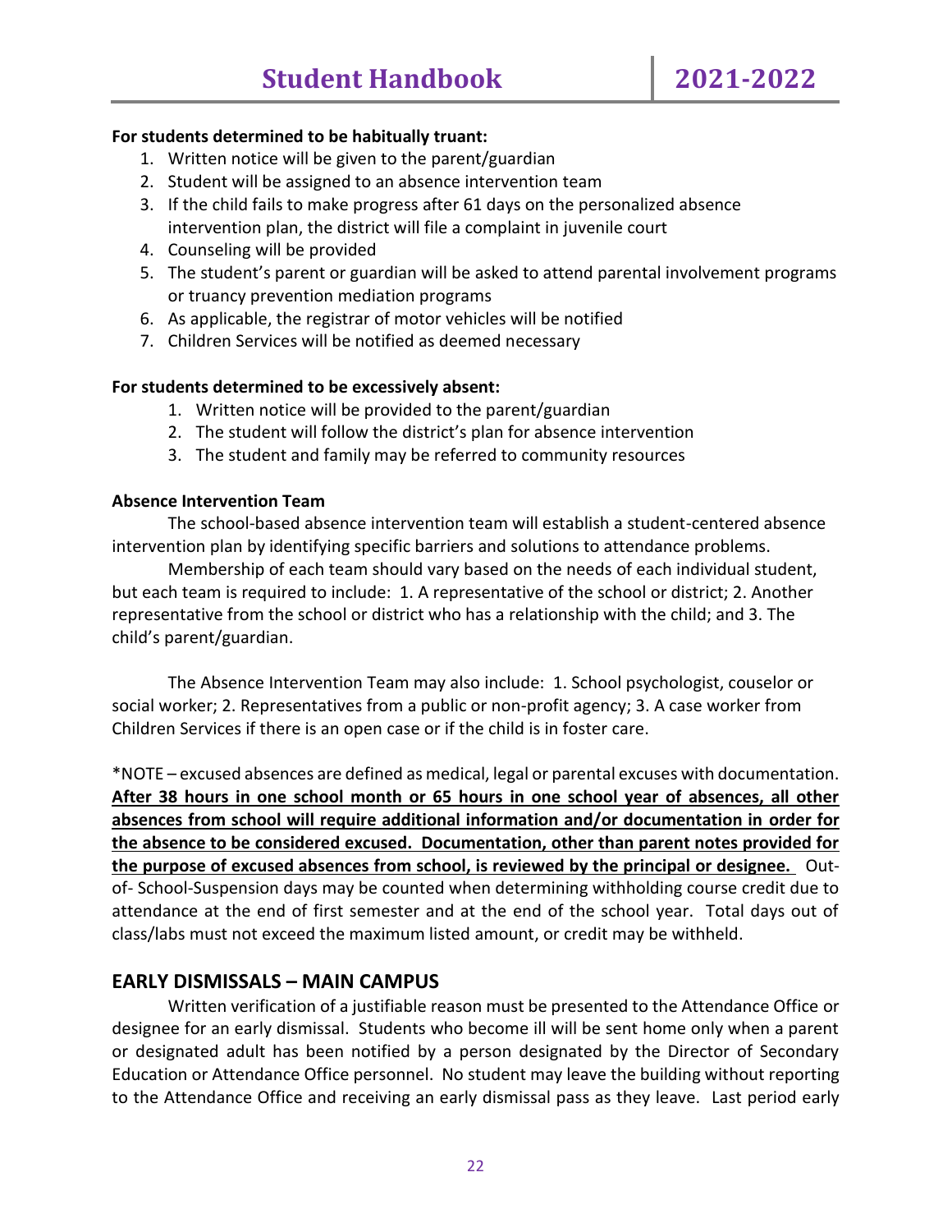**For students determined to be habitually truant:**

1. Written notice will be given to the parent/guardian
2. Student will be assigned to an absence intervention team
3. If the child fails to make progress after 61 days on the personalized absence intervention plan, the district will file a complaint in juvenile court
4. Counseling will be provided
5. The student's parent or guardian will be asked to attend parental involvement programs or truancy prevention mediation programs
6. As applicable, the registrar of motor vehicles will be notified
7. Children Services will be notified as deemed necessary

**For students determined to be excessively absent:**

1. Written notice will be provided to the parent/guardian
2. The student will follow the district's plan for absence intervention
3. The student and family may be referred to community resources

**Absence Intervention Team**

The school-based absence intervention team will establish a student-centered absence intervention plan by identifying specific barriers and solutions to attendance problems.

Membership of each team should vary based on the needs of each individual student, but each team is required to include: 1. A representative of the school or district; 2. Another representative from the school or district who has a relationship with the child; and 3. The child's parent/guardian.

The Absence Intervention Team may also include: 1. School psychologist, couselor or social worker; 2. Representatives from a public or non-profit agency; 3. A case worker from Children Services if there is an open case or if the child is in foster care.

*NOTE – excused absences are defined as medical, legal or parental excuses with documentation. **<u>After 38 hours in one school month or 65 hours in one school year of absences, all other absences from school will require additional information and/or documentation in order for the absence to be considered excused. Documentation, other than parent notes provided for the purpose of excused absences from school, is reviewed by the principal or designee.</u>** Out-of- School-Suspension days may be counted when determining withholding course credit due to attendance at the end of first semester and at the end of the school year. Total days out of class/labs must not exceed the maximum listed amount, or credit may be withheld.

## EARLY DISMISSALS – MAIN CAMPUS

Written verification of a justifiable reason must be presented to the Attendance Office or designee for an early dismissal. Students who become ill will be sent home only when a parent or designated adult has been notified by a person designated by the Director of Secondary Education or Attendance Office personnel. No student may leave the building without reporting to the Attendance Office and receiving an early dismissal pass as they leave. Last period early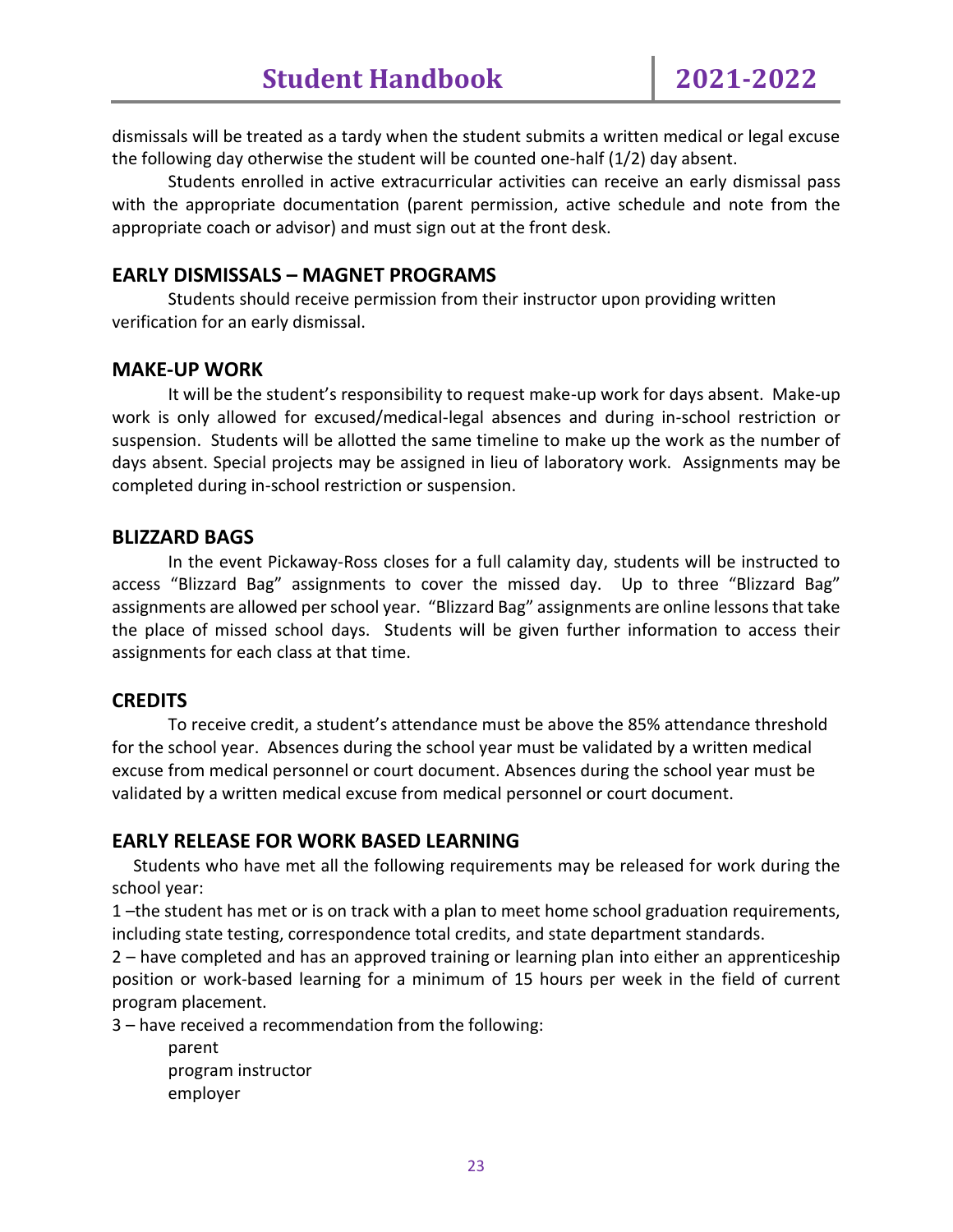dismissals will be treated as a tardy when the student submits a written medical or legal excuse the following day otherwise the student will be counted one-half (1/2) day absent.

Students enrolled in active extracurricular activities can receive an early dismissal pass with the appropriate documentation (parent permission, active schedule and note from the appropriate coach or advisor) and must sign out at the front desk.

## EARLY DISMISSALS – MAGNET PROGRAMS

Students should receive permission from their instructor upon providing written verification for an early dismissal.

## MAKE-UP WORK

It will be the student's responsibility to request make-up work for days absent. Make-up work is only allowed for excused/medical-legal absences and during in-school restriction or suspension. Students will be allotted the same timeline to make up the work as the number of days absent. Special projects may be assigned in lieu of laboratory work. Assignments may be completed during in-school restriction or suspension.

## BLIZZARD BAGS

In the event Pickaway-Ross closes for a full calamity day, students will be instructed to access "Blizzard Bag" assignments to cover the missed day. Up to three "Blizzard Bag" assignments are allowed per school year. "Blizzard Bag" assignments are online lessons that take the place of missed school days. Students will be given further information to access their assignments for each class at that time.

## CREDITS

To receive credit, a student's attendance must be above the 85% attendance threshold for the school year. Absences during the school year must be validated by a written medical excuse from medical personnel or court document. Absences during the school year must be validated by a written medical excuse from medical personnel or court document.

## EARLY RELEASE FOR WORK BASED LEARNING

Students who have met all the following requirements may be released for work during the school year:

1 –the student has met or is on track with a plan to meet home school graduation requirements, including state testing, correspondence total credits, and state department standards.

2 – have completed and has an approved training or learning plan into either an apprenticeship position or work-based learning for a minimum of 15 hours per week in the field of current program placement.

3 – have received a recommendation from the following:

- parent
- program instructor
- employer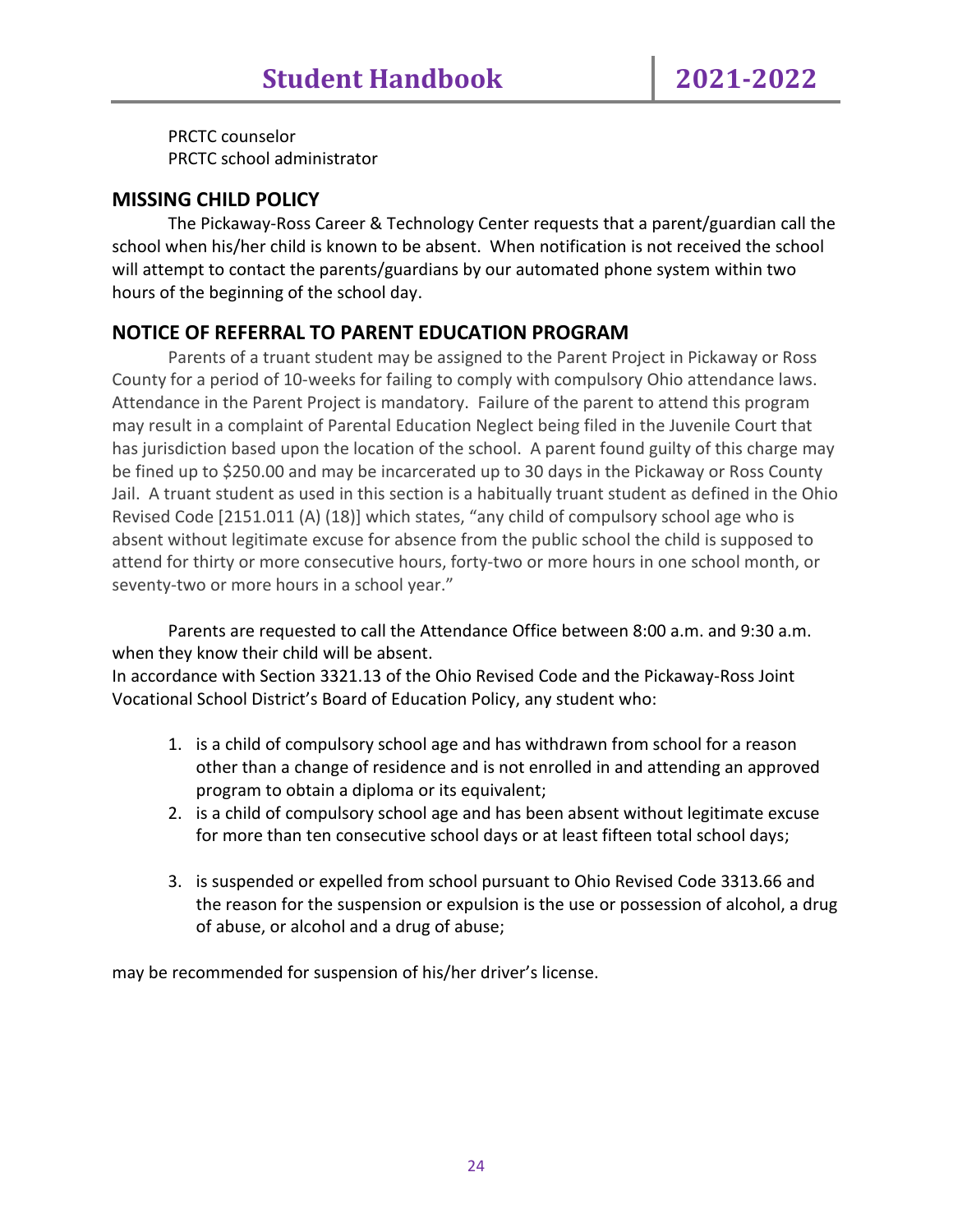PRCTC counselor
PRCTC school administrator

## MISSING CHILD POLICY

The Pickaway-Ross Career & Technology Center requests that a parent/guardian call the school when his/her child is known to be absent. When notification is not received the school will attempt to contact the parents/guardians by our automated phone system within two hours of the beginning of the school day.

## NOTICE OF REFERRAL TO PARENT EDUCATION PROGRAM

Parents of a truant student may be assigned to the Parent Project in Pickaway or Ross County for a period of 10-weeks for failing to comply with compulsory Ohio attendance laws. Attendance in the Parent Project is mandatory. Failure of the parent to attend this program may result in a complaint of Parental Education Neglect being filed in the Juvenile Court that has jurisdiction based upon the location of the school. A parent found guilty of this charge may be fined up to $250.00 and may be incarcerated up to 30 days in the Pickaway or Ross County Jail. A truant student as used in this section is a habitually truant student as defined in the Ohio Revised Code [2151.011 (A) (18)] which states, "any child of compulsory school age who is absent without legitimate excuse for absence from the public school the child is supposed to attend for thirty or more consecutive hours, forty-two or more hours in one school month, or seventy-two or more hours in a school year."

Parents are requested to call the Attendance Office between 8:00 a.m. and 9:30 a.m. when they know their child will be absent.
In accordance with Section 3321.13 of the Ohio Revised Code and the Pickaway-Ross Joint Vocational School District's Board of Education Policy, any student who:

1. is a child of compulsory school age and has withdrawn from school for a reason other than a change of residence and is not enrolled in and attending an approved program to obtain a diploma or its equivalent;
2. is a child of compulsory school age and has been absent without legitimate excuse for more than ten consecutive school days or at least fifteen total school days;
3. is suspended or expelled from school pursuant to Ohio Revised Code 3313.66 and the reason for the suspension or expulsion is the use or possession of alcohol, a drug of abuse, or alcohol and a drug of abuse;

may be recommended for suspension of his/her driver's license.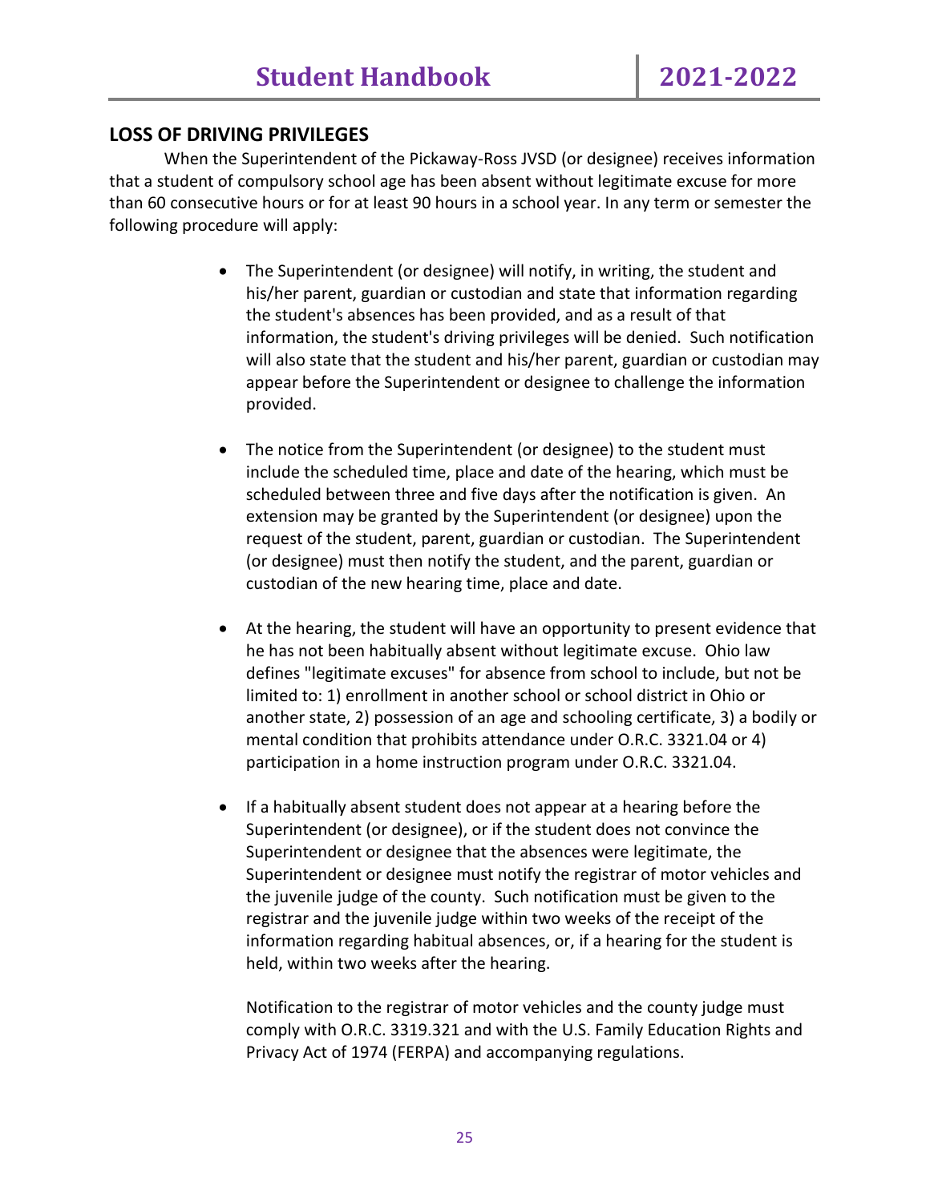## LOSS OF DRIVING PRIVILEGES

When the Superintendent of the Pickaway-Ross JVSD (or designee) receives information that a student of compulsory school age has been absent without legitimate excuse for more than 60 consecutive hours or for at least 90 hours in a school year. In any term or semester the following procedure will apply:

- The Superintendent (or designee) will notify, in writing, the student and his/her parent, guardian or custodian and state that information regarding the student's absences has been provided, and as a result of that information, the student's driving privileges will be denied. Such notification will also state that the student and his/her parent, guardian or custodian may appear before the Superintendent or designee to challenge the information provided.

- The notice from the Superintendent (or designee) to the student must include the scheduled time, place and date of the hearing, which must be scheduled between three and five days after the notification is given. An extension may be granted by the Superintendent (or designee) upon the request of the student, parent, guardian or custodian. The Superintendent (or designee) must then notify the student, and the parent, guardian or custodian of the new hearing time, place and date.

- At the hearing, the student will have an opportunity to present evidence that he has not been habitually absent without legitimate excuse. Ohio law defines "legitimate excuses" for absence from school to include, but not be limited to: 1) enrollment in another school or school district in Ohio or another state, 2) possession of an age and schooling certificate, 3) a bodily or mental condition that prohibits attendance under O.R.C. 3321.04 or 4) participation in a home instruction program under O.R.C. 3321.04.

- If a habitually absent student does not appear at a hearing before the Superintendent (or designee), or if the student does not convince the Superintendent or designee that the absences were legitimate, the Superintendent or designee must notify the registrar of motor vehicles and the juvenile judge of the county. Such notification must be given to the registrar and the juvenile judge within two weeks of the receipt of the information regarding habitual absences, or, if a hearing for the student is held, within two weeks after the hearing.

  Notification to the registrar of motor vehicles and the county judge must comply with O.R.C. 3319.321 and with the U.S. Family Education Rights and Privacy Act of 1974 (FERPA) and accompanying regulations.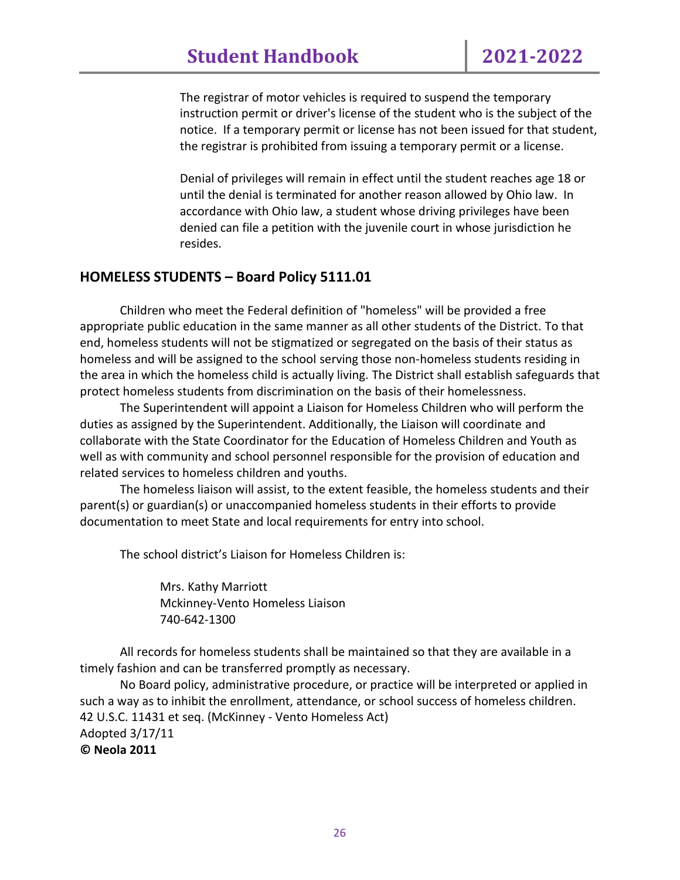The registrar of motor vehicles is required to suspend the temporary instruction permit or driver's license of the student who is the subject of the notice. If a temporary permit or license has not been issued for that student, the registrar is prohibited from issuing a temporary permit or a license.

Denial of privileges will remain in effect until the student reaches age 18 or until the denial is terminated for another reason allowed by Ohio law. In accordance with Ohio law, a student whose driving privileges have been denied can file a petition with the juvenile court in whose jurisdiction he resides.

## HOMELESS STUDENTS – Board Policy 5111.01

Children who meet the Federal definition of "homeless" will be provided a free appropriate public education in the same manner as all other students of the District. To that end, homeless students will not be stigmatized or segregated on the basis of their status as homeless and will be assigned to the school serving those non-homeless students residing in the area in which the homeless child is actually living. The District shall establish safeguards that protect homeless students from discrimination on the basis of their homelessness.

The Superintendent will appoint a Liaison for Homeless Children who will perform the duties as assigned by the Superintendent. Additionally, the Liaison will coordinate and collaborate with the State Coordinator for the Education of Homeless Children and Youth as well as with community and school personnel responsible for the provision of education and related services to homeless children and youths.

The homeless liaison will assist, to the extent feasible, the homeless students and their parent(s) or guardian(s) or unaccompanied homeless students in their efforts to provide documentation to meet State and local requirements for entry into school.

The school district's Liaison for Homeless Children is:

Mrs. Kathy Marriott
Mckinney-Vento Homeless Liaison
740-642-1300

All records for homeless students shall be maintained so that they are available in a timely fashion and can be transferred promptly as necessary.

No Board policy, administrative procedure, or practice will be interpreted or applied in such a way as to inhibit the enrollment, attendance, or school success of homeless children.
42 U.S.C. 11431 et seq. (McKinney - Vento Homeless Act)
Adopted 3/17/11
**© Neola 2011**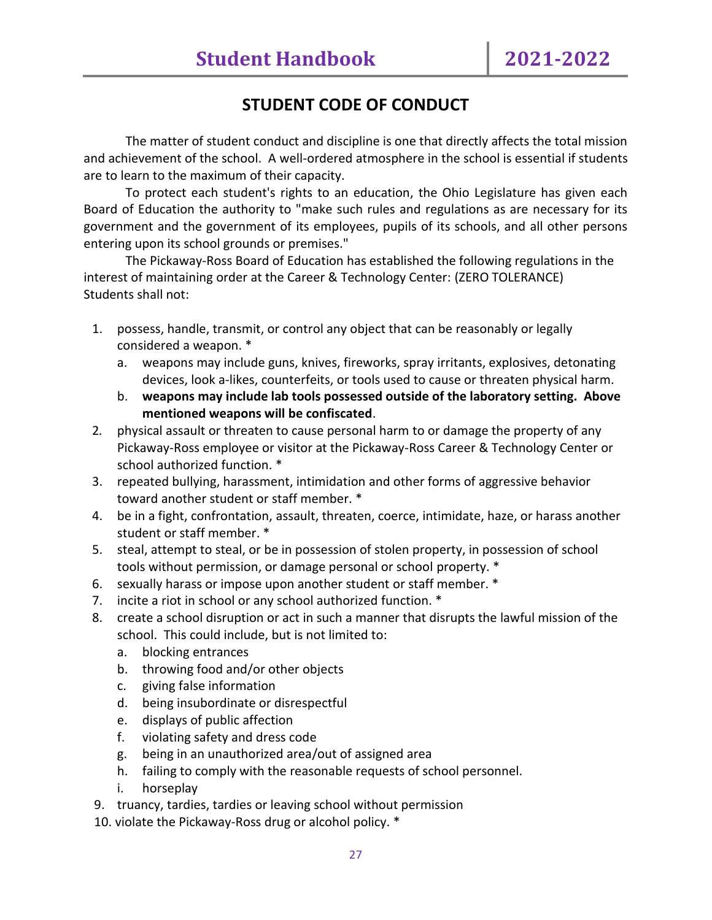## STUDENT CODE OF CONDUCT

The matter of student conduct and discipline is one that directly affects the total mission and achievement of the school. A well-ordered atmosphere in the school is essential if students are to learn to the maximum of their capacity.

To protect each student's rights to an education, the Ohio Legislature has given each Board of Education the authority to "make such rules and regulations as are necessary for its government and the government of its employees, pupils of its schools, and all other persons entering upon its school grounds or premises."

The Pickaway-Ross Board of Education has established the following regulations in the interest of maintaining order at the Career & Technology Center: (ZERO TOLERANCE)
Students shall not:

1. possess, handle, transmit, or control any object that can be reasonably or legally considered a weapon. *
   a. weapons may include guns, knives, fireworks, spray irritants, explosives, detonating devices, look a-likes, counterfeits, or tools used to cause or threaten physical harm.
   b. **weapons may include lab tools possessed outside of the laboratory setting. Above mentioned weapons will be confiscated**.
2. physical assault or threaten to cause personal harm to or damage the property of any Pickaway-Ross employee or visitor at the Pickaway-Ross Career & Technology Center or school authorized function. *
3. repeated bullying, harassment, intimidation and other forms of aggressive behavior toward another student or staff member. *
4. be in a fight, confrontation, assault, threaten, coerce, intimidate, haze, or harass another student or staff member. *
5. steal, attempt to steal, or be in possession of stolen property, in possession of school tools without permission, or damage personal or school property. *
6. sexually harass or impose upon another student or staff member. *
7. incite a riot in school or any school authorized function. *
8. create a school disruption or act in such a manner that disrupts the lawful mission of the school. This could include, but is not limited to:
   a. blocking entrances
   b. throwing food and/or other objects
   c. giving false information
   d. being insubordinate or disrespectful
   e. displays of public affection
   f. violating safety and dress code
   g. being in an unauthorized area/out of assigned area
   h. failing to comply with the reasonable requests of school personnel.
   i. horseplay
9. truancy, tardies, tardies or leaving school without permission
10. violate the Pickaway-Ross drug or alcohol policy. *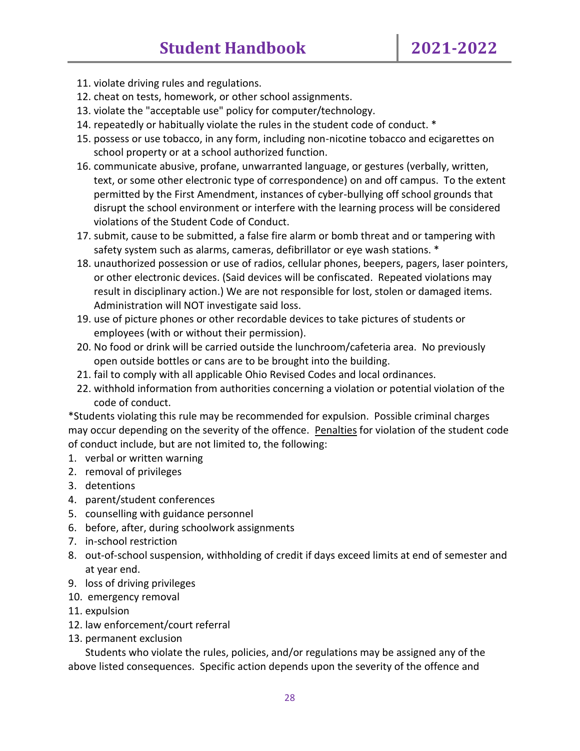11. violate driving rules and regulations.
12. cheat on tests, homework, or other school assignments.
13. violate the "acceptable use" policy for computer/technology.
14. repeatedly or habitually violate the rules in the student code of conduct. *
15. possess or use tobacco, in any form, including non-nicotine tobacco and ecigarettes on school property or at a school authorized function.
16. communicate abusive, profane, unwarranted language, or gestures (verbally, written, text, or some other electronic type of correspondence) on and off campus. To the extent permitted by the First Amendment, instances of cyber-bullying off school grounds that disrupt the school environment or interfere with the learning process will be considered violations of the Student Code of Conduct.
17. submit, cause to be submitted, a false fire alarm or bomb threat and or tampering with safety system such as alarms, cameras, defibrillator or eye wash stations. *
18. unauthorized possession or use of radios, cellular phones, beepers, pagers, laser pointers, or other electronic devices. (Said devices will be confiscated. Repeated violations may result in disciplinary action.) We are not responsible for lost, stolen or damaged items. Administration will NOT investigate said loss.
19. use of picture phones or other recordable devices to take pictures of students or employees (with or without their permission).
20. No food or drink will be carried outside the lunchroom/cafeteria area. No previously open outside bottles or cans are to be brought into the building.
21. fail to comply with all applicable Ohio Revised Codes and local ordinances.
22. withhold information from authorities concerning a violation or potential violation of the code of conduct.

*Students violating this rule may be recommended for expulsion. Possible criminal charges may occur depending on the severity of the offence. Penalties for violation of the student code of conduct include, but are not limited to, the following:

1. verbal or written warning
2. removal of privileges
3. detentions
4. parent/student conferences
5. counselling with guidance personnel
6. before, after, during schoolwork assignments
7. in-school restriction
8. out-of-school suspension, withholding of credit if days exceed limits at end of semester and at year end.
9. loss of driving privileges
10. emergency removal
11. expulsion
12. law enforcement/court referral
13. permanent exclusion

Students who violate the rules, policies, and/or regulations may be assigned any of the above listed consequences. Specific action depends upon the severity of the offence and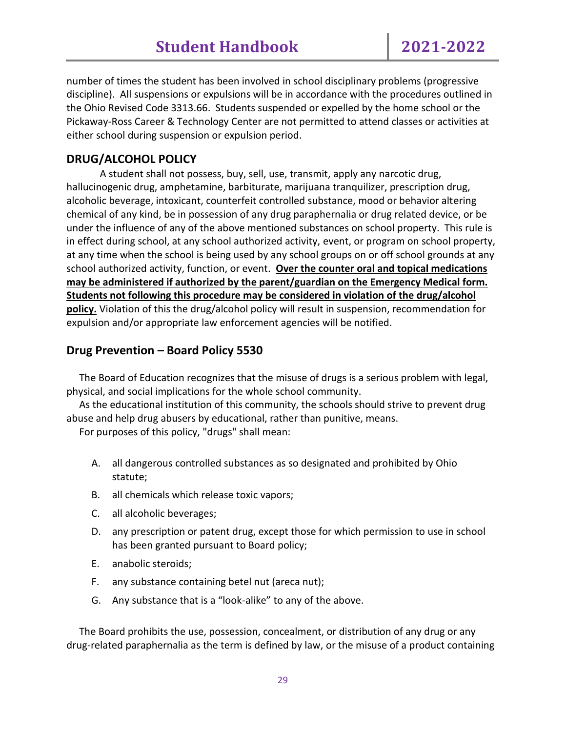number of times the student has been involved in school disciplinary problems (progressive discipline). All suspensions or expulsions will be in accordance with the procedures outlined in the Ohio Revised Code 3313.66. Students suspended or expelled by the home school or the Pickaway-Ross Career & Technology Center are not permitted to attend classes or activities at either school during suspension or expulsion period.

## DRUG/ALCOHOL POLICY

A student shall not possess, buy, sell, use, transmit, apply any narcotic drug, hallucinogenic drug, amphetamine, barbiturate, marijuana tranquilizer, prescription drug, alcoholic beverage, intoxicant, counterfeit controlled substance, mood or behavior altering chemical of any kind, be in possession of any drug paraphernalia or drug related device, or be under the influence of any of the above mentioned substances on school property. This rule is in effect during school, at any school authorized activity, event, or program on school property, at any time when the school is being used by any school groups on or off school grounds at any school authorized activity, function, or event. **Over the counter oral and topical medications may be administered if authorized by the parent/guardian on the Emergency Medical form. Students not following this procedure may be considered in violation of the drug/alcohol policy.** Violation of this the drug/alcohol policy will result in suspension, recommendation for expulsion and/or appropriate law enforcement agencies will be notified.

## Drug Prevention – Board Policy 5530

The Board of Education recognizes that the misuse of drugs is a serious problem with legal, physical, and social implications for the whole school community.

As the educational institution of this community, the schools should strive to prevent drug abuse and help drug abusers by educational, rather than punitive, means.

For purposes of this policy, "drugs" shall mean:

A. all dangerous controlled substances as so designated and prohibited by Ohio statute;
B. all chemicals which release toxic vapors;
C. all alcoholic beverages;
D. any prescription or patent drug, except those for which permission to use in school has been granted pursuant to Board policy;
E. anabolic steroids;
F. any substance containing betel nut (areca nut);
G. Any substance that is a "look-alike" to any of the above.

The Board prohibits the use, possession, concealment, or distribution of any drug or any drug-related paraphernalia as the term is defined by law, or the misuse of a product containing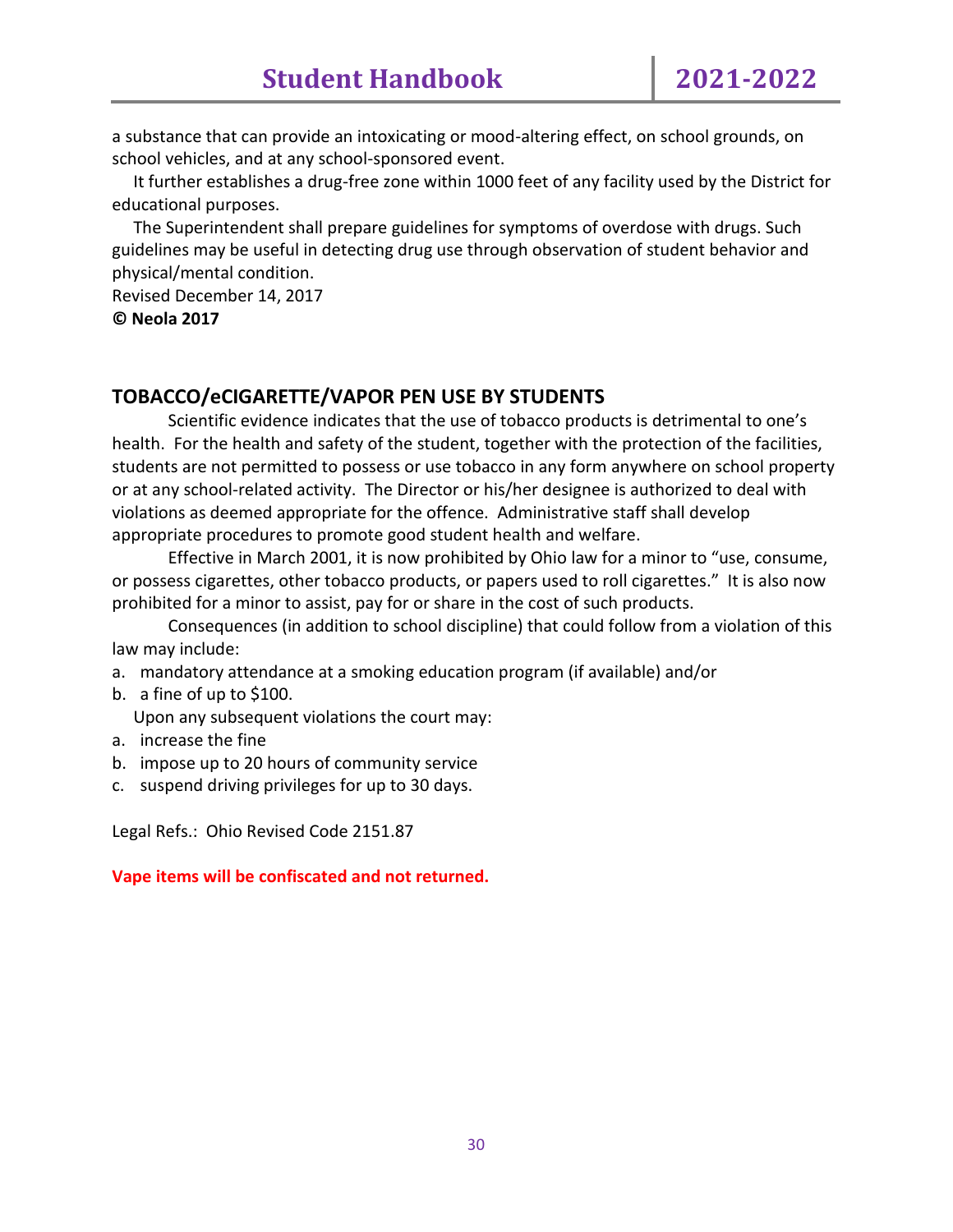a substance that can provide an intoxicating or mood-altering effect, on school grounds, on school vehicles, and at any school-sponsored event.

It further establishes a drug-free zone within 1000 feet of any facility used by the District for educational purposes.

The Superintendent shall prepare guidelines for symptoms of overdose with drugs. Such guidelines may be useful in detecting drug use through observation of student behavior and physical/mental condition.

Revised December 14, 2017

**© Neola 2017**

## TOBACCO/eCIGARETTE/VAPOR PEN USE BY STUDENTS

Scientific evidence indicates that the use of tobacco products is detrimental to one's health. For the health and safety of the student, together with the protection of the facilities, students are not permitted to possess or use tobacco in any form anywhere on school property or at any school-related activity. The Director or his/her designee is authorized to deal with violations as deemed appropriate for the offence. Administrative staff shall develop appropriate procedures to promote good student health and welfare.

Effective in March 2001, it is now prohibited by Ohio law for a minor to "use, consume, or possess cigarettes, other tobacco products, or papers used to roll cigarettes." It is also now prohibited for a minor to assist, pay for or share in the cost of such products.

Consequences (in addition to school discipline) that could follow from a violation of this law may include:

a. mandatory attendance at a smoking education program (if available) and/or
b. a fine of up to $100.

Upon any subsequent violations the court may:

a. increase the fine
b. impose up to 20 hours of community service
c. suspend driving privileges for up to 30 days.

Legal Refs.: Ohio Revised Code 2151.87

**Vape items will be confiscated and not returned.**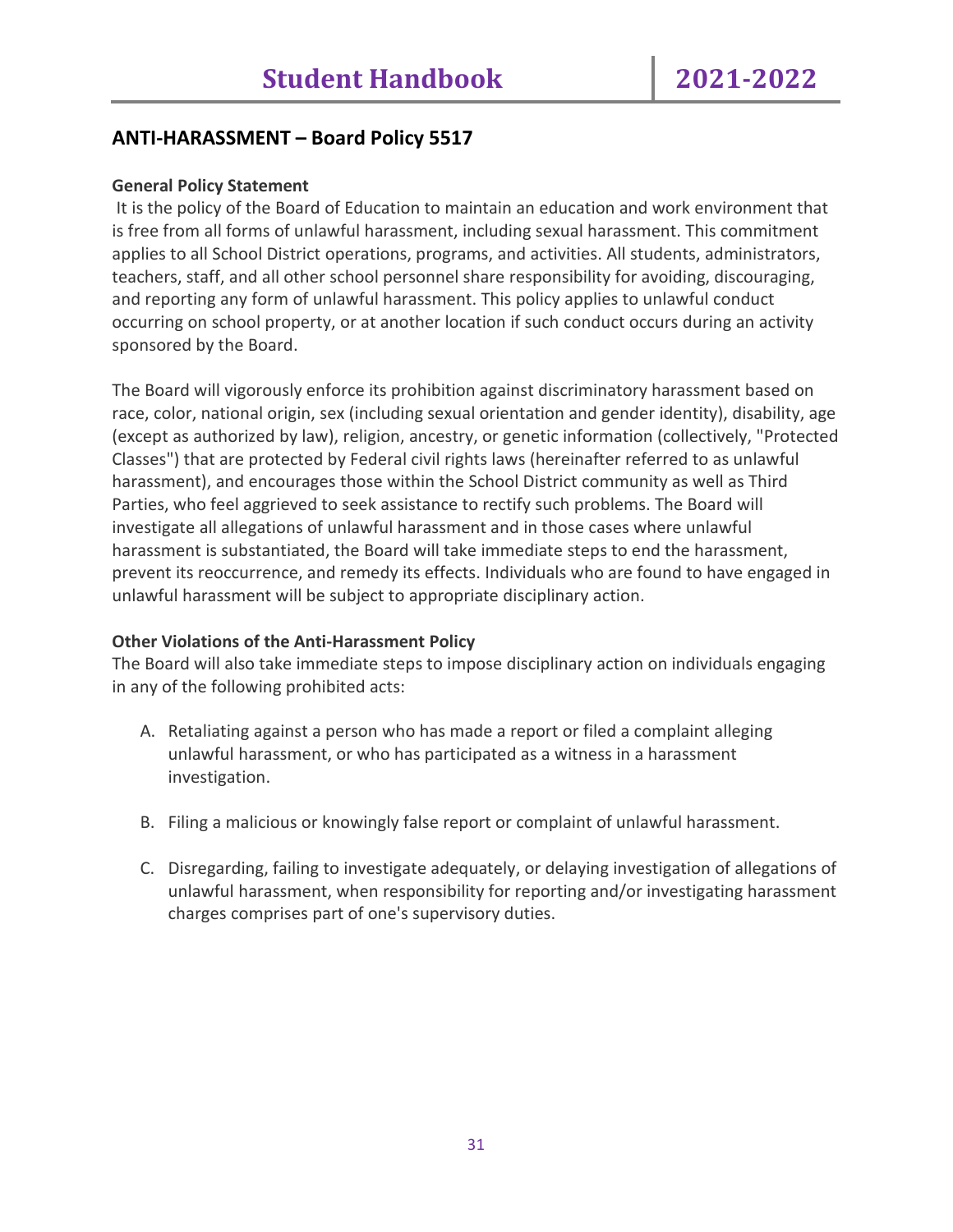## ANTI-HARASSMENT – Board Policy 5517

**General Policy Statement**

It is the policy of the Board of Education to maintain an education and work environment that is free from all forms of unlawful harassment, including sexual harassment. This commitment applies to all School District operations, programs, and activities. All students, administrators, teachers, staff, and all other school personnel share responsibility for avoiding, discouraging, and reporting any form of unlawful harassment. This policy applies to unlawful conduct occurring on school property, or at another location if such conduct occurs during an activity sponsored by the Board.

The Board will vigorously enforce its prohibition against discriminatory harassment based on race, color, national origin, sex (including sexual orientation and gender identity), disability, age (except as authorized by law), religion, ancestry, or genetic information (collectively, "Protected Classes") that are protected by Federal civil rights laws (hereinafter referred to as unlawful harassment), and encourages those within the School District community as well as Third Parties, who feel aggrieved to seek assistance to rectify such problems. The Board will investigate all allegations of unlawful harassment and in those cases where unlawful harassment is substantiated, the Board will take immediate steps to end the harassment, prevent its reoccurrence, and remedy its effects. Individuals who are found to have engaged in unlawful harassment will be subject to appropriate disciplinary action.

**Other Violations of the Anti-Harassment Policy**

The Board will also take immediate steps to impose disciplinary action on individuals engaging in any of the following prohibited acts:

A. Retaliating against a person who has made a report or filed a complaint alleging unlawful harassment, or who has participated as a witness in a harassment investigation.

B. Filing a malicious or knowingly false report or complaint of unlawful harassment.

C. Disregarding, failing to investigate adequately, or delaying investigation of allegations of unlawful harassment, when responsibility for reporting and/or investigating harassment charges comprises part of one's supervisory duties.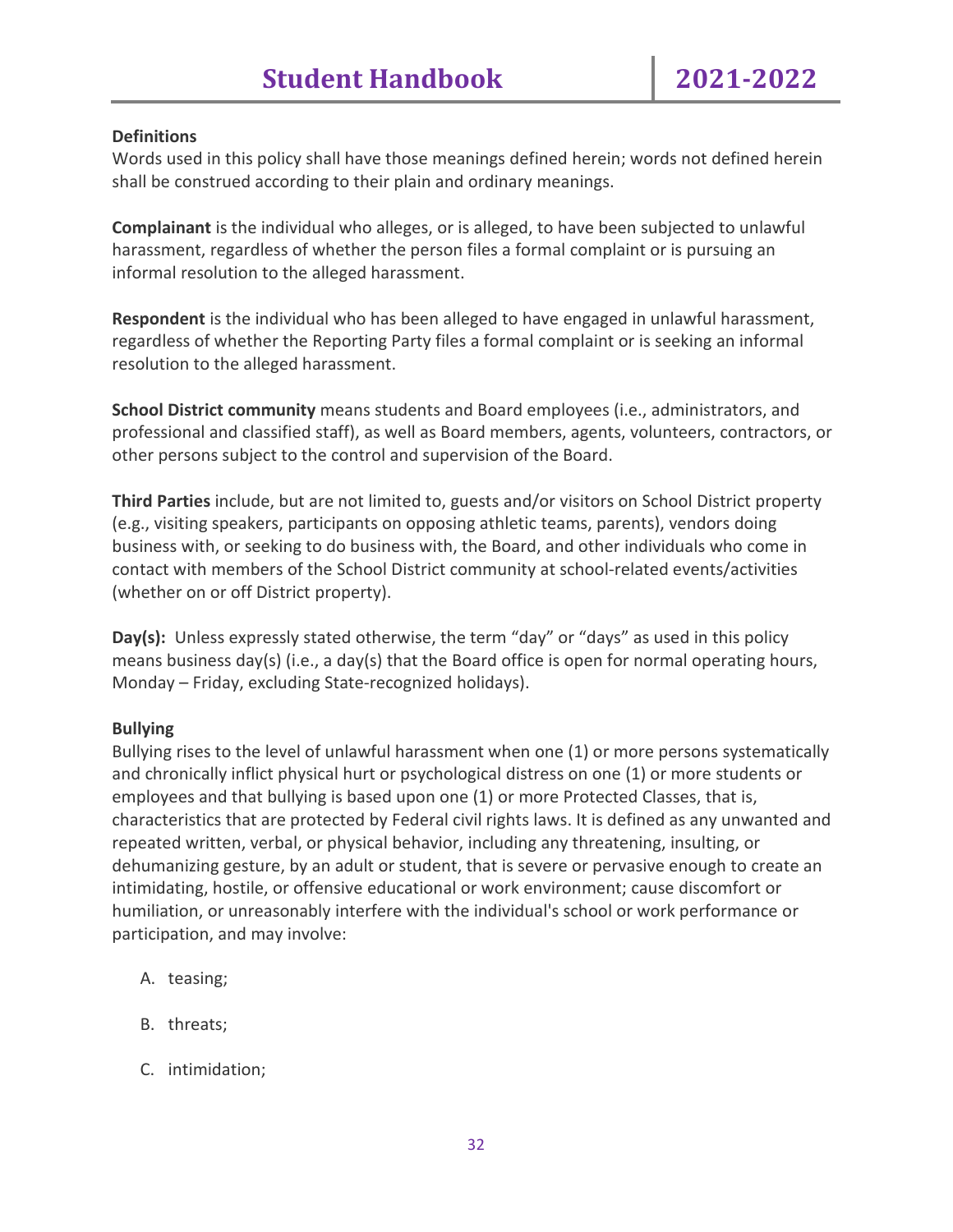**Definitions**
Words used in this policy shall have those meanings defined herein; words not defined herein shall be construed according to their plain and ordinary meanings.

**Complainant** is the individual who alleges, or is alleged, to have been subjected to unlawful harassment, regardless of whether the person files a formal complaint or is pursuing an informal resolution to the alleged harassment.

**Respondent** is the individual who has been alleged to have engaged in unlawful harassment, regardless of whether the Reporting Party files a formal complaint or is seeking an informal resolution to the alleged harassment.

**School District community** means students and Board employees (i.e., administrators, and professional and classified staff), as well as Board members, agents, volunteers, contractors, or other persons subject to the control and supervision of the Board.

**Third Parties** include, but are not limited to, guests and/or visitors on School District property (e.g., visiting speakers, participants on opposing athletic teams, parents), vendors doing business with, or seeking to do business with, the Board, and other individuals who come in contact with members of the School District community at school-related events/activities (whether on or off District property).

**Day(s):** Unless expressly stated otherwise, the term "day" or "days" as used in this policy means business day(s) (i.e., a day(s) that the Board office is open for normal operating hours, Monday – Friday, excluding State-recognized holidays).

**Bullying**
Bullying rises to the level of unlawful harassment when one (1) or more persons systematically and chronically inflict physical hurt or psychological distress on one (1) or more students or employees and that bullying is based upon one (1) or more Protected Classes, that is, characteristics that are protected by Federal civil rights laws. It is defined as any unwanted and repeated written, verbal, or physical behavior, including any threatening, insulting, or dehumanizing gesture, by an adult or student, that is severe or pervasive enough to create an intimidating, hostile, or offensive educational or work environment; cause discomfort or humiliation, or unreasonably interfere with the individual's school or work performance or participation, and may involve:

A. teasing;

B. threats;

C. intimidation;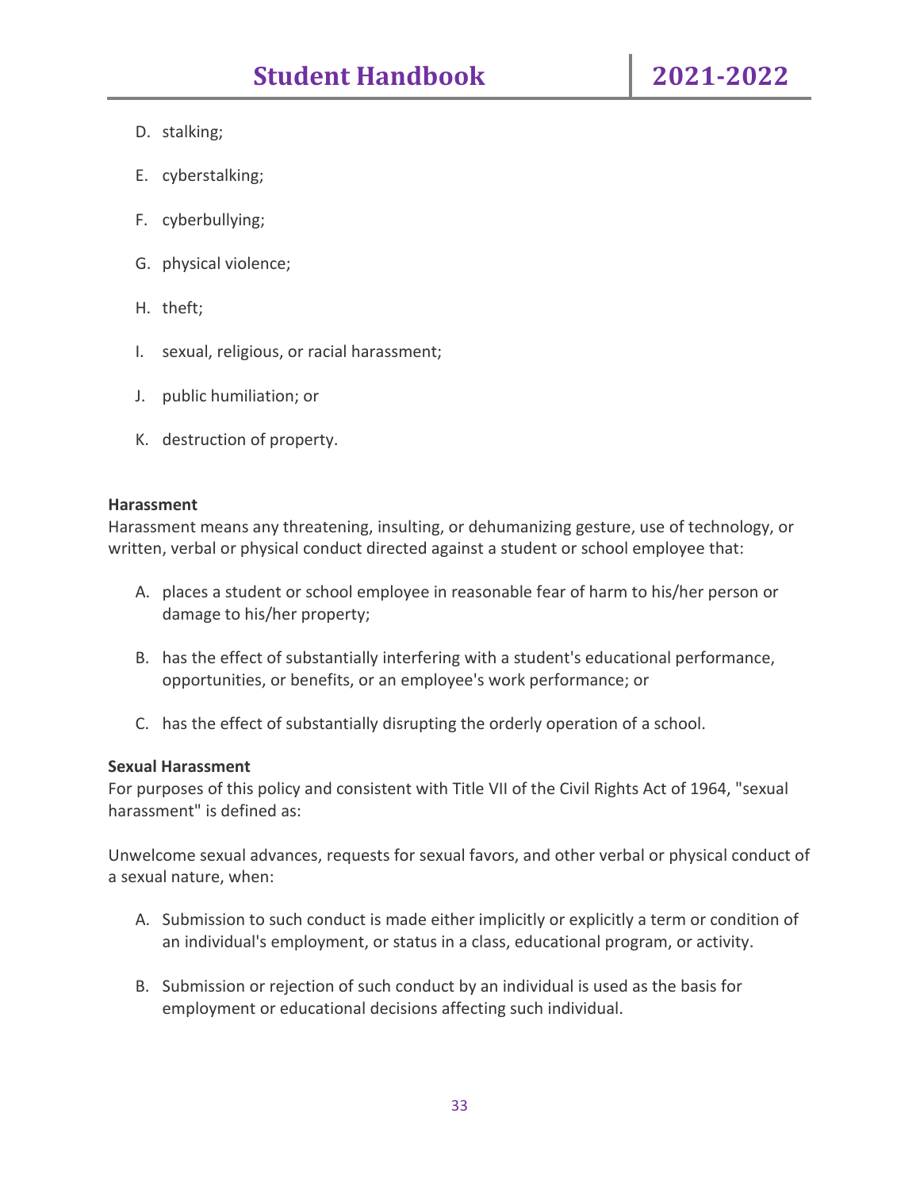D. stalking;

E. cyberstalking;

F. cyberbullying;

G. physical violence;

H. theft;

I. sexual, religious, or racial harassment;

J. public humiliation; or

K. destruction of property.

**Harassment**
Harassment means any threatening, insulting, or dehumanizing gesture, use of technology, or written, verbal or physical conduct directed against a student or school employee that:

A. places a student or school employee in reasonable fear of harm to his/her person or damage to his/her property;

B. has the effect of substantially interfering with a student's educational performance, opportunities, or benefits, or an employee's work performance; or

C. has the effect of substantially disrupting the orderly operation of a school.

**Sexual Harassment**
For purposes of this policy and consistent with Title VII of the Civil Rights Act of 1964, "sexual harassment" is defined as:

Unwelcome sexual advances, requests for sexual favors, and other verbal or physical conduct of a sexual nature, when:

A. Submission to such conduct is made either implicitly or explicitly a term or condition of an individual's employment, or status in a class, educational program, or activity.

B. Submission or rejection of such conduct by an individual is used as the basis for employment or educational decisions affecting such individual.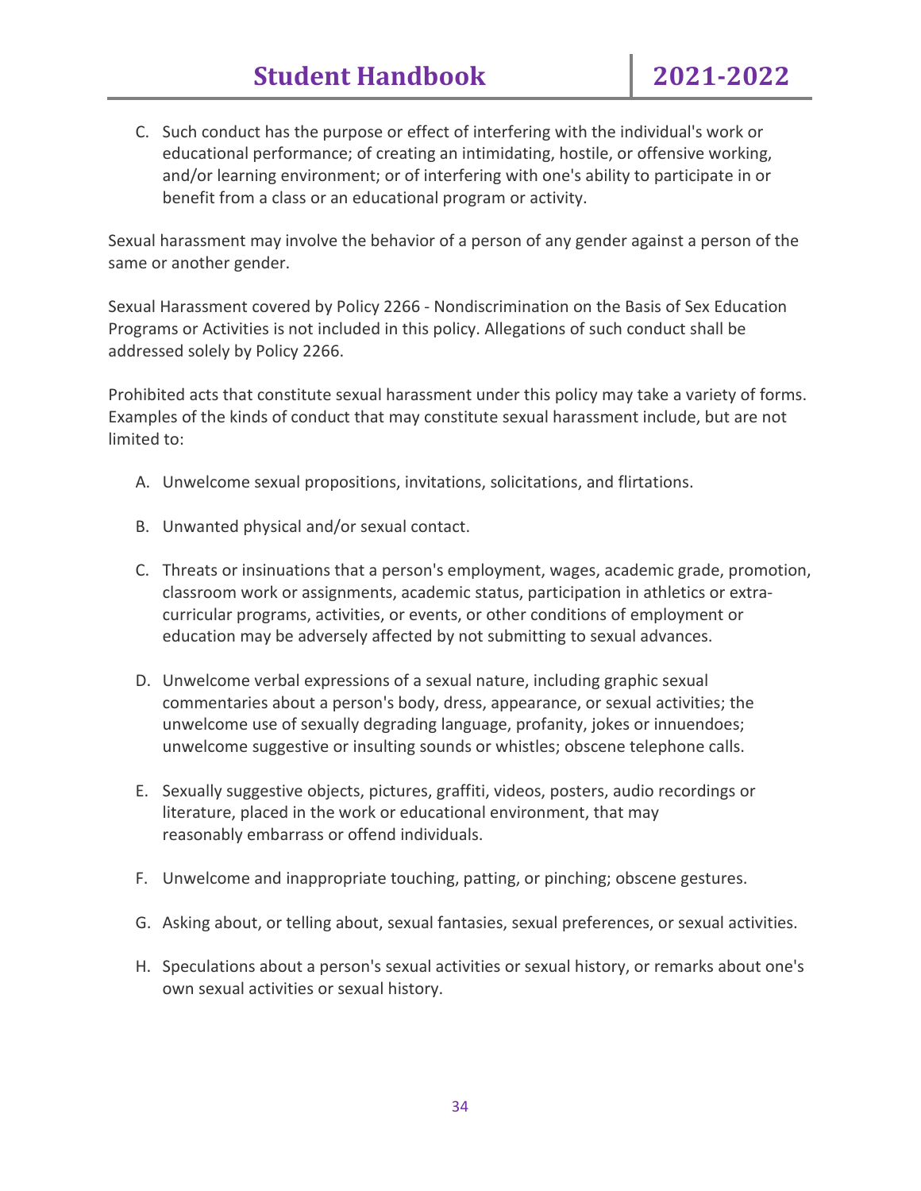C. Such conduct has the purpose or effect of interfering with the individual's work or educational performance; of creating an intimidating, hostile, or offensive working, and/or learning environment; or of interfering with one's ability to participate in or benefit from a class or an educational program or activity.

Sexual harassment may involve the behavior of a person of any gender against a person of the same or another gender.

Sexual Harassment covered by Policy 2266 - Nondiscrimination on the Basis of Sex Education Programs or Activities is not included in this policy. Allegations of such conduct shall be addressed solely by Policy 2266.

Prohibited acts that constitute sexual harassment under this policy may take a variety of forms. Examples of the kinds of conduct that may constitute sexual harassment include, but are not limited to:

A. Unwelcome sexual propositions, invitations, solicitations, and flirtations.

B. Unwanted physical and/or sexual contact.

C. Threats or insinuations that a person's employment, wages, academic grade, promotion, classroom work or assignments, academic status, participation in athletics or extra-curricular programs, activities, or events, or other conditions of employment or education may be adversely affected by not submitting to sexual advances.

D. Unwelcome verbal expressions of a sexual nature, including graphic sexual commentaries about a person's body, dress, appearance, or sexual activities; the unwelcome use of sexually degrading language, profanity, jokes or innuendoes; unwelcome suggestive or insulting sounds or whistles; obscene telephone calls.

E. Sexually suggestive objects, pictures, graffiti, videos, posters, audio recordings or literature, placed in the work or educational environment, that may reasonably embarrass or offend individuals.

F. Unwelcome and inappropriate touching, patting, or pinching; obscene gestures.

G. Asking about, or telling about, sexual fantasies, sexual preferences, or sexual activities.

H. Speculations about a person's sexual activities or sexual history, or remarks about one's own sexual activities or sexual history.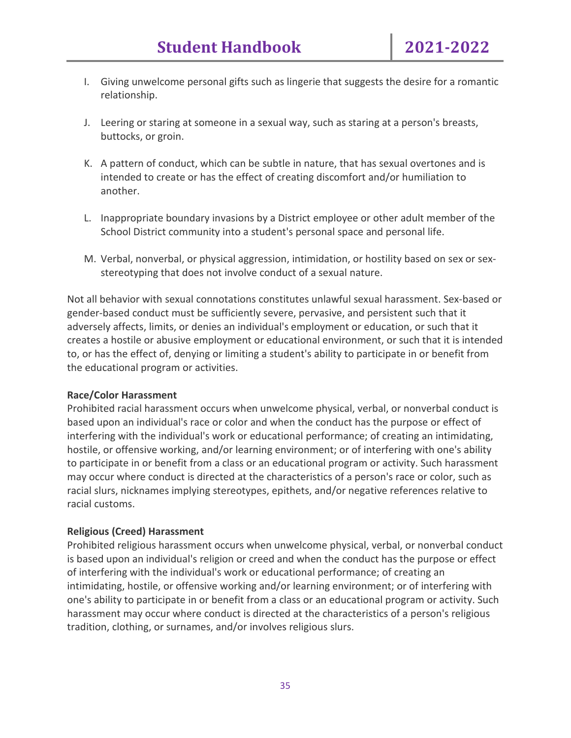I. Giving unwelcome personal gifts such as lingerie that suggests the desire for a romantic relationship.

J. Leering or staring at someone in a sexual way, such as staring at a person's breasts, buttocks, or groin.

K. A pattern of conduct, which can be subtle in nature, that has sexual overtones and is intended to create or has the effect of creating discomfort and/or humiliation to another.

L. Inappropriate boundary invasions by a District employee or other adult member of the School District community into a student's personal space and personal life.

M. Verbal, nonverbal, or physical aggression, intimidation, or hostility based on sex or sex-stereotyping that does not involve conduct of a sexual nature.

Not all behavior with sexual connotations constitutes unlawful sexual harassment. Sex-based or gender-based conduct must be sufficiently severe, pervasive, and persistent such that it adversely affects, limits, or denies an individual's employment or education, or such that it creates a hostile or abusive employment or educational environment, or such that it is intended to, or has the effect of, denying or limiting a student's ability to participate in or benefit from the educational program or activities.

**Race/Color Harassment**

Prohibited racial harassment occurs when unwelcome physical, verbal, or nonverbal conduct is based upon an individual's race or color and when the conduct has the purpose or effect of interfering with the individual's work or educational performance; of creating an intimidating, hostile, or offensive working, and/or learning environment; or of interfering with one's ability to participate in or benefit from a class or an educational program or activity. Such harassment may occur where conduct is directed at the characteristics of a person's race or color, such as racial slurs, nicknames implying stereotypes, epithets, and/or negative references relative to racial customs.

**Religious (Creed) Harassment**

Prohibited religious harassment occurs when unwelcome physical, verbal, or nonverbal conduct is based upon an individual's religion or creed and when the conduct has the purpose or effect of interfering with the individual's work or educational performance; of creating an intimidating, hostile, or offensive working and/or learning environment; or of interfering with one's ability to participate in or benefit from a class or an educational program or activity. Such harassment may occur where conduct is directed at the characteristics of a person's religious tradition, clothing, or surnames, and/or involves religious slurs.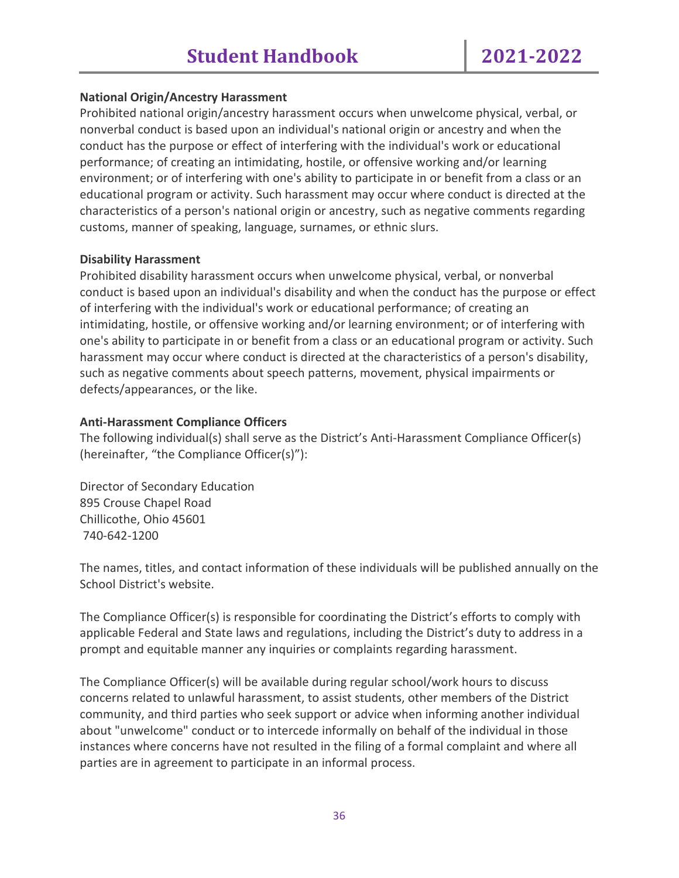**National Origin/Ancestry Harassment**

Prohibited national origin/ancestry harassment occurs when unwelcome physical, verbal, or nonverbal conduct is based upon an individual's national origin or ancestry and when the conduct has the purpose or effect of interfering with the individual's work or educational performance; of creating an intimidating, hostile, or offensive working and/or learning environment; or of interfering with one's ability to participate in or benefit from a class or an educational program or activity. Such harassment may occur where conduct is directed at the characteristics of a person's national origin or ancestry, such as negative comments regarding customs, manner of speaking, language, surnames, or ethnic slurs.

**Disability Harassment**

Prohibited disability harassment occurs when unwelcome physical, verbal, or nonverbal conduct is based upon an individual's disability and when the conduct has the purpose or effect of interfering with the individual's work or educational performance; of creating an intimidating, hostile, or offensive working and/or learning environment; or of interfering with one's ability to participate in or benefit from a class or an educational program or activity. Such harassment may occur where conduct is directed at the characteristics of a person's disability, such as negative comments about speech patterns, movement, physical impairments or defects/appearances, or the like.

**Anti-Harassment Compliance Officers**

The following individual(s) shall serve as the District's Anti-Harassment Compliance Officer(s) (hereinafter, "the Compliance Officer(s)"):

Director of Secondary Education
895 Crouse Chapel Road
Chillicothe, Ohio 45601
740-642-1200

The names, titles, and contact information of these individuals will be published annually on the School District's website.

The Compliance Officer(s) is responsible for coordinating the District's efforts to comply with applicable Federal and State laws and regulations, including the District's duty to address in a prompt and equitable manner any inquiries or complaints regarding harassment.

The Compliance Officer(s) will be available during regular school/work hours to discuss concerns related to unlawful harassment, to assist students, other members of the District community, and third parties who seek support or advice when informing another individual about "unwelcome" conduct or to intercede informally on behalf of the individual in those instances where concerns have not resulted in the filing of a formal complaint and where all parties are in agreement to participate in an informal process.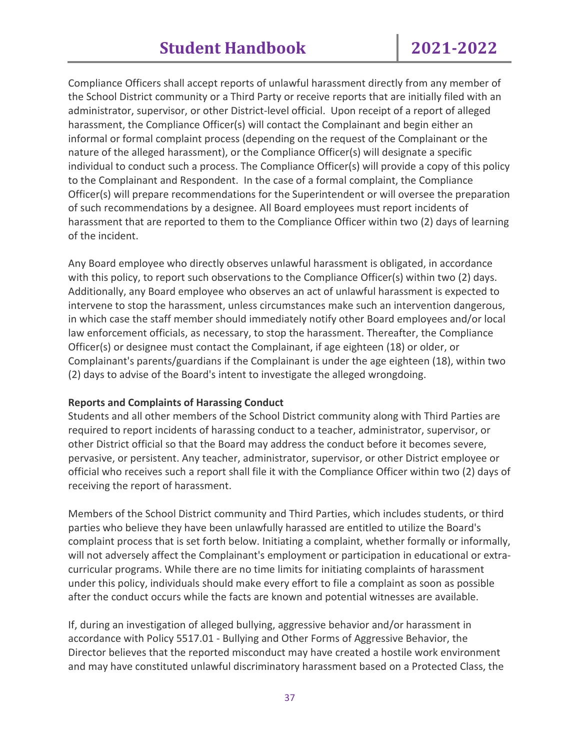Compliance Officers shall accept reports of unlawful harassment directly from any member of the School District community or a Third Party or receive reports that are initially filed with an administrator, supervisor, or other District-level official. Upon receipt of a report of alleged harassment, the Compliance Officer(s) will contact the Complainant and begin either an informal or formal complaint process (depending on the request of the Complainant or the nature of the alleged harassment), or the Compliance Officer(s) will designate a specific individual to conduct such a process. The Compliance Officer(s) will provide a copy of this policy to the Complainant and Respondent. In the case of a formal complaint, the Compliance Officer(s) will prepare recommendations for the Superintendent or will oversee the preparation of such recommendations by a designee. All Board employees must report incidents of harassment that are reported to them to the Compliance Officer within two (2) days of learning of the incident.

Any Board employee who directly observes unlawful harassment is obligated, in accordance with this policy, to report such observations to the Compliance Officer(s) within two (2) days. Additionally, any Board employee who observes an act of unlawful harassment is expected to intervene to stop the harassment, unless circumstances make such an intervention dangerous, in which case the staff member should immediately notify other Board employees and/or local law enforcement officials, as necessary, to stop the harassment. Thereafter, the Compliance Officer(s) or designee must contact the Complainant, if age eighteen (18) or older, or Complainant's parents/guardians if the Complainant is under the age eighteen (18), within two (2) days to advise of the Board's intent to investigate the alleged wrongdoing.

**Reports and Complaints of Harassing Conduct**

Students and all other members of the School District community along with Third Parties are required to report incidents of harassing conduct to a teacher, administrator, supervisor, or other District official so that the Board may address the conduct before it becomes severe, pervasive, or persistent. Any teacher, administrator, supervisor, or other District employee or official who receives such a report shall file it with the Compliance Officer within two (2) days of receiving the report of harassment.

Members of the School District community and Third Parties, which includes students, or third parties who believe they have been unlawfully harassed are entitled to utilize the Board's complaint process that is set forth below. Initiating a complaint, whether formally or informally, will not adversely affect the Complainant's employment or participation in educational or extra-curricular programs. While there are no time limits for initiating complaints of harassment under this policy, individuals should make every effort to file a complaint as soon as possible after the conduct occurs while the facts are known and potential witnesses are available.

If, during an investigation of alleged bullying, aggressive behavior and/or harassment in accordance with Policy 5517.01 - Bullying and Other Forms of Aggressive Behavior, the Director believes that the reported misconduct may have created a hostile work environment and may have constituted unlawful discriminatory harassment based on a Protected Class, the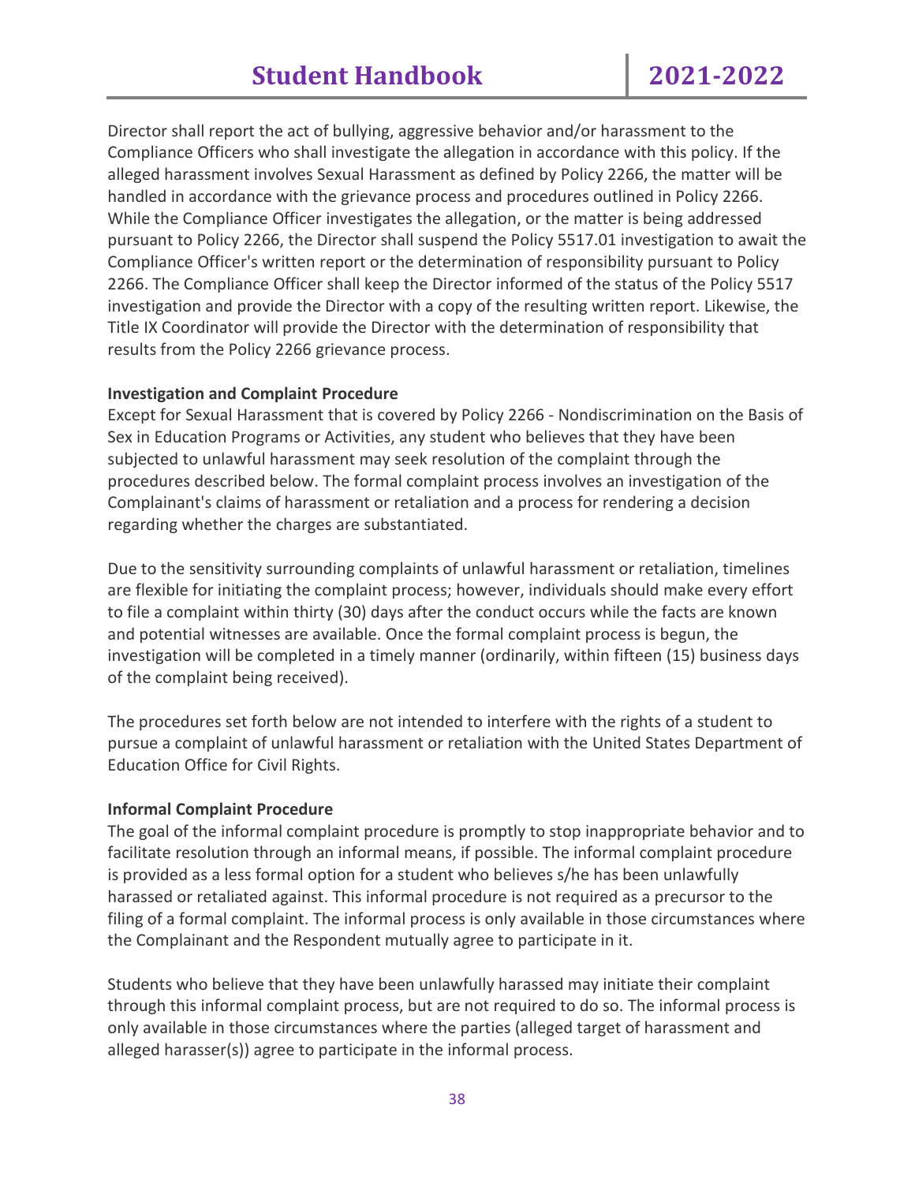Director shall report the act of bullying, aggressive behavior and/or harassment to the Compliance Officers who shall investigate the allegation in accordance with this policy. If the alleged harassment involves Sexual Harassment as defined by Policy 2266, the matter will be handled in accordance with the grievance process and procedures outlined in Policy 2266. While the Compliance Officer investigates the allegation, or the matter is being addressed pursuant to Policy 2266, the Director shall suspend the Policy 5517.01 investigation to await the Compliance Officer's written report or the determination of responsibility pursuant to Policy 2266. The Compliance Officer shall keep the Director informed of the status of the Policy 5517 investigation and provide the Director with a copy of the resulting written report. Likewise, the Title IX Coordinator will provide the Director with the determination of responsibility that results from the Policy 2266 grievance process.

**Investigation and Complaint Procedure**

Except for Sexual Harassment that is covered by Policy 2266 - Nondiscrimination on the Basis of Sex in Education Programs or Activities, any student who believes that they have been subjected to unlawful harassment may seek resolution of the complaint through the procedures described below. The formal complaint process involves an investigation of the Complainant's claims of harassment or retaliation and a process for rendering a decision regarding whether the charges are substantiated.

Due to the sensitivity surrounding complaints of unlawful harassment or retaliation, timelines are flexible for initiating the complaint process; however, individuals should make every effort to file a complaint within thirty (30) days after the conduct occurs while the facts are known and potential witnesses are available. Once the formal complaint process is begun, the investigation will be completed in a timely manner (ordinarily, within fifteen (15) business days of the complaint being received).

The procedures set forth below are not intended to interfere with the rights of a student to pursue a complaint of unlawful harassment or retaliation with the United States Department of Education Office for Civil Rights.

**Informal Complaint Procedure**

The goal of the informal complaint procedure is promptly to stop inappropriate behavior and to facilitate resolution through an informal means, if possible. The informal complaint procedure is provided as a less formal option for a student who believes s/he has been unlawfully harassed or retaliated against. This informal procedure is not required as a precursor to the filing of a formal complaint. The informal process is only available in those circumstances where the Complainant and the Respondent mutually agree to participate in it.

Students who believe that they have been unlawfully harassed may initiate their complaint through this informal complaint process, but are not required to do so. The informal process is only available in those circumstances where the parties (alleged target of harassment and alleged harasser(s)) agree to participate in the informal process.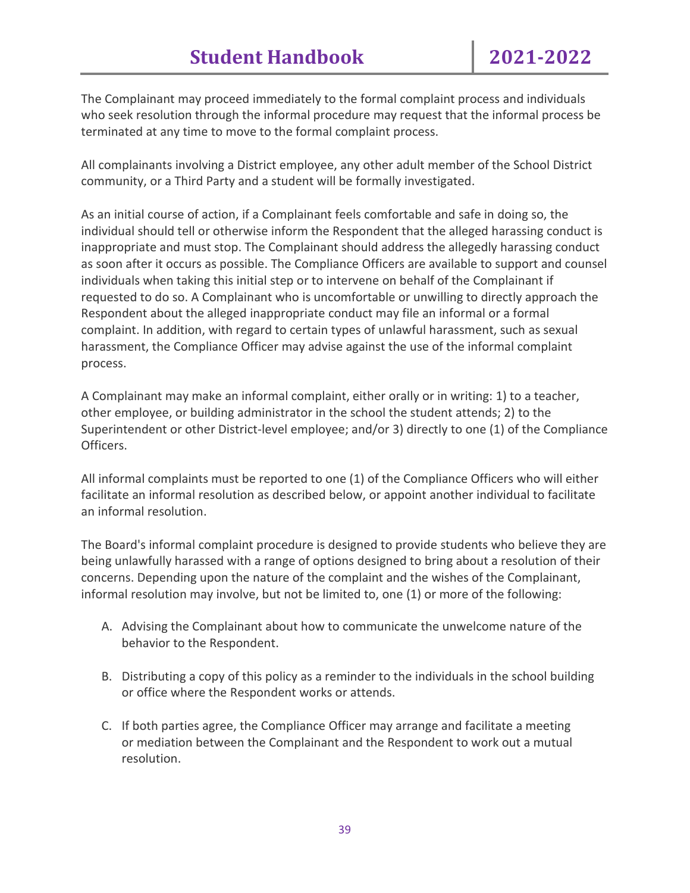The Complainant may proceed immediately to the formal complaint process and individuals who seek resolution through the informal procedure may request that the informal process be terminated at any time to move to the formal complaint process.

All complainants involving a District employee, any other adult member of the School District community, or a Third Party and a student will be formally investigated.

As an initial course of action, if a Complainant feels comfortable and safe in doing so, the individual should tell or otherwise inform the Respondent that the alleged harassing conduct is inappropriate and must stop. The Complainant should address the allegedly harassing conduct as soon after it occurs as possible. The Compliance Officers are available to support and counsel individuals when taking this initial step or to intervene on behalf of the Complainant if requested to do so. A Complainant who is uncomfortable or unwilling to directly approach the Respondent about the alleged inappropriate conduct may file an informal or a formal complaint. In addition, with regard to certain types of unlawful harassment, such as sexual harassment, the Compliance Officer may advise against the use of the informal complaint process.

A Complainant may make an informal complaint, either orally or in writing: 1) to a teacher, other employee, or building administrator in the school the student attends; 2) to the Superintendent or other District-level employee; and/or 3) directly to one (1) of the Compliance Officers.

All informal complaints must be reported to one (1) of the Compliance Officers who will either facilitate an informal resolution as described below, or appoint another individual to facilitate an informal resolution.

The Board's informal complaint procedure is designed to provide students who believe they are being unlawfully harassed with a range of options designed to bring about a resolution of their concerns. Depending upon the nature of the complaint and the wishes of the Complainant, informal resolution may involve, but not be limited to, one (1) or more of the following:

A. Advising the Complainant about how to communicate the unwelcome nature of the behavior to the Respondent.

B. Distributing a copy of this policy as a reminder to the individuals in the school building or office where the Respondent works or attends.

C. If both parties agree, the Compliance Officer may arrange and facilitate a meeting or mediation between the Complainant and the Respondent to work out a mutual resolution.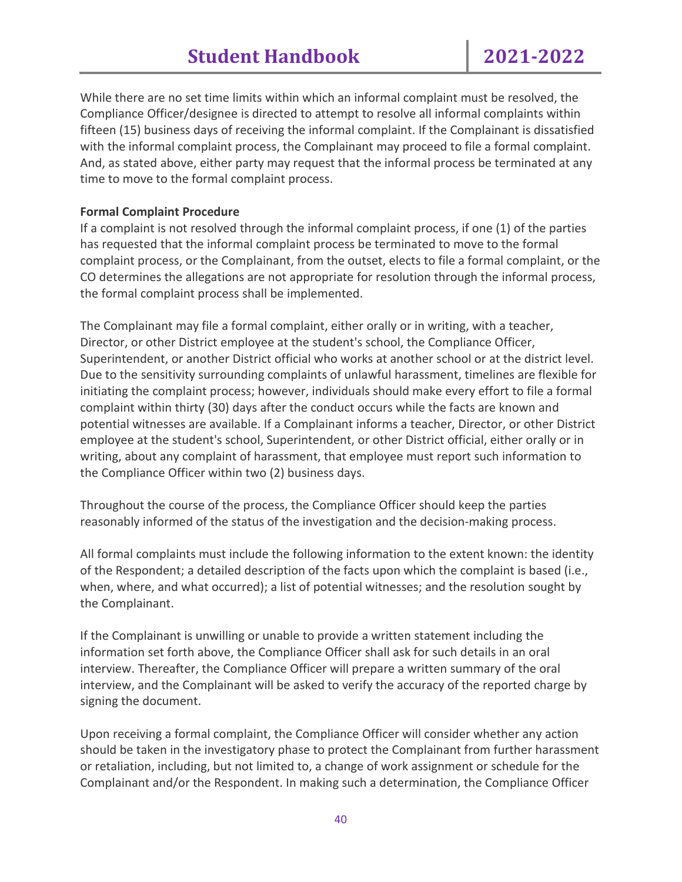While there are no set time limits within which an informal complaint must be resolved, the Compliance Officer/designee is directed to attempt to resolve all informal complaints within fifteen (15) business days of receiving the informal complaint. If the Complainant is dissatisfied with the informal complaint process, the Complainant may proceed to file a formal complaint. And, as stated above, either party may request that the informal process be terminated at any time to move to the formal complaint process.

**Formal Complaint Procedure**

If a complaint is not resolved through the informal complaint process, if one (1) of the parties has requested that the informal complaint process be terminated to move to the formal complaint process, or the Complainant, from the outset, elects to file a formal complaint, or the CO determines the allegations are not appropriate for resolution through the informal process, the formal complaint process shall be implemented.

The Complainant may file a formal complaint, either orally or in writing, with a teacher, Director, or other District employee at the student's school, the Compliance Officer, Superintendent, or another District official who works at another school or at the district level. Due to the sensitivity surrounding complaints of unlawful harassment, timelines are flexible for initiating the complaint process; however, individuals should make every effort to file a formal complaint within thirty (30) days after the conduct occurs while the facts are known and potential witnesses are available. If a Complainant informs a teacher, Director, or other District employee at the student's school, Superintendent, or other District official, either orally or in writing, about any complaint of harassment, that employee must report such information to the Compliance Officer within two (2) business days.

Throughout the course of the process, the Compliance Officer should keep the parties reasonably informed of the status of the investigation and the decision-making process.

All formal complaints must include the following information to the extent known: the identity of the Respondent; a detailed description of the facts upon which the complaint is based (i.e., when, where, and what occurred); a list of potential witnesses; and the resolution sought by the Complainant.

If the Complainant is unwilling or unable to provide a written statement including the information set forth above, the Compliance Officer shall ask for such details in an oral interview. Thereafter, the Compliance Officer will prepare a written summary of the oral interview, and the Complainant will be asked to verify the accuracy of the reported charge by signing the document.

Upon receiving a formal complaint, the Compliance Officer will consider whether any action should be taken in the investigatory phase to protect the Complainant from further harassment or retaliation, including, but not limited to, a change of work assignment or schedule for the Complainant and/or the Respondent. In making such a determination, the Compliance Officer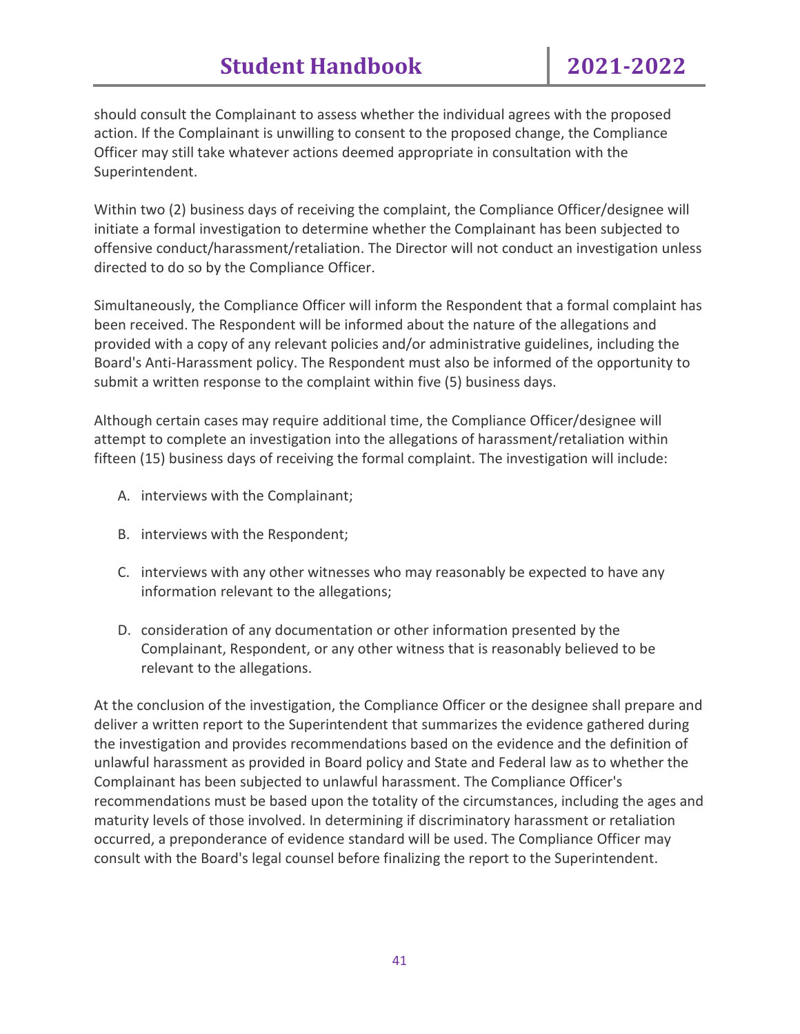should consult the Complainant to assess whether the individual agrees with the proposed action. If the Complainant is unwilling to consent to the proposed change, the Compliance Officer may still take whatever actions deemed appropriate in consultation with the Superintendent.

Within two (2) business days of receiving the complaint, the Compliance Officer/designee will initiate a formal investigation to determine whether the Complainant has been subjected to offensive conduct/harassment/retaliation. The Director will not conduct an investigation unless directed to do so by the Compliance Officer.

Simultaneously, the Compliance Officer will inform the Respondent that a formal complaint has been received. The Respondent will be informed about the nature of the allegations and provided with a copy of any relevant policies and/or administrative guidelines, including the Board's Anti-Harassment policy. The Respondent must also be informed of the opportunity to submit a written response to the complaint within five (5) business days.

Although certain cases may require additional time, the Compliance Officer/designee will attempt to complete an investigation into the allegations of harassment/retaliation within fifteen (15) business days of receiving the formal complaint. The investigation will include:

A. interviews with the Complainant;

B. interviews with the Respondent;

C. interviews with any other witnesses who may reasonably be expected to have any information relevant to the allegations;

D. consideration of any documentation or other information presented by the Complainant, Respondent, or any other witness that is reasonably believed to be relevant to the allegations.

At the conclusion of the investigation, the Compliance Officer or the designee shall prepare and deliver a written report to the Superintendent that summarizes the evidence gathered during the investigation and provides recommendations based on the evidence and the definition of unlawful harassment as provided in Board policy and State and Federal law as to whether the Complainant has been subjected to unlawful harassment. The Compliance Officer's recommendations must be based upon the totality of the circumstances, including the ages and maturity levels of those involved. In determining if discriminatory harassment or retaliation occurred, a preponderance of evidence standard will be used. The Compliance Officer may consult with the Board's legal counsel before finalizing the report to the Superintendent.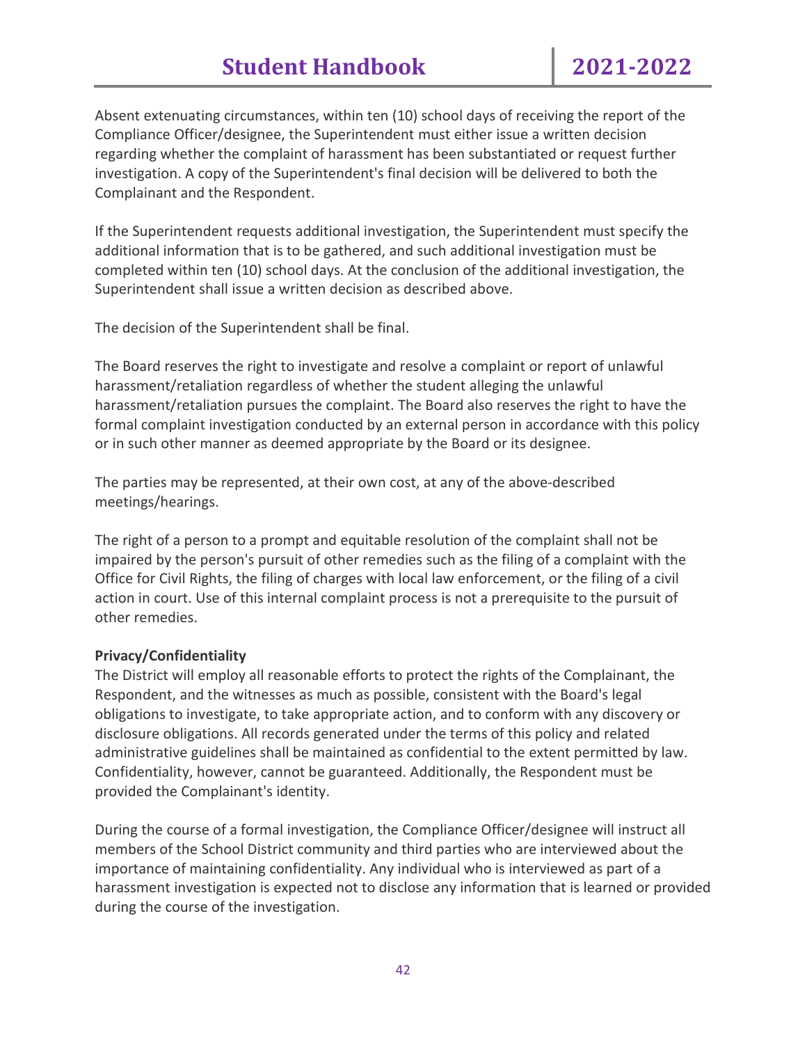Absent extenuating circumstances, within ten (10) school days of receiving the report of the Compliance Officer/designee, the Superintendent must either issue a written decision regarding whether the complaint of harassment has been substantiated or request further investigation. A copy of the Superintendent's final decision will be delivered to both the Complainant and the Respondent.

If the Superintendent requests additional investigation, the Superintendent must specify the additional information that is to be gathered, and such additional investigation must be completed within ten (10) school days. At the conclusion of the additional investigation, the Superintendent shall issue a written decision as described above.

The decision of the Superintendent shall be final.

The Board reserves the right to investigate and resolve a complaint or report of unlawful harassment/retaliation regardless of whether the student alleging the unlawful harassment/retaliation pursues the complaint. The Board also reserves the right to have the formal complaint investigation conducted by an external person in accordance with this policy or in such other manner as deemed appropriate by the Board or its designee.

The parties may be represented, at their own cost, at any of the above-described meetings/hearings.

The right of a person to a prompt and equitable resolution of the complaint shall not be impaired by the person's pursuit of other remedies such as the filing of a complaint with the Office for Civil Rights, the filing of charges with local law enforcement, or the filing of a civil action in court. Use of this internal complaint process is not a prerequisite to the pursuit of other remedies.

**Privacy/Confidentiality**

The District will employ all reasonable efforts to protect the rights of the Complainant, the Respondent, and the witnesses as much as possible, consistent with the Board's legal obligations to investigate, to take appropriate action, and to conform with any discovery or disclosure obligations. All records generated under the terms of this policy and related administrative guidelines shall be maintained as confidential to the extent permitted by law. Confidentiality, however, cannot be guaranteed. Additionally, the Respondent must be provided the Complainant's identity.

During the course of a formal investigation, the Compliance Officer/designee will instruct all members of the School District community and third parties who are interviewed about the importance of maintaining confidentiality. Any individual who is interviewed as part of a harassment investigation is expected not to disclose any information that is learned or provided during the course of the investigation.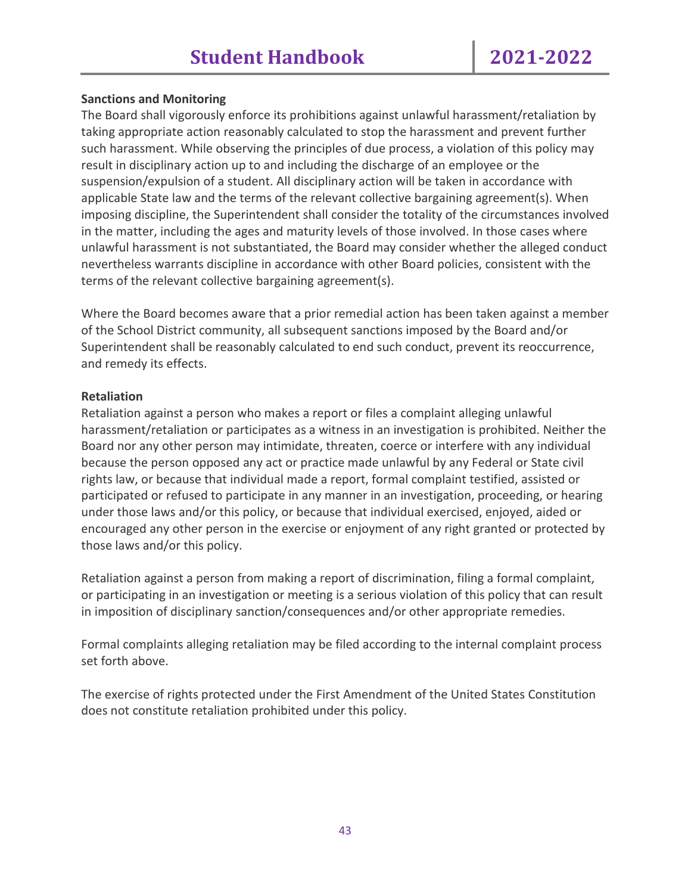**Sanctions and Monitoring**

The Board shall vigorously enforce its prohibitions against unlawful harassment/retaliation by taking appropriate action reasonably calculated to stop the harassment and prevent further such harassment. While observing the principles of due process, a violation of this policy may result in disciplinary action up to and including the discharge of an employee or the suspension/expulsion of a student. All disciplinary action will be taken in accordance with applicable State law and the terms of the relevant collective bargaining agreement(s). When imposing discipline, the Superintendent shall consider the totality of the circumstances involved in the matter, including the ages and maturity levels of those involved. In those cases where unlawful harassment is not substantiated, the Board may consider whether the alleged conduct nevertheless warrants discipline in accordance with other Board policies, consistent with the terms of the relevant collective bargaining agreement(s).

Where the Board becomes aware that a prior remedial action has been taken against a member of the School District community, all subsequent sanctions imposed by the Board and/or Superintendent shall be reasonably calculated to end such conduct, prevent its reoccurrence, and remedy its effects.

**Retaliation**

Retaliation against a person who makes a report or files a complaint alleging unlawful harassment/retaliation or participates as a witness in an investigation is prohibited. Neither the Board nor any other person may intimidate, threaten, coerce or interfere with any individual because the person opposed any act or practice made unlawful by any Federal or State civil rights law, or because that individual made a report, formal complaint testified, assisted or participated or refused to participate in any manner in an investigation, proceeding, or hearing under those laws and/or this policy, or because that individual exercised, enjoyed, aided or encouraged any other person in the exercise or enjoyment of any right granted or protected by those laws and/or this policy.

Retaliation against a person from making a report of discrimination, filing a formal complaint, or participating in an investigation or meeting is a serious violation of this policy that can result in imposition of disciplinary sanction/consequences and/or other appropriate remedies.

Formal complaints alleging retaliation may be filed according to the internal complaint process set forth above.

The exercise of rights protected under the First Amendment of the United States Constitution does not constitute retaliation prohibited under this policy.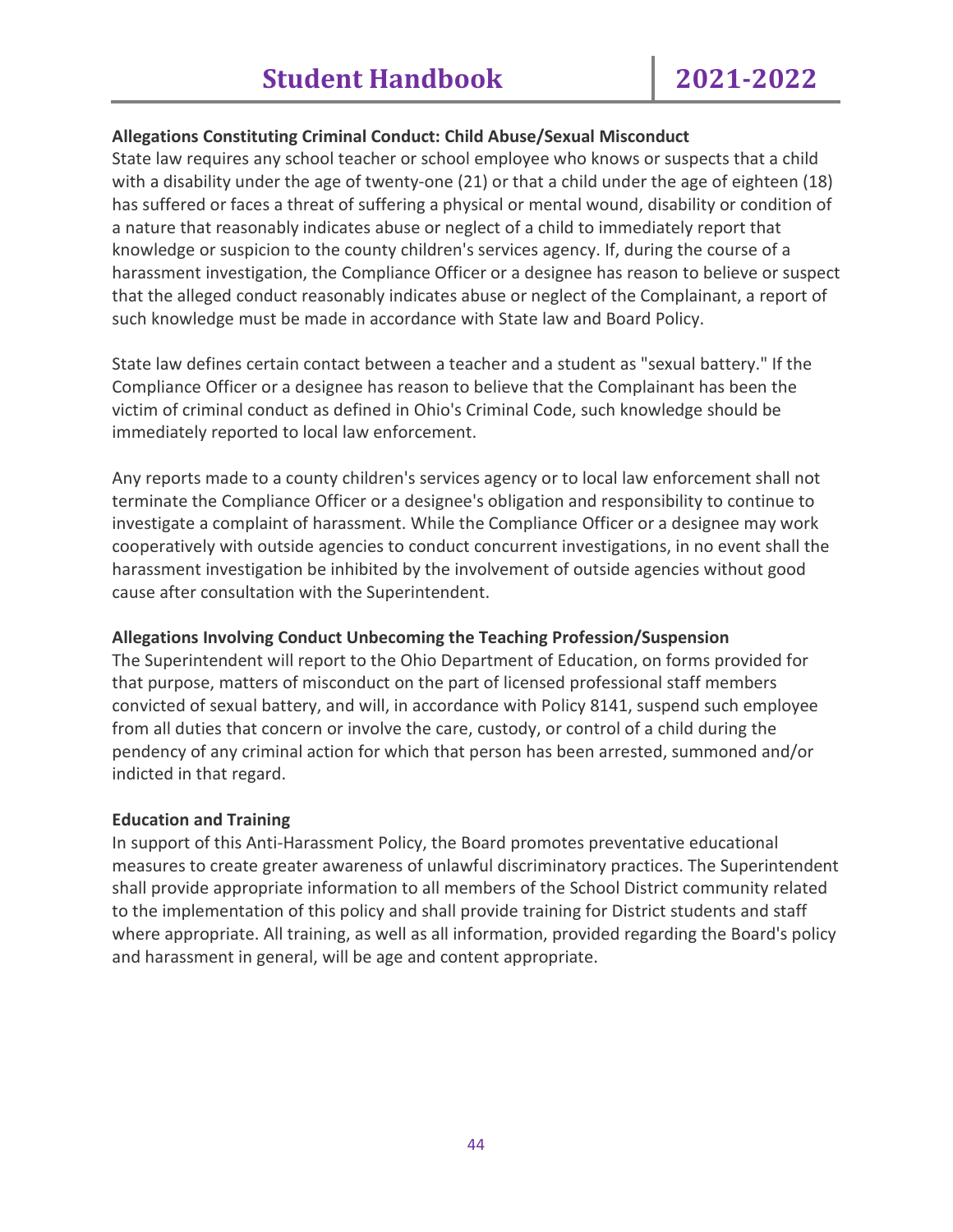**Allegations Constituting Criminal Conduct: Child Abuse/Sexual Misconduct**

State law requires any school teacher or school employee who knows or suspects that a child with a disability under the age of twenty-one (21) or that a child under the age of eighteen (18) has suffered or faces a threat of suffering a physical or mental wound, disability or condition of a nature that reasonably indicates abuse or neglect of a child to immediately report that knowledge or suspicion to the county children's services agency. If, during the course of a harassment investigation, the Compliance Officer or a designee has reason to believe or suspect that the alleged conduct reasonably indicates abuse or neglect of the Complainant, a report of such knowledge must be made in accordance with State law and Board Policy.

State law defines certain contact between a teacher and a student as "sexual battery." If the Compliance Officer or a designee has reason to believe that the Complainant has been the victim of criminal conduct as defined in Ohio's Criminal Code, such knowledge should be immediately reported to local law enforcement.

Any reports made to a county children's services agency or to local law enforcement shall not terminate the Compliance Officer or a designee's obligation and responsibility to continue to investigate a complaint of harassment. While the Compliance Officer or a designee may work cooperatively with outside agencies to conduct concurrent investigations, in no event shall the harassment investigation be inhibited by the involvement of outside agencies without good cause after consultation with the Superintendent.

**Allegations Involving Conduct Unbecoming the Teaching Profession/Suspension**

The Superintendent will report to the Ohio Department of Education, on forms provided for that purpose, matters of misconduct on the part of licensed professional staff members convicted of sexual battery, and will, in accordance with Policy 8141, suspend such employee from all duties that concern or involve the care, custody, or control of a child during the pendency of any criminal action for which that person has been arrested, summoned and/or indicted in that regard.

**Education and Training**

In support of this Anti-Harassment Policy, the Board promotes preventative educational measures to create greater awareness of unlawful discriminatory practices. The Superintendent shall provide appropriate information to all members of the School District community related to the implementation of this policy and shall provide training for District students and staff where appropriate. All training, as well as all information, provided regarding the Board's policy and harassment in general, will be age and content appropriate.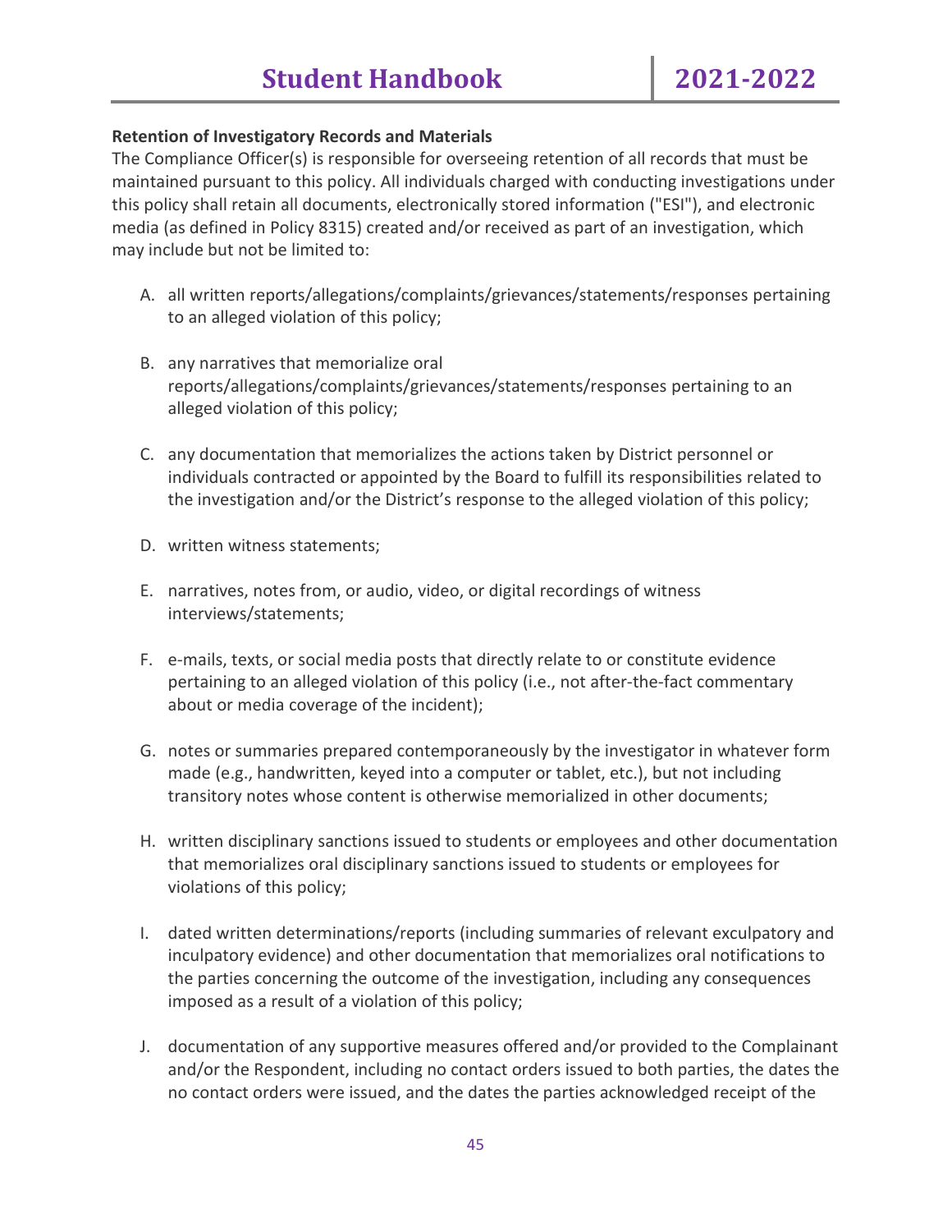**Retention of Investigatory Records and Materials**

The Compliance Officer(s) is responsible for overseeing retention of all records that must be maintained pursuant to this policy. All individuals charged with conducting investigations under this policy shall retain all documents, electronically stored information ("ESI"), and electronic media (as defined in Policy 8315) created and/or received as part of an investigation, which may include but not be limited to:

A. all written reports/allegations/complaints/grievances/statements/responses pertaining to an alleged violation of this policy;

B. any narratives that memorialize oral reports/allegations/complaints/grievances/statements/responses pertaining to an alleged violation of this policy;

C. any documentation that memorializes the actions taken by District personnel or individuals contracted or appointed by the Board to fulfill its responsibilities related to the investigation and/or the District's response to the alleged violation of this policy;

D. written witness statements;

E. narratives, notes from, or audio, video, or digital recordings of witness interviews/statements;

F. e-mails, texts, or social media posts that directly relate to or constitute evidence pertaining to an alleged violation of this policy (i.e., not after-the-fact commentary about or media coverage of the incident);

G. notes or summaries prepared contemporaneously by the investigator in whatever form made (e.g., handwritten, keyed into a computer or tablet, etc.), but not including transitory notes whose content is otherwise memorialized in other documents;

H. written disciplinary sanctions issued to students or employees and other documentation that memorializes oral disciplinary sanctions issued to students or employees for violations of this policy;

I. dated written determinations/reports (including summaries of relevant exculpatory and inculpatory evidence) and other documentation that memorializes oral notifications to the parties concerning the outcome of the investigation, including any consequences imposed as a result of a violation of this policy;

J. documentation of any supportive measures offered and/or provided to the Complainant and/or the Respondent, including no contact orders issued to both parties, the dates the no contact orders were issued, and the dates the parties acknowledged receipt of the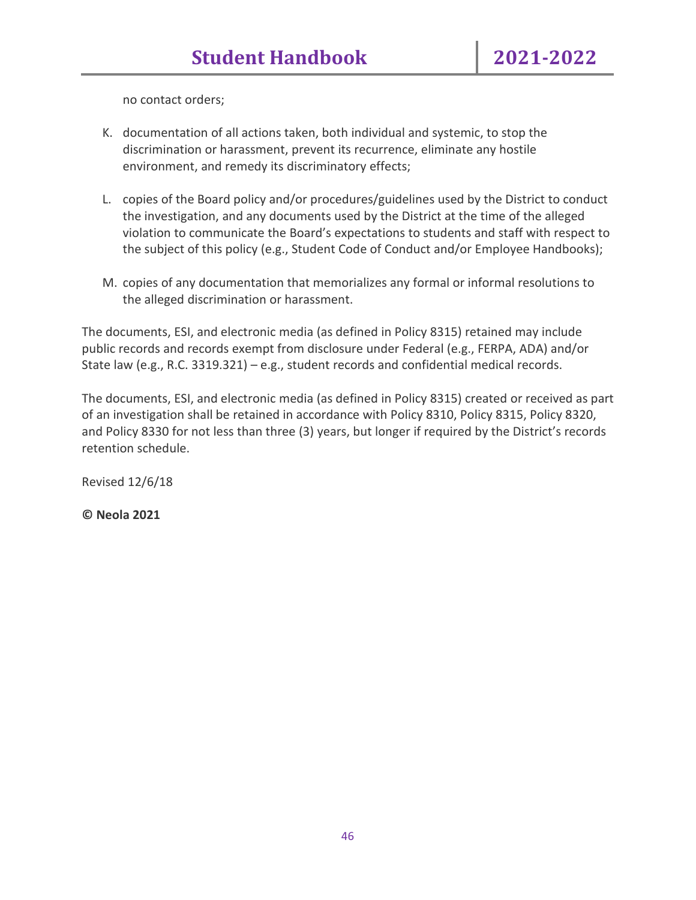no contact orders;

K. documentation of all actions taken, both individual and systemic, to stop the discrimination or harassment, prevent its recurrence, eliminate any hostile environment, and remedy its discriminatory effects;

L. copies of the Board policy and/or procedures/guidelines used by the District to conduct the investigation, and any documents used by the District at the time of the alleged violation to communicate the Board's expectations to students and staff with respect to the subject of this policy (e.g., Student Code of Conduct and/or Employee Handbooks);

M. copies of any documentation that memorializes any formal or informal resolutions to the alleged discrimination or harassment.

The documents, ESI, and electronic media (as defined in Policy 8315) retained may include public records and records exempt from disclosure under Federal (e.g., FERPA, ADA) and/or State law (e.g., R.C. 3319.321) – e.g., student records and confidential medical records.

The documents, ESI, and electronic media (as defined in Policy 8315) created or received as part of an investigation shall be retained in accordance with Policy 8310, Policy 8315, Policy 8320, and Policy 8330 for not less than three (3) years, but longer if required by the District's records retention schedule.

Revised 12/6/18

**© Neola 2021**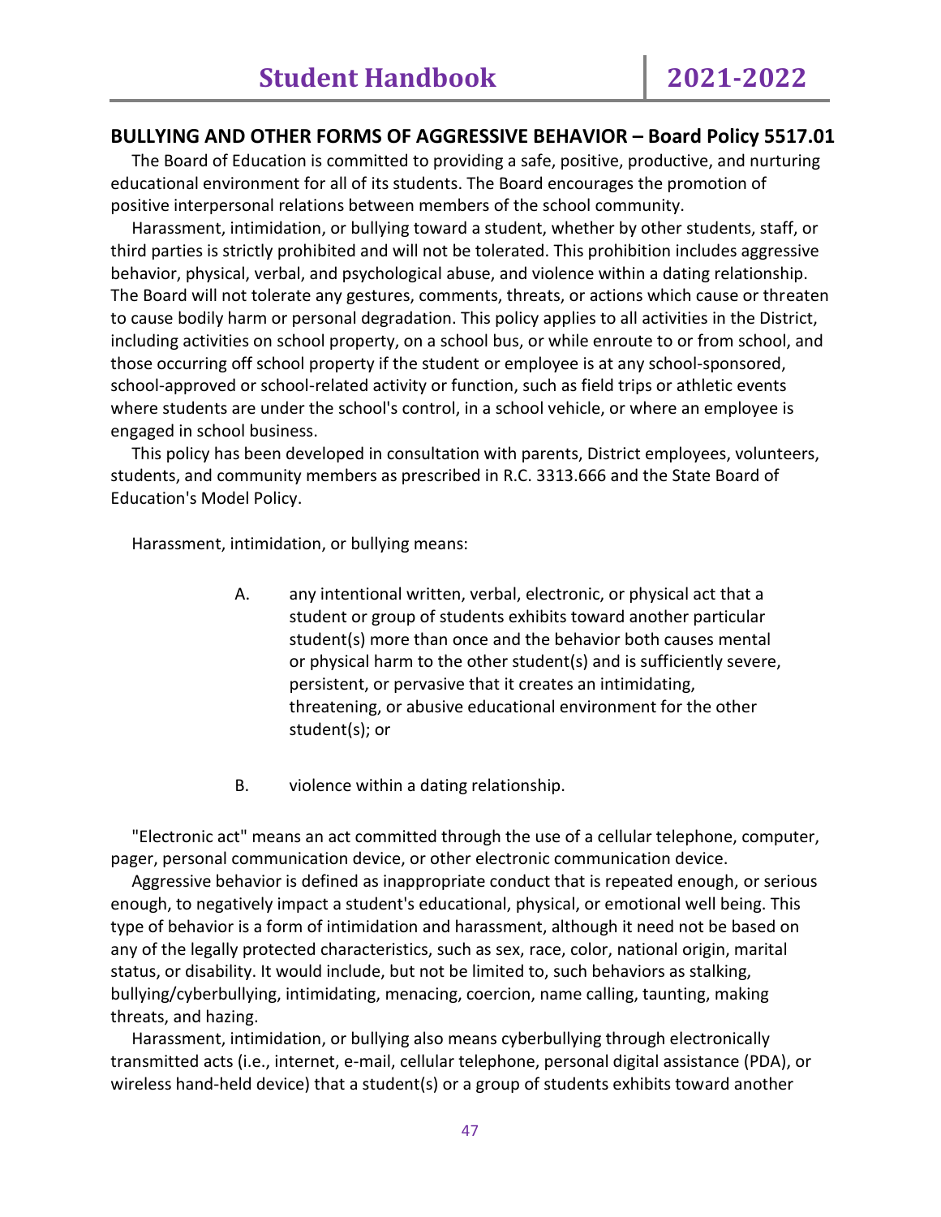## BULLYING AND OTHER FORMS OF AGGRESSIVE BEHAVIOR – Board Policy 5517.01

The Board of Education is committed to providing a safe, positive, productive, and nurturing educational environment for all of its students. The Board encourages the promotion of positive interpersonal relations between members of the school community.

Harassment, intimidation, or bullying toward a student, whether by other students, staff, or third parties is strictly prohibited and will not be tolerated. This prohibition includes aggressive behavior, physical, verbal, and psychological abuse, and violence within a dating relationship. The Board will not tolerate any gestures, comments, threats, or actions which cause or threaten to cause bodily harm or personal degradation. This policy applies to all activities in the District, including activities on school property, on a school bus, or while enroute to or from school, and those occurring off school property if the student or employee is at any school-sponsored, school-approved or school-related activity or function, such as field trips or athletic events where students are under the school's control, in a school vehicle, or where an employee is engaged in school business.

This policy has been developed in consultation with parents, District employees, volunteers, students, and community members as prescribed in R.C. 3313.666 and the State Board of Education's Model Policy.

Harassment, intimidation, or bullying means:

A. any intentional written, verbal, electronic, or physical act that a student or group of students exhibits toward another particular student(s) more than once and the behavior both causes mental or physical harm to the other student(s) and is sufficiently severe, persistent, or pervasive that it creates an intimidating, threatening, or abusive educational environment for the other student(s); or

B. violence within a dating relationship.

"Electronic act" means an act committed through the use of a cellular telephone, computer, pager, personal communication device, or other electronic communication device.

Aggressive behavior is defined as inappropriate conduct that is repeated enough, or serious enough, to negatively impact a student's educational, physical, or emotional well being. This type of behavior is a form of intimidation and harassment, although it need not be based on any of the legally protected characteristics, such as sex, race, color, national origin, marital status, or disability. It would include, but not be limited to, such behaviors as stalking, bullying/cyberbullying, intimidating, menacing, coercion, name calling, taunting, making threats, and hazing.

Harassment, intimidation, or bullying also means cyberbullying through electronically transmitted acts (i.e., internet, e-mail, cellular telephone, personal digital assistance (PDA), or wireless hand-held device) that a student(s) or a group of students exhibits toward another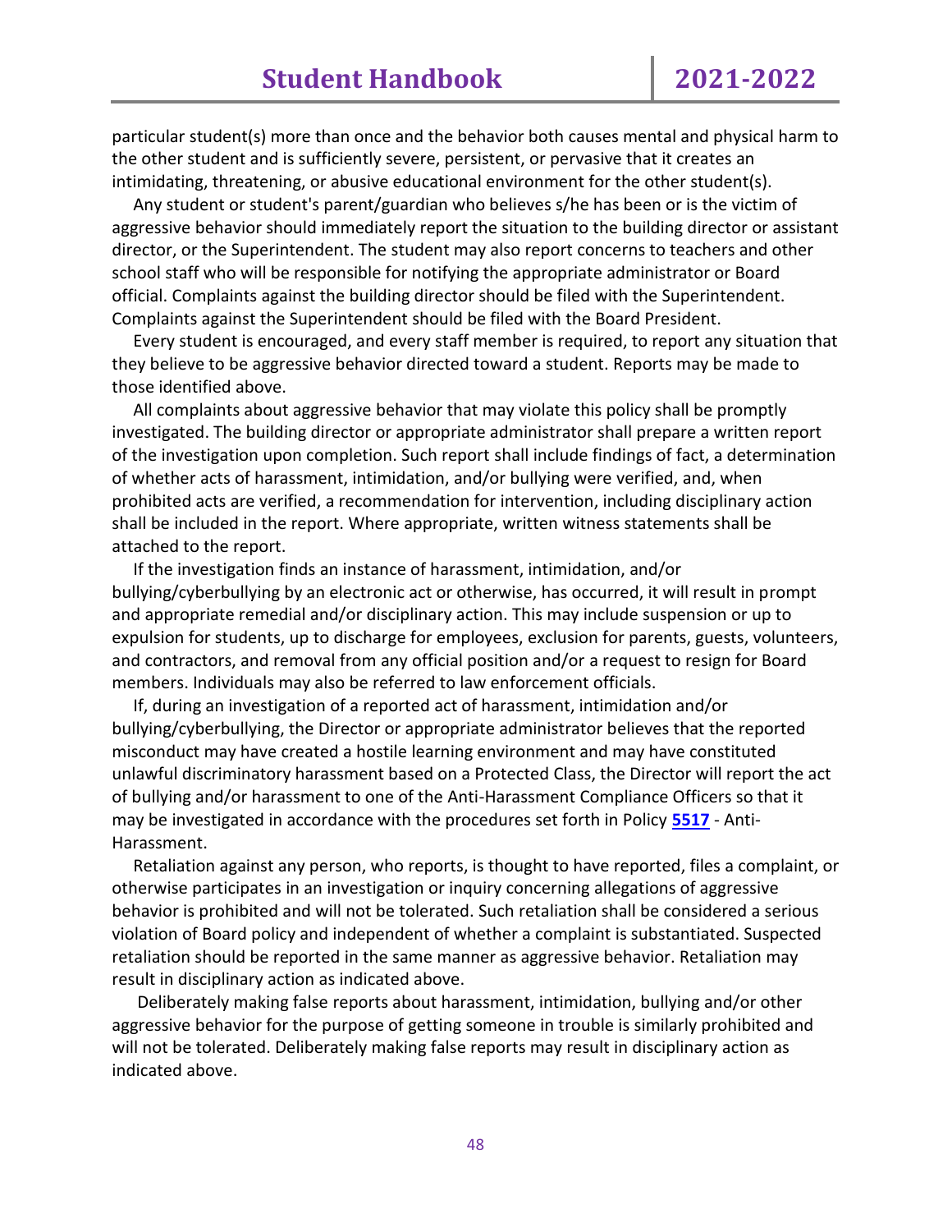particular student(s) more than once and the behavior both causes mental and physical harm to the other student and is sufficiently severe, persistent, or pervasive that it creates an intimidating, threatening, or abusive educational environment for the other student(s).

Any student or student's parent/guardian who believes s/he has been or is the victim of aggressive behavior should immediately report the situation to the building director or assistant director, or the Superintendent. The student may also report concerns to teachers and other school staff who will be responsible for notifying the appropriate administrator or Board official. Complaints against the building director should be filed with the Superintendent. Complaints against the Superintendent should be filed with the Board President.

Every student is encouraged, and every staff member is required, to report any situation that they believe to be aggressive behavior directed toward a student. Reports may be made to those identified above.

All complaints about aggressive behavior that may violate this policy shall be promptly investigated. The building director or appropriate administrator shall prepare a written report of the investigation upon completion. Such report shall include findings of fact, a determination of whether acts of harassment, intimidation, and/or bullying were verified, and, when prohibited acts are verified, a recommendation for intervention, including disciplinary action shall be included in the report. Where appropriate, written witness statements shall be attached to the report.

If the investigation finds an instance of harassment, intimidation, and/or bullying/cyberbullying by an electronic act or otherwise, has occurred, it will result in prompt and appropriate remedial and/or disciplinary action. This may include suspension or up to expulsion for students, up to discharge for employees, exclusion for parents, guests, volunteers, and contractors, and removal from any official position and/or a request to resign for Board members. Individuals may also be referred to law enforcement officials.

If, during an investigation of a reported act of harassment, intimidation and/or bullying/cyberbullying, the Director or appropriate administrator believes that the reported misconduct may have created a hostile learning environment and may have constituted unlawful discriminatory harassment based on a Protected Class, the Director will report the act of bullying and/or harassment to one of the Anti-Harassment Compliance Officers so that it may be investigated in accordance with the procedures set forth in Policy **5517** - Anti-Harassment.

Retaliation against any person, who reports, is thought to have reported, files a complaint, or otherwise participates in an investigation or inquiry concerning allegations of aggressive behavior is prohibited and will not be tolerated. Such retaliation shall be considered a serious violation of Board policy and independent of whether a complaint is substantiated. Suspected retaliation should be reported in the same manner as aggressive behavior. Retaliation may result in disciplinary action as indicated above.

Deliberately making false reports about harassment, intimidation, bullying and/or other aggressive behavior for the purpose of getting someone in trouble is similarly prohibited and will not be tolerated. Deliberately making false reports may result in disciplinary action as indicated above.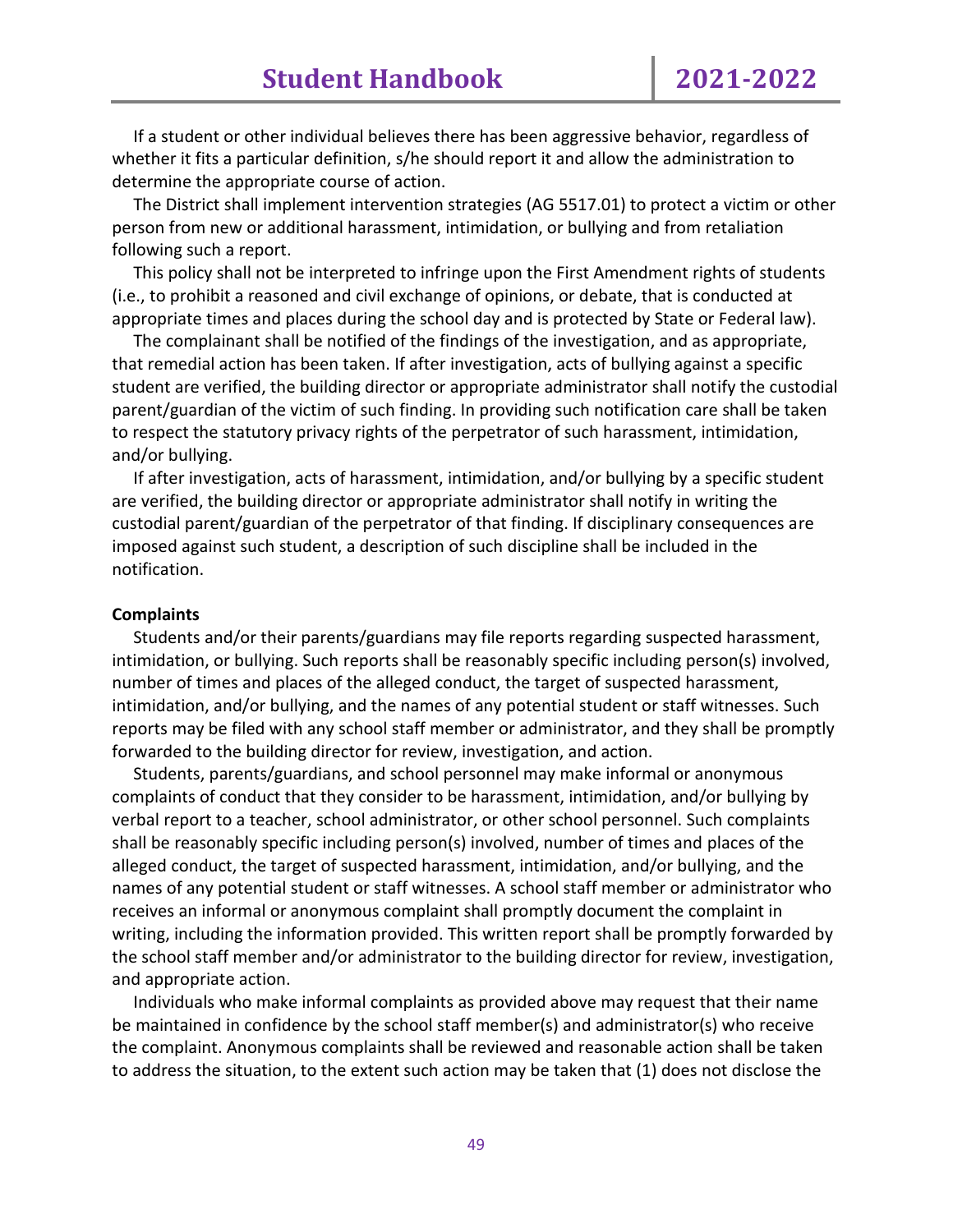If a student or other individual believes there has been aggressive behavior, regardless of whether it fits a particular definition, s/he should report it and allow the administration to determine the appropriate course of action.

The District shall implement intervention strategies (AG 5517.01) to protect a victim or other person from new or additional harassment, intimidation, or bullying and from retaliation following such a report.

This policy shall not be interpreted to infringe upon the First Amendment rights of students (i.e., to prohibit a reasoned and civil exchange of opinions, or debate, that is conducted at appropriate times and places during the school day and is protected by State or Federal law).

The complainant shall be notified of the findings of the investigation, and as appropriate, that remedial action has been taken. If after investigation, acts of bullying against a specific student are verified, the building director or appropriate administrator shall notify the custodial parent/guardian of the victim of such finding. In providing such notification care shall be taken to respect the statutory privacy rights of the perpetrator of such harassment, intimidation, and/or bullying.

If after investigation, acts of harassment, intimidation, and/or bullying by a specific student are verified, the building director or appropriate administrator shall notify in writing the custodial parent/guardian of the perpetrator of that finding. If disciplinary consequences are imposed against such student, a description of such discipline shall be included in the notification.

**Complaints**

Students and/or their parents/guardians may file reports regarding suspected harassment, intimidation, or bullying. Such reports shall be reasonably specific including person(s) involved, number of times and places of the alleged conduct, the target of suspected harassment, intimidation, and/or bullying, and the names of any potential student or staff witnesses. Such reports may be filed with any school staff member or administrator, and they shall be promptly forwarded to the building director for review, investigation, and action.

Students, parents/guardians, and school personnel may make informal or anonymous complaints of conduct that they consider to be harassment, intimidation, and/or bullying by verbal report to a teacher, school administrator, or other school personnel. Such complaints shall be reasonably specific including person(s) involved, number of times and places of the alleged conduct, the target of suspected harassment, intimidation, and/or bullying, and the names of any potential student or staff witnesses. A school staff member or administrator who receives an informal or anonymous complaint shall promptly document the complaint in writing, including the information provided. This written report shall be promptly forwarded by the school staff member and/or administrator to the building director for review, investigation, and appropriate action.

Individuals who make informal complaints as provided above may request that their name be maintained in confidence by the school staff member(s) and administrator(s) who receive the complaint. Anonymous complaints shall be reviewed and reasonable action shall be taken to address the situation, to the extent such action may be taken that (1) does not disclose the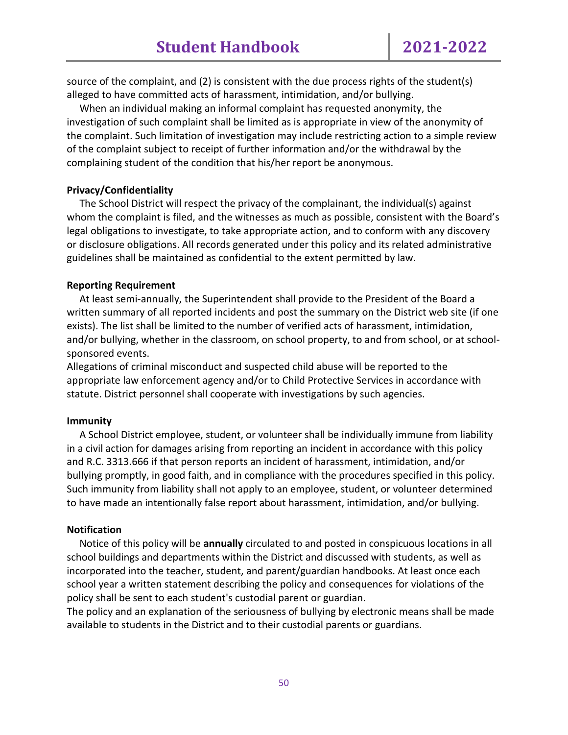source of the complaint, and (2) is consistent with the due process rights of the student(s) alleged to have committed acts of harassment, intimidation, and/or bullying.

When an individual making an informal complaint has requested anonymity, the investigation of such complaint shall be limited as is appropriate in view of the anonymity of the complaint. Such limitation of investigation may include restricting action to a simple review of the complaint subject to receipt of further information and/or the withdrawal by the complaining student of the condition that his/her report be anonymous.

**Privacy/Confidentiality**

The School District will respect the privacy of the complainant, the individual(s) against whom the complaint is filed, and the witnesses as much as possible, consistent with the Board's legal obligations to investigate, to take appropriate action, and to conform with any discovery or disclosure obligations. All records generated under this policy and its related administrative guidelines shall be maintained as confidential to the extent permitted by law.

**Reporting Requirement**

At least semi-annually, the Superintendent shall provide to the President of the Board a written summary of all reported incidents and post the summary on the District web site (if one exists). The list shall be limited to the number of verified acts of harassment, intimidation, and/or bullying, whether in the classroom, on school property, to and from school, or at school-sponsored events.

Allegations of criminal misconduct and suspected child abuse will be reported to the appropriate law enforcement agency and/or to Child Protective Services in accordance with statute. District personnel shall cooperate with investigations by such agencies.

**Immunity**

A School District employee, student, or volunteer shall be individually immune from liability in a civil action for damages arising from reporting an incident in accordance with this policy and R.C. 3313.666 if that person reports an incident of harassment, intimidation, and/or bullying promptly, in good faith, and in compliance with the procedures specified in this policy. Such immunity from liability shall not apply to an employee, student, or volunteer determined to have made an intentionally false report about harassment, intimidation, and/or bullying.

**Notification**

Notice of this policy will be **annually** circulated to and posted in conspicuous locations in all school buildings and departments within the District and discussed with students, as well as incorporated into the teacher, student, and parent/guardian handbooks. At least once each school year a written statement describing the policy and consequences for violations of the policy shall be sent to each student's custodial parent or guardian.

The policy and an explanation of the seriousness of bullying by electronic means shall be made available to students in the District and to their custodial parents or guardians.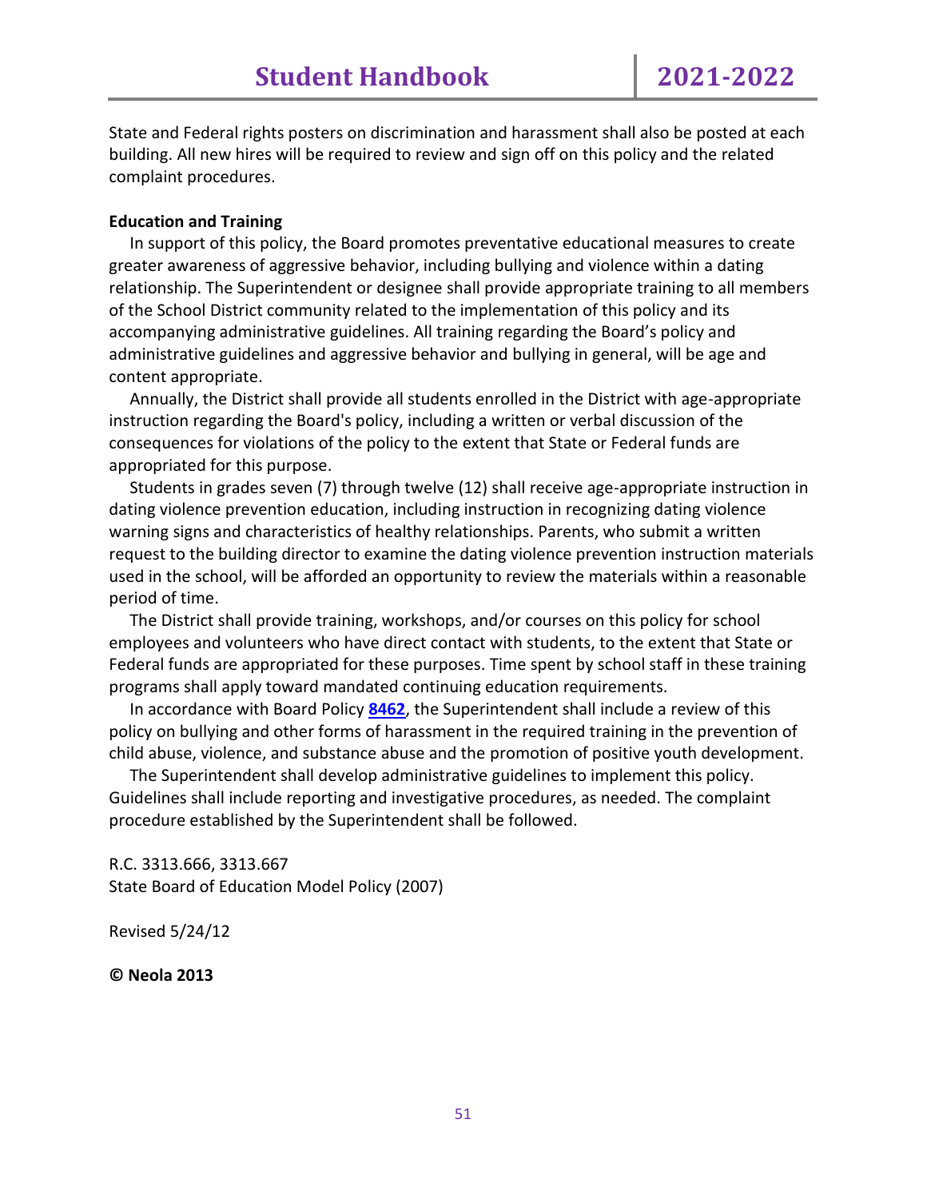State and Federal rights posters on discrimination and harassment shall also be posted at each building. All new hires will be required to review and sign off on this policy and the related complaint procedures.

**Education and Training**

In support of this policy, the Board promotes preventative educational measures to create greater awareness of aggressive behavior, including bullying and violence within a dating relationship. The Superintendent or designee shall provide appropriate training to all members of the School District community related to the implementation of this policy and its accompanying administrative guidelines. All training regarding the Board's policy and administrative guidelines and aggressive behavior and bullying in general, will be age and content appropriate.

Annually, the District shall provide all students enrolled in the District with age-appropriate instruction regarding the Board's policy, including a written or verbal discussion of the consequences for violations of the policy to the extent that State or Federal funds are appropriated for this purpose.

Students in grades seven (7) through twelve (12) shall receive age-appropriate instruction in dating violence prevention education, including instruction in recognizing dating violence warning signs and characteristics of healthy relationships. Parents, who submit a written request to the building director to examine the dating violence prevention instruction materials used in the school, will be afforded an opportunity to review the materials within a reasonable period of time.

The District shall provide training, workshops, and/or courses on this policy for school employees and volunteers who have direct contact with students, to the extent that State or Federal funds are appropriated for these purposes. Time spent by school staff in these training programs shall apply toward mandated continuing education requirements.

In accordance with Board Policy **8462**, the Superintendent shall include a review of this policy on bullying and other forms of harassment in the required training in the prevention of child abuse, violence, and substance abuse and the promotion of positive youth development.

The Superintendent shall develop administrative guidelines to implement this policy. Guidelines shall include reporting and investigative procedures, as needed. The complaint procedure established by the Superintendent shall be followed.

R.C. 3313.666, 3313.667
State Board of Education Model Policy (2007)

Revised 5/24/12

**© Neola 2013**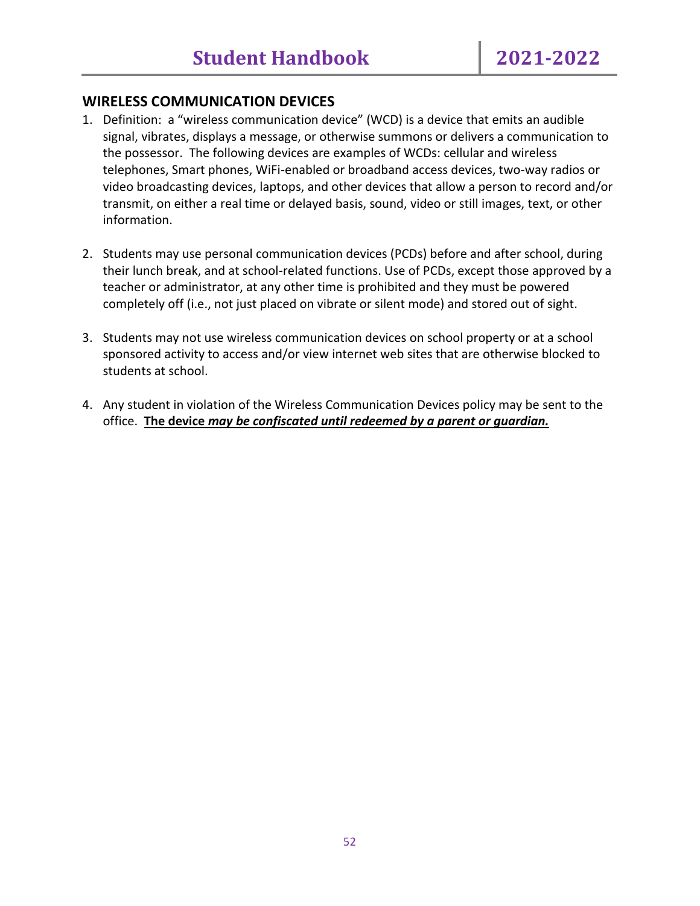## WIRELESS COMMUNICATION DEVICES

1. Definition: a "wireless communication device" (WCD) is a device that emits an audible signal, vibrates, displays a message, or otherwise summons or delivers a communication to the possessor. The following devices are examples of WCDs: cellular and wireless telephones, Smart phones, WiFi-enabled or broadband access devices, two-way radios or video broadcasting devices, laptops, and other devices that allow a person to record and/or transmit, on either a real time or delayed basis, sound, video or still images, text, or other information.

2. Students may use personal communication devices (PCDs) before and after school, during their lunch break, and at school-related functions. Use of PCDs, except those approved by a teacher or administrator, at any other time is prohibited and they must be powered completely off (i.e., not just placed on vibrate or silent mode) and stored out of sight.

3. Students may not use wireless communication devices on school property or at a school sponsored activity to access and/or view internet web sites that are otherwise blocked to students at school.

4. Any student in violation of the Wireless Communication Devices policy may be sent to the office. **<u>The device *may be confiscated until redeemed by a parent or guardian.*</u>**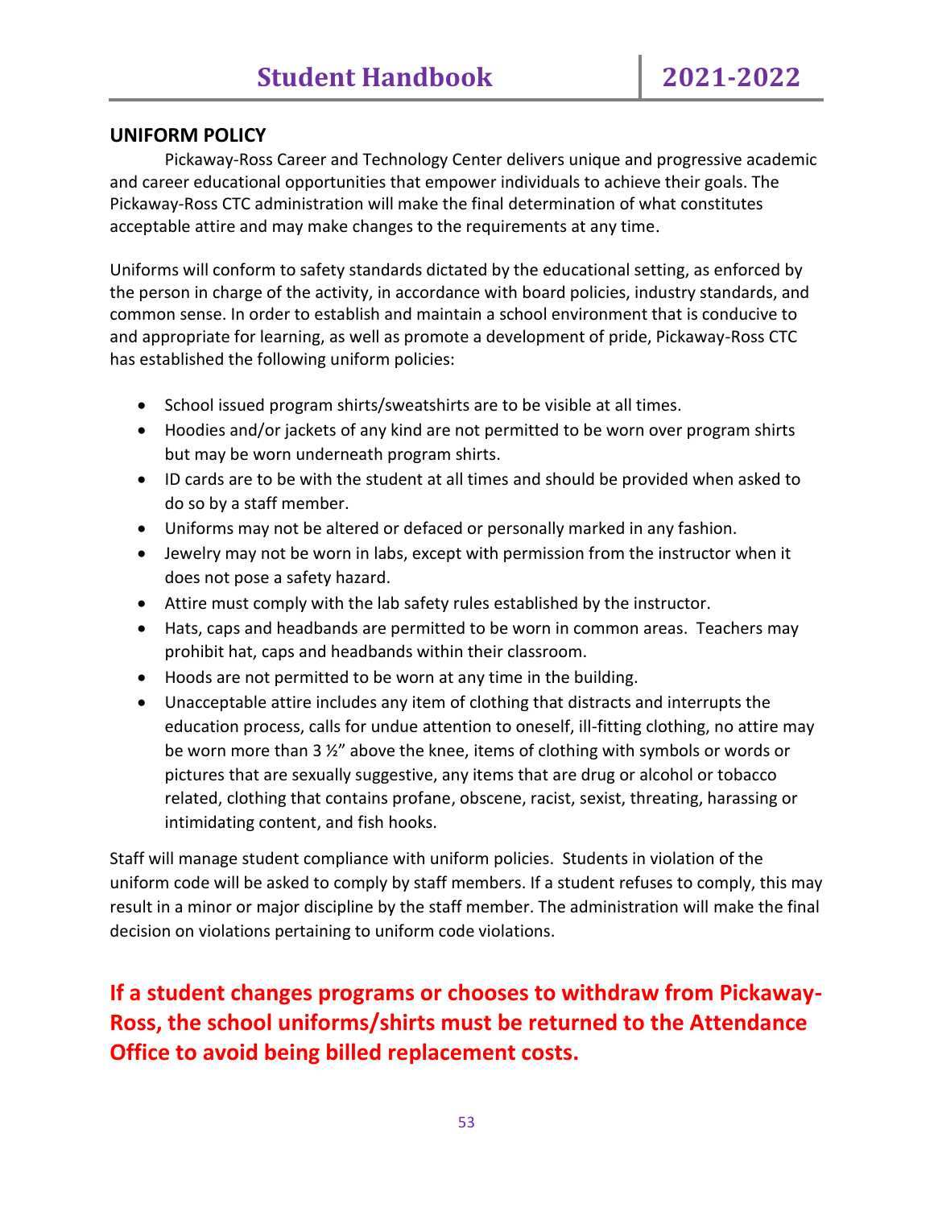## UNIFORM POLICY

Pickaway-Ross Career and Technology Center delivers unique and progressive academic and career educational opportunities that empower individuals to achieve their goals. The Pickaway-Ross CTC administration will make the final determination of what constitutes acceptable attire and may make changes to the requirements at any time.

Uniforms will conform to safety standards dictated by the educational setting, as enforced by the person in charge of the activity, in accordance with board policies, industry standards, and common sense. In order to establish and maintain a school environment that is conducive to and appropriate for learning, as well as promote a development of pride, Pickaway-Ross CTC has established the following uniform policies:

- School issued program shirts/sweatshirts are to be visible at all times.
- Hoodies and/or jackets of any kind are not permitted to be worn over program shirts but may be worn underneath program shirts.
- ID cards are to be with the student at all times and should be provided when asked to do so by a staff member.
- Uniforms may not be altered or defaced or personally marked in any fashion.
- Jewelry may not be worn in labs, except with permission from the instructor when it does not pose a safety hazard.
- Attire must comply with the lab safety rules established by the instructor.
- Hats, caps and headbands are permitted to be worn in common areas. Teachers may prohibit hat, caps and headbands within their classroom.
- Hoods are not permitted to be worn at any time in the building.
- Unacceptable attire includes any item of clothing that distracts and interrupts the education process, calls for undue attention to oneself, ill-fitting clothing, no attire may be worn more than 3 ½" above the knee, items of clothing with symbols or words or pictures that are sexually suggestive, any items that are drug or alcohol or tobacco related, clothing that contains profane, obscene, racist, sexist, threating, harassing or intimidating content, and fish hooks.

Staff will manage student compliance with uniform policies. Students in violation of the uniform code will be asked to comply by staff members. If a student refuses to comply, this may result in a minor or major discipline by the staff member. The administration will make the final decision on violations pertaining to uniform code violations.

**If a student changes programs or chooses to withdraw from Pickaway-Ross, the school uniforms/shirts must be returned to the Attendance Office to avoid being billed replacement costs.**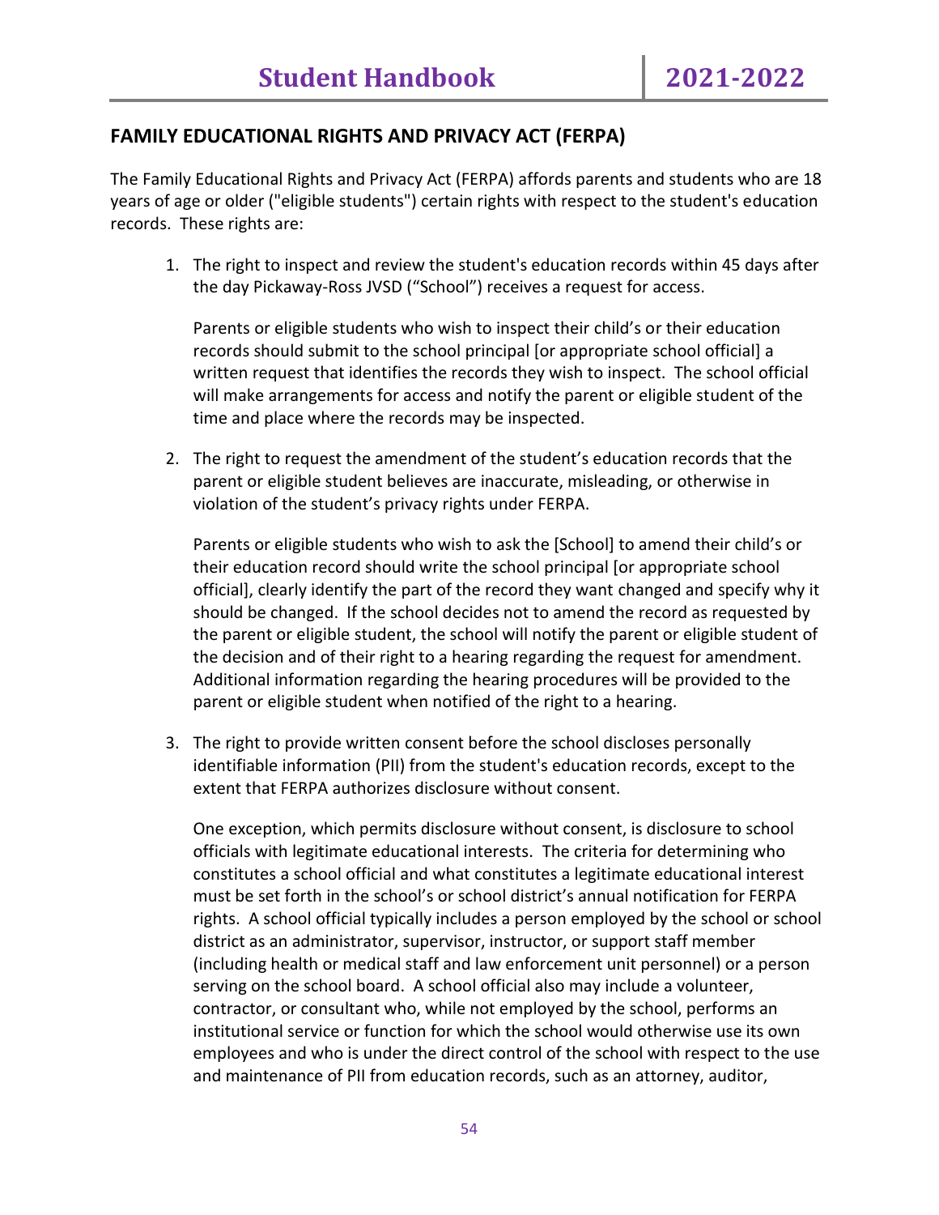## FAMILY EDUCATIONAL RIGHTS AND PRIVACY ACT (FERPA)

The Family Educational Rights and Privacy Act (FERPA) affords parents and students who are 18 years of age or older ("eligible students") certain rights with respect to the student's education records. These rights are:

1. The right to inspect and review the student's education records within 45 days after the day Pickaway-Ross JVSD ("School") receives a request for access.

   Parents or eligible students who wish to inspect their child's or their education records should submit to the school principal [or appropriate school official] a written request that identifies the records they wish to inspect. The school official will make arrangements for access and notify the parent or eligible student of the time and place where the records may be inspected.

2. The right to request the amendment of the student's education records that the parent or eligible student believes are inaccurate, misleading, or otherwise in violation of the student's privacy rights under FERPA.

   Parents or eligible students who wish to ask the [School] to amend their child's or their education record should write the school principal [or appropriate school official], clearly identify the part of the record they want changed and specify why it should be changed. If the school decides not to amend the record as requested by the parent or eligible student, the school will notify the parent or eligible student of the decision and of their right to a hearing regarding the request for amendment. Additional information regarding the hearing procedures will be provided to the parent or eligible student when notified of the right to a hearing.

3. The right to provide written consent before the school discloses personally identifiable information (PII) from the student's education records, except to the extent that FERPA authorizes disclosure without consent.

   One exception, which permits disclosure without consent, is disclosure to school officials with legitimate educational interests. The criteria for determining who constitutes a school official and what constitutes a legitimate educational interest must be set forth in the school's or school district's annual notification for FERPA rights. A school official typically includes a person employed by the school or school district as an administrator, supervisor, instructor, or support staff member (including health or medical staff and law enforcement unit personnel) or a person serving on the school board. A school official also may include a volunteer, contractor, or consultant who, while not employed by the school, performs an institutional service or function for which the school would otherwise use its own employees and who is under the direct control of the school with respect to the use and maintenance of PII from education records, such as an attorney, auditor,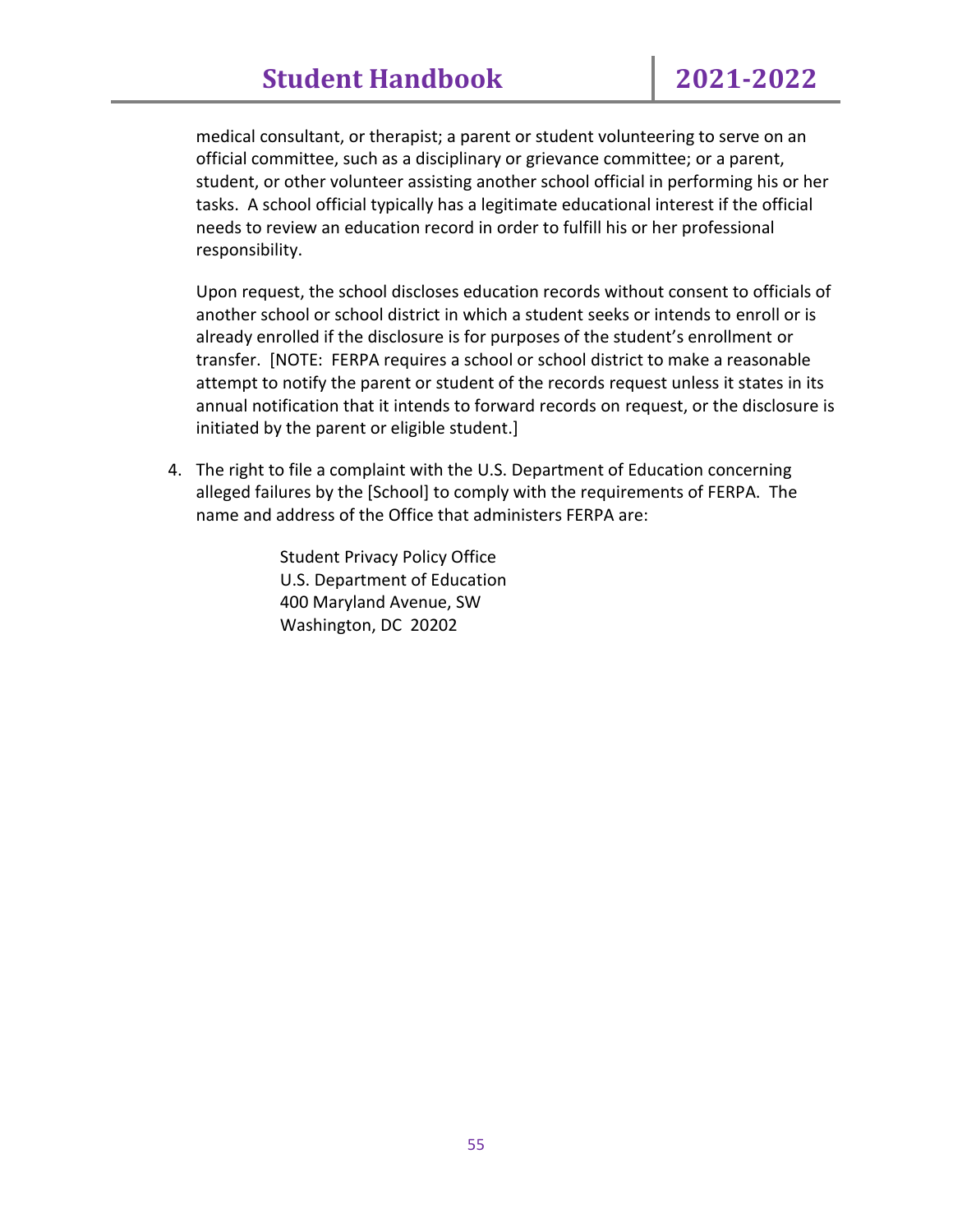medical consultant, or therapist; a parent or student volunteering to serve on an official committee, such as a disciplinary or grievance committee; or a parent, student, or other volunteer assisting another school official in performing his or her tasks. A school official typically has a legitimate educational interest if the official needs to review an education record in order to fulfill his or her professional responsibility.

Upon request, the school discloses education records without consent to officials of another school or school district in which a student seeks or intends to enroll or is already enrolled if the disclosure is for purposes of the student's enrollment or transfer. [NOTE: FERPA requires a school or school district to make a reasonable attempt to notify the parent or student of the records request unless it states in its annual notification that it intends to forward records on request, or the disclosure is initiated by the parent or eligible student.]

4. The right to file a complaint with the U.S. Department of Education concerning alleged failures by the [School] to comply with the requirements of FERPA. The name and address of the Office that administers FERPA are:

   Student Privacy Policy Office
   U.S. Department of Education
   400 Maryland Avenue, SW
   Washington, DC 20202